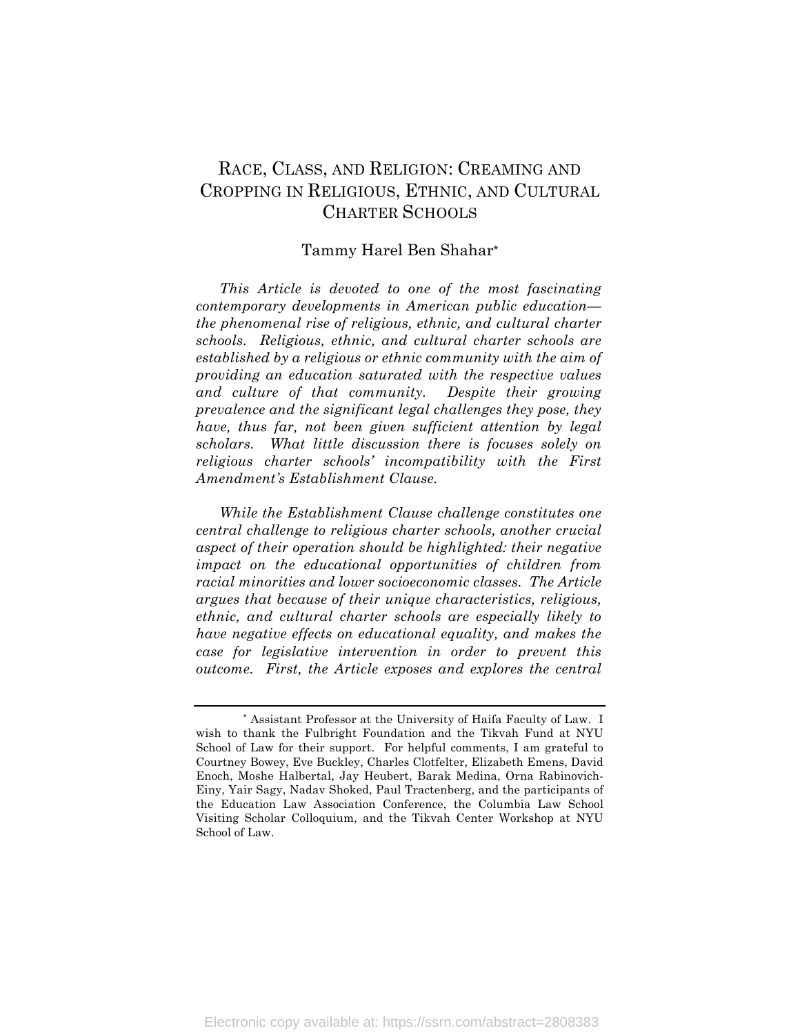# RACE, CLASS, AND RELIGION: CREAMING AND CROPPING IN RELIGIOUS, ETHNIC, AND CULTURAL CHARTER SCHOOLS

Tammy Harel Ben Shahar*

*This Article is devoted to one of the most fascinating contemporary developments in American public education—the phenomenal rise of religious, ethnic, and cultural charter schools. Religious, ethnic, and cultural charter schools are established by a religious or ethnic community with the aim of providing an education saturated with the respective values and culture of that community. Despite their growing prevalence and the significant legal challenges they pose, they have, thus far, not been given sufficient attention by legal scholars. What little discussion there is focuses solely on religious charter schools' incompatibility with the First Amendment's Establishment Clause.*

*While the Establishment Clause challenge constitutes one central challenge to religious charter schools, another crucial aspect of their operation should be highlighted: their negative impact on the educational opportunities of children from racial minorities and lower socioeconomic classes. The Article argues that because of their unique characteristics, religious, ethnic, and cultural charter schools are especially likely to have negative effects on educational equality, and makes the case for legislative intervention in order to prevent this outcome. First, the Article exposes and explores the central*

---

* Assistant Professor at the University of Haifa Faculty of Law. I wish to thank the Fulbright Foundation and the Tikvah Fund at NYU School of Law for their support. For helpful comments, I am grateful to Courtney Bowey, Eve Buckley, Charles Clotfelter, Elizabeth Emens, David Enoch, Moshe Halbertal, Jay Heubert, Barak Medina, Orna Rabinovich-Einy, Yair Sagy, Nadav Shoked, Paul Tractenberg, and the participants of the Education Law Association Conference, the Columbia Law School Visiting Scholar Colloquium, and the Tikvah Center Workshop at NYU School of Law.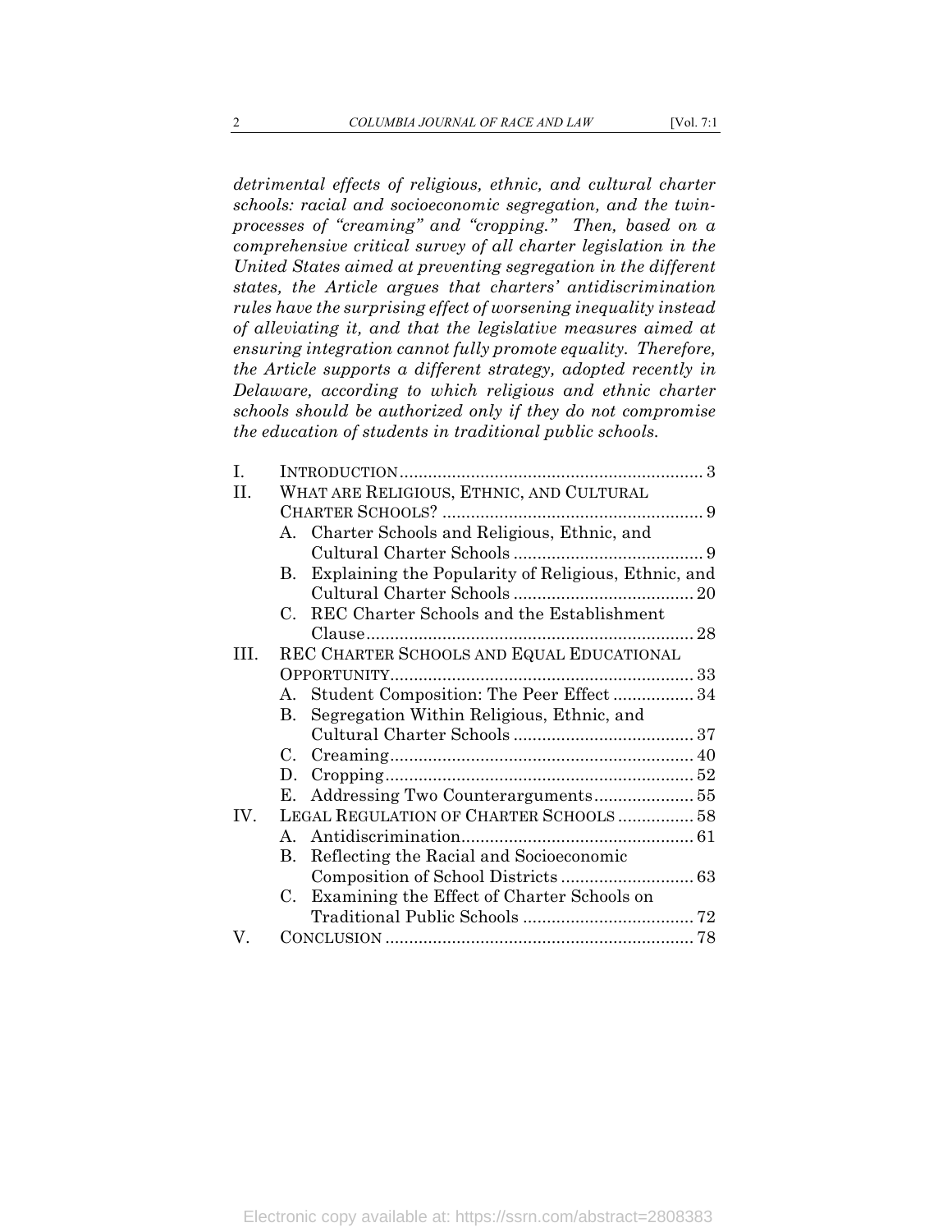*detrimental effects of religious, ethnic, and cultural charter schools: racial and socioeconomic segregation, and the twin-processes of "creaming" and "cropping." Then, based on a comprehensive critical survey of all charter legislation in the United States aimed at preventing segregation in the different states, the Article argues that charters' antidiscrimination rules have the surprising effect of worsening inequality instead of alleviating it, and that the legislative measures aimed at ensuring integration cannot fully promote equality. Therefore, the Article supports a different strategy, adopted recently in Delaware, according to which religious and ethnic charter schools should be authorized only if they do not compromise the education of students in traditional public schools.*

I. INTRODUCTION ............................................................... 3
II. WHAT ARE RELIGIOUS, ETHNIC, AND CULTURAL CHARTER SCHOOLS? ....................................................... 9
  A. Charter Schools and Religious, Ethnic, and Cultural Charter Schools ........................................ 9
  B. Explaining the Popularity of Religious, Ethnic, and Cultural Charter Schools ...................................... 20
  C. REC Charter Schools and the Establishment Clause ..................................................................... 28
III. REC CHARTER SCHOOLS AND EQUAL EDUCATIONAL OPPORTUNITY................................................................ 33
  A. Student Composition: The Peer Effect ................. 34
  B. Segregation Within Religious, Ethnic, and Cultural Charter Schools ...................................... 37
  C. Creaming................................................................ 40
  D. Cropping................................................................. 52
  E. Addressing Two Counterarguments..................... 55
IV. LEGAL REGULATION OF CHARTER SCHOOLS ................ 58
  A. Antidiscrimination................................................. 61
  B. Reflecting the Racial and Socioeconomic Composition of School Districts ............................ 63
  C. Examining the Effect of Charter Schools on Traditional Public Schools .................................... 72
V. CONCLUSION ................................................................. 78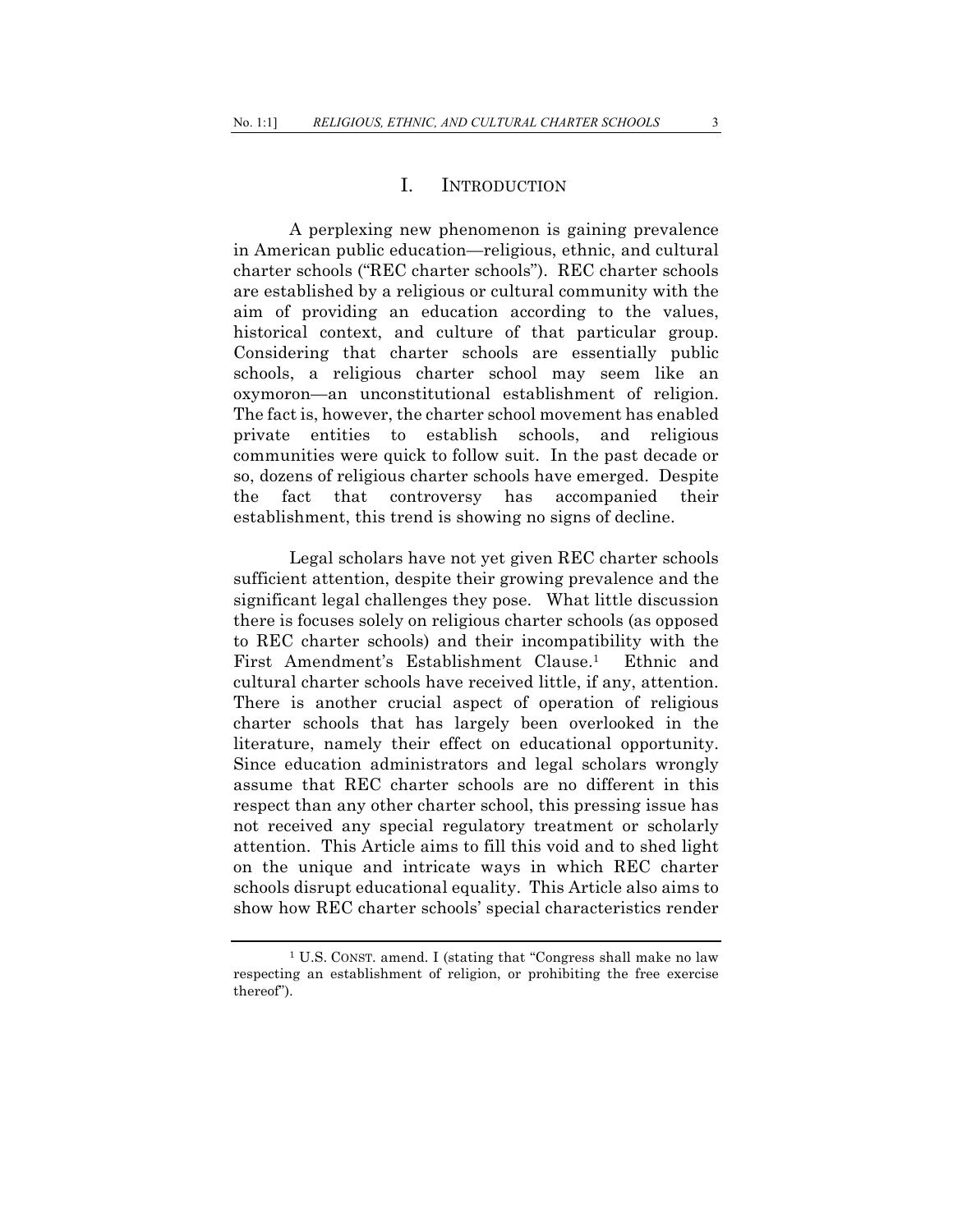# I. INTRODUCTION

A perplexing new phenomenon is gaining prevalence in American public education—religious, ethnic, and cultural charter schools ("REC charter schools"). REC charter schools are established by a religious or cultural community with the aim of providing an education according to the values, historical context, and culture of that particular group. Considering that charter schools are essentially public schools, a religious charter school may seem like an oxymoron—an unconstitutional establishment of religion. The fact is, however, the charter school movement has enabled private entities to establish schools, and religious communities were quick to follow suit. In the past decade or so, dozens of religious charter schools have emerged. Despite the fact that controversy has accompanied their establishment, this trend is showing no signs of decline.

Legal scholars have not yet given REC charter schools sufficient attention, despite their growing prevalence and the significant legal challenges they pose. What little discussion there is focuses solely on religious charter schools (as opposed to REC charter schools) and their incompatibility with the First Amendment's Establishment Clause.[1] Ethnic and cultural charter schools have received little, if any, attention. There is another crucial aspect of operation of religious charter schools that has largely been overlooked in the literature, namely their effect on educational opportunity. Since education administrators and legal scholars wrongly assume that REC charter schools are no different in this respect than any other charter school, this pressing issue has not received any special regulatory treatment or scholarly attention. This Article aims to fill this void and to shed light on the unique and intricate ways in which REC charter schools disrupt educational equality. This Article also aims to show how REC charter schools' special characteristics render

---

[1] U.S. CONST. amend. I (stating that "Congress shall make no law respecting an establishment of religion, or prohibiting the free exercise thereof").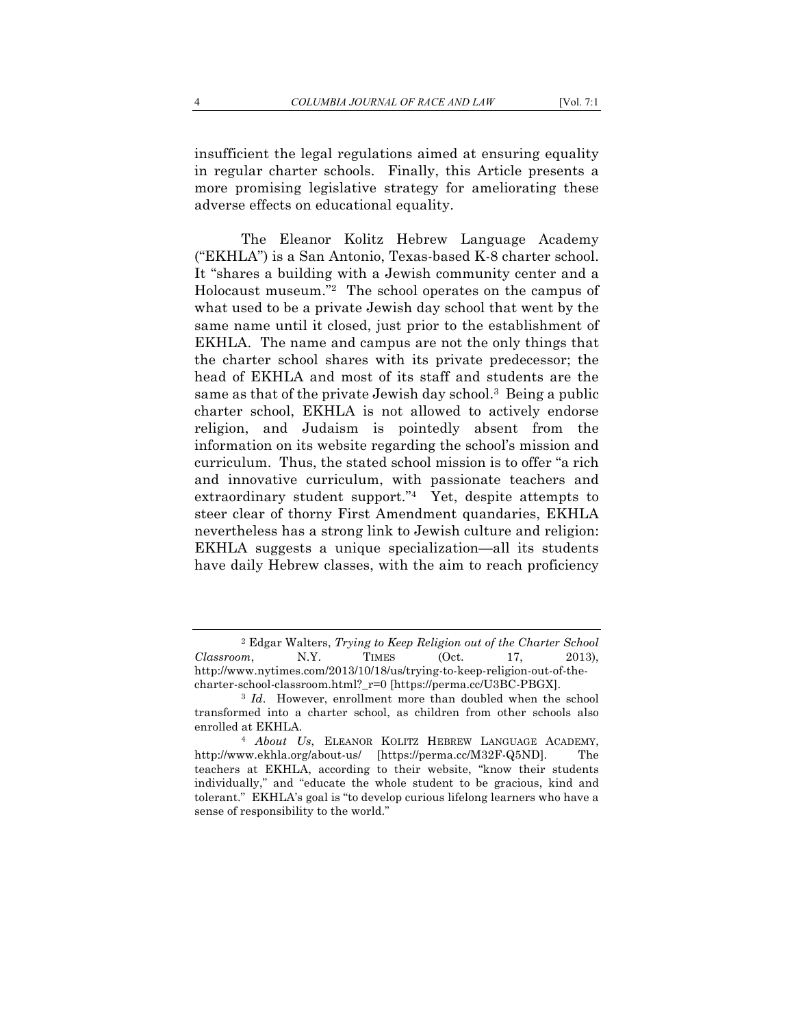insufficient the legal regulations aimed at ensuring equality in regular charter schools. Finally, this Article presents a more promising legislative strategy for ameliorating these adverse effects on educational equality.

The Eleanor Kolitz Hebrew Language Academy ("EKHLA") is a San Antonio, Texas-based K-8 charter school. It "shares a building with a Jewish community center and a Holocaust museum."[2] The school operates on the campus of what used to be a private Jewish day school that went by the same name until it closed, just prior to the establishment of EKHLA. The name and campus are not the only things that the charter school shares with its private predecessor; the head of EKHLA and most of its staff and students are the same as that of the private Jewish day school.[3] Being a public charter school, EKHLA is not allowed to actively endorse religion, and Judaism is pointedly absent from the information on its website regarding the school's mission and curriculum. Thus, the stated school mission is to offer "a rich and innovative curriculum, with passionate teachers and extraordinary student support."[4] Yet, despite attempts to steer clear of thorny First Amendment quandaries, EKHLA nevertheless has a strong link to Jewish culture and religion: EKHLA suggests a unique specialization—all its students have daily Hebrew classes, with the aim to reach proficiency

---

[2] Edgar Walters, *Trying to Keep Religion out of the Charter School Classroom*, N.Y. TIMES (Oct. 17, 2013), http://www.nytimes.com/2013/10/18/us/trying-to-keep-religion-out-of-the-charter-school-classroom.html?_r=0 [https://perma.cc/U3BC-PBGX].

[3] *Id*. However, enrollment more than doubled when the school transformed into a charter school, as children from other schools also enrolled at EKHLA.

[4] *About Us*, ELEANOR KOLITZ HEBREW LANGUAGE ACADEMY, http://www.ekhla.org/about-us/ [https://perma.cc/M32F-Q5ND]. The teachers at EKHLA, according to their website, "know their students individually," and "educate the whole student to be gracious, kind and tolerant." EKHLA's goal is "to develop curious lifelong learners who have a sense of responsibility to the world."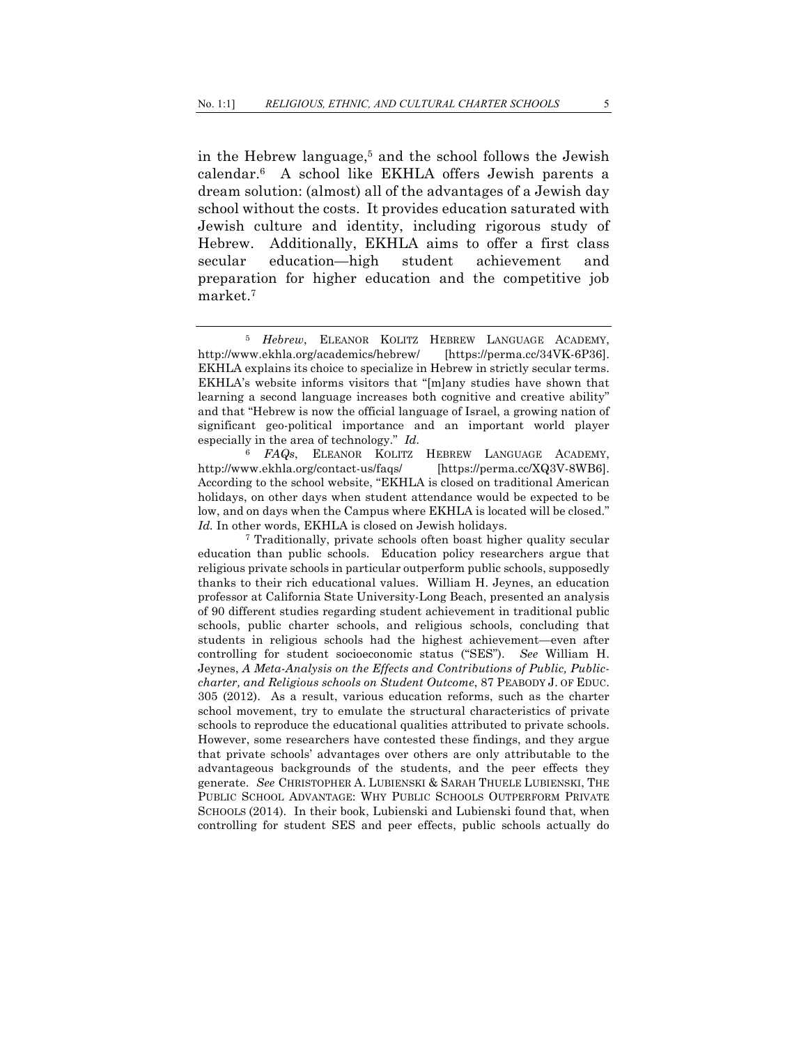in the Hebrew language,[5] and the school follows the Jewish calendar.[6] A school like EKHLA offers Jewish parents a dream solution: (almost) all of the advantages of a Jewish day school without the costs. It provides education saturated with Jewish culture and identity, including rigorous study of Hebrew. Additionally, EKHLA aims to offer a first class secular education—high student achievement and preparation for higher education and the competitive job market.[7]

---

[5] *Hebrew*, ELEANOR KOLITZ HEBREW LANGUAGE ACADEMY, http://www.ekhla.org/academics/hebrew/ [https://perma.cc/34VK-6P36]. EKHLA explains its choice to specialize in Hebrew in strictly secular terms. EKHLA's website informs visitors that "[m]any studies have shown that learning a second language increases both cognitive and creative ability" and that "Hebrew is now the official language of Israel, a growing nation of significant geo-political importance and an important world player especially in the area of technology." *Id.*

[6] *FAQs*, ELEANOR KOLITZ HEBREW LANGUAGE ACADEMY, http://www.ekhla.org/contact-us/faqs/ [https://perma.cc/XQ3V-8WB6]. According to the school website, "EKHLA is closed on traditional American holidays, on other days when student attendance would be expected to be low, and on days when the Campus where EKHLA is located will be closed." *Id.* In other words, EKHLA is closed on Jewish holidays.

[7] Traditionally, private schools often boast higher quality secular education than public schools. Education policy researchers argue that religious private schools in particular outperform public schools, supposedly thanks to their rich educational values. William H. Jeynes, an education professor at California State University-Long Beach, presented an analysis of 90 different studies regarding student achievement in traditional public schools, public charter schools, and religious schools, concluding that students in religious schools had the highest achievement—even after controlling for student socioeconomic status ("SES"). *See* William H. Jeynes, *A Meta-Analysis on the Effects and Contributions of Public, Public-charter, and Religious schools on Student Outcome*, 87 PEABODY J. OF EDUC. 305 (2012). As a result, various education reforms, such as the charter school movement, try to emulate the structural characteristics of private schools to reproduce the educational qualities attributed to private schools. However, some researchers have contested these findings, and they argue that private schools' advantages over others are only attributable to the advantageous backgrounds of the students, and the peer effects they generate. *See* CHRISTOPHER A. LUBIENSKI & SARAH THUELE LUBIENSKI, THE PUBLIC SCHOOL ADVANTAGE: WHY PUBLIC SCHOOLS OUTPERFORM PRIVATE SCHOOLS (2014). In their book, Lubienski and Lubienski found that, when controlling for student SES and peer effects, public schools actually do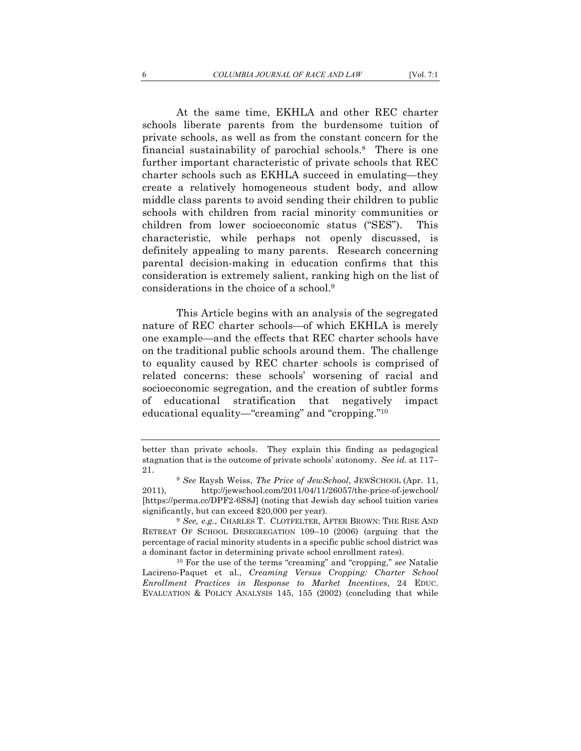At the same time, EKHLA and other REC charter schools liberate parents from the burdensome tuition of private schools, as well as from the constant concern for the financial sustainability of parochial schools.[8] There is one further important characteristic of private schools that REC charter schools such as EKHLA succeed in emulating—they create a relatively homogeneous student body, and allow middle class parents to avoid sending their children to public schools with children from racial minority communities or children from lower socioeconomic status ("SES"). This characteristic, while perhaps not openly discussed, is definitely appealing to many parents. Research concerning parental decision-making in education confirms that this consideration is extremely salient, ranking high on the list of considerations in the choice of a school.[9]

This Article begins with an analysis of the segregated nature of REC charter schools—of which EKHLA is merely one example—and the effects that REC charter schools have on the traditional public schools around them. The challenge to equality caused by REC charter schools is comprised of related concerns: these schools' worsening of racial and socioeconomic segregation, and the creation of subtler forms of educational stratification that negatively impact educational equality—"creaming" and "cropping."[10]

---

better than private schools. They explain this finding as pedagogical stagnation that is the outcome of private schools' autonomy. *See id.* at 117–21.

[8] *See* Raysh Weiss, *The Price of JewSchool*, JEWSCHOOL (Apr. 11, 2011), http://jewschool.com/2011/04/11/26057/the-price-of-jewchool/ [https://perma.cc/DPF2-6S8J] (noting that Jewish day school tuition varies significantly, but can exceed $20,000 per year).

[9] *See, e.g.*, CHARLES T. CLOTFELTER, AFTER BROWN: THE RISE AND RETREAT OF SCHOOL DESEGREGATION 109–10 (2006) (arguing that the percentage of racial minority students in a specific public school district was a dominant factor in determining private school enrollment rates).

[10] For the use of the terms "creaming" and "cropping," *see* Natalie Lacireno-Paquet et al., *Creaming Versus Cropping: Charter School Enrollment Practices in Response to Market Incentives*, 24 EDUC. EVALUATION & POLICY ANALYSIS 145, 155 (2002) (concluding that while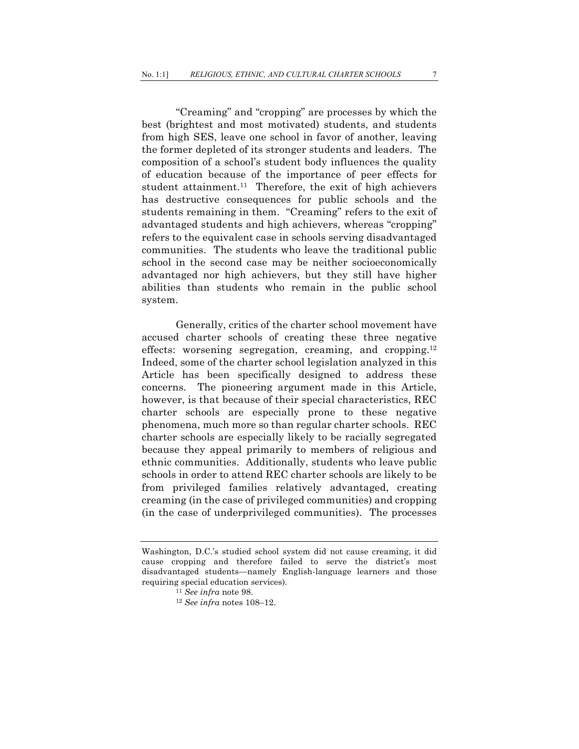"Creaming" and "cropping" are processes by which the best (brightest and most motivated) students, and students from high SES, leave one school in favor of another, leaving the former depleted of its stronger students and leaders. The composition of a school's student body influences the quality of education because of the importance of peer effects for student attainment.[11] Therefore, the exit of high achievers has destructive consequences for public schools and the students remaining in them. "Creaming" refers to the exit of advantaged students and high achievers, whereas "cropping" refers to the equivalent case in schools serving disadvantaged communities. The students who leave the traditional public school in the second case may be neither socioeconomically advantaged nor high achievers, but they still have higher abilities than students who remain in the public school system.

Generally, critics of the charter school movement have accused charter schools of creating these three negative effects: worsening segregation, creaming, and cropping.[12] Indeed, some of the charter school legislation analyzed in this Article has been specifically designed to address these concerns. The pioneering argument made in this Article, however, is that because of their special characteristics, REC charter schools are especially prone to these negative phenomena, much more so than regular charter schools. REC charter schools are especially likely to be racially segregated because they appeal primarily to members of religious and ethnic communities. Additionally, students who leave public schools in order to attend REC charter schools are likely to be from privileged families relatively advantaged, creating creaming (in the case of privileged communities) and cropping (in the case of underprivileged communities). The processes

---

Washington, D.C.'s studied school system did not cause creaming, it did cause cropping and therefore failed to serve the district's most disadvantaged students—namely English-language learners and those requiring special education services).

[11] *See infra* note 98.

[12] *See infra* notes 108–12.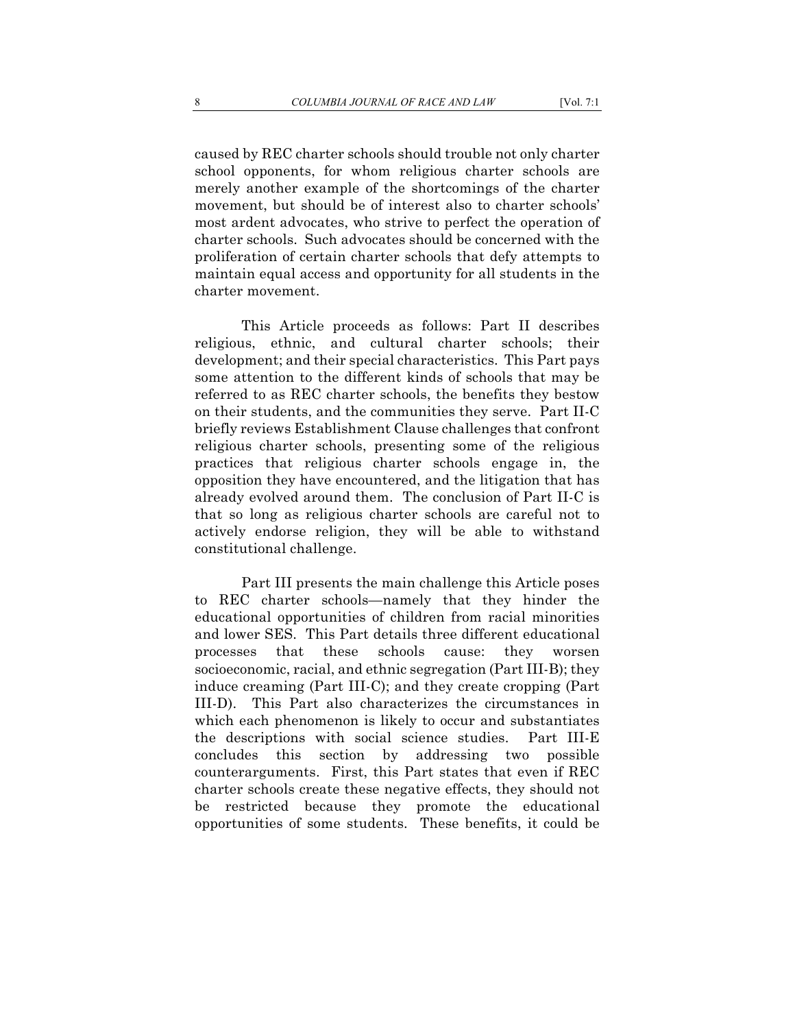caused by REC charter schools should trouble not only charter school opponents, for whom religious charter schools are merely another example of the shortcomings of the charter movement, but should be of interest also to charter schools' most ardent advocates, who strive to perfect the operation of charter schools. Such advocates should be concerned with the proliferation of certain charter schools that defy attempts to maintain equal access and opportunity for all students in the charter movement.

This Article proceeds as follows: Part II describes religious, ethnic, and cultural charter schools; their development; and their special characteristics. This Part pays some attention to the different kinds of schools that may be referred to as REC charter schools, the benefits they bestow on their students, and the communities they serve. Part II-C briefly reviews Establishment Clause challenges that confront religious charter schools, presenting some of the religious practices that religious charter schools engage in, the opposition they have encountered, and the litigation that has already evolved around them. The conclusion of Part II-C is that so long as religious charter schools are careful not to actively endorse religion, they will be able to withstand constitutional challenge.

Part III presents the main challenge this Article poses to REC charter schools—namely that they hinder the educational opportunities of children from racial minorities and lower SES. This Part details three different educational processes that these schools cause: they worsen socioeconomic, racial, and ethnic segregation (Part III-B); they induce creaming (Part III-C); and they create cropping (Part III-D). This Part also characterizes the circumstances in which each phenomenon is likely to occur and substantiates the descriptions with social science studies. Part III-E concludes this section by addressing two possible counterarguments. First, this Part states that even if REC charter schools create these negative effects, they should not be restricted because they promote the educational opportunities of some students. These benefits, it could be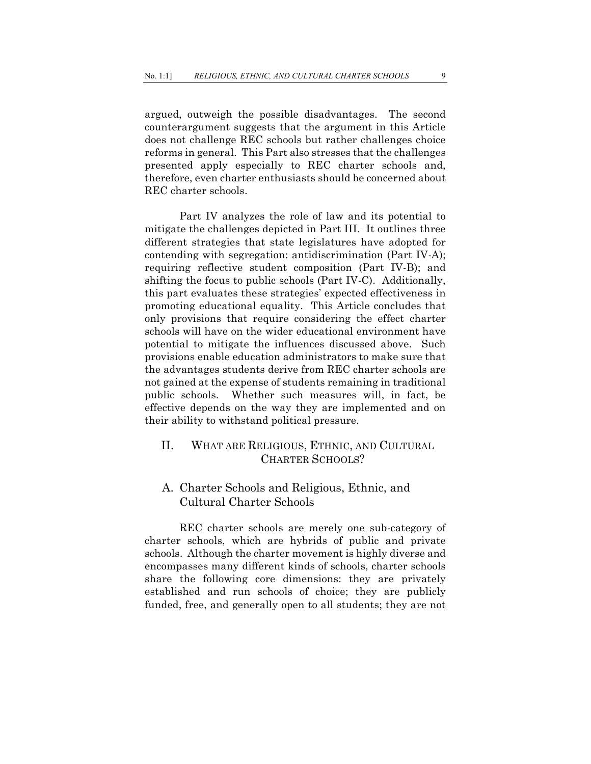argued, outweigh the possible disadvantages. The second counterargument suggests that the argument in this Article does not challenge REC schools but rather challenges choice reforms in general. This Part also stresses that the challenges presented apply especially to REC charter schools and, therefore, even charter enthusiasts should be concerned about REC charter schools.

Part IV analyzes the role of law and its potential to mitigate the challenges depicted in Part III. It outlines three different strategies that state legislatures have adopted for contending with segregation: antidiscrimination (Part IV-A); requiring reflective student composition (Part IV-B); and shifting the focus to public schools (Part IV-C). Additionally, this part evaluates these strategies' expected effectiveness in promoting educational equality. This Article concludes that only provisions that require considering the effect charter schools will have on the wider educational environment have potential to mitigate the influences discussed above. Such provisions enable education administrators to make sure that the advantages students derive from REC charter schools are not gained at the expense of students remaining in traditional public schools. Whether such measures will, in fact, be effective depends on the way they are implemented and on their ability to withstand political pressure.

## II. WHAT ARE RELIGIOUS, ETHNIC, AND CULTURAL CHARTER SCHOOLS?

### A. Charter Schools and Religious, Ethnic, and Cultural Charter Schools

REC charter schools are merely one sub-category of charter schools, which are hybrids of public and private schools. Although the charter movement is highly diverse and encompasses many different kinds of schools, charter schools share the following core dimensions: they are privately established and run schools of choice; they are publicly funded, free, and generally open to all students; they are not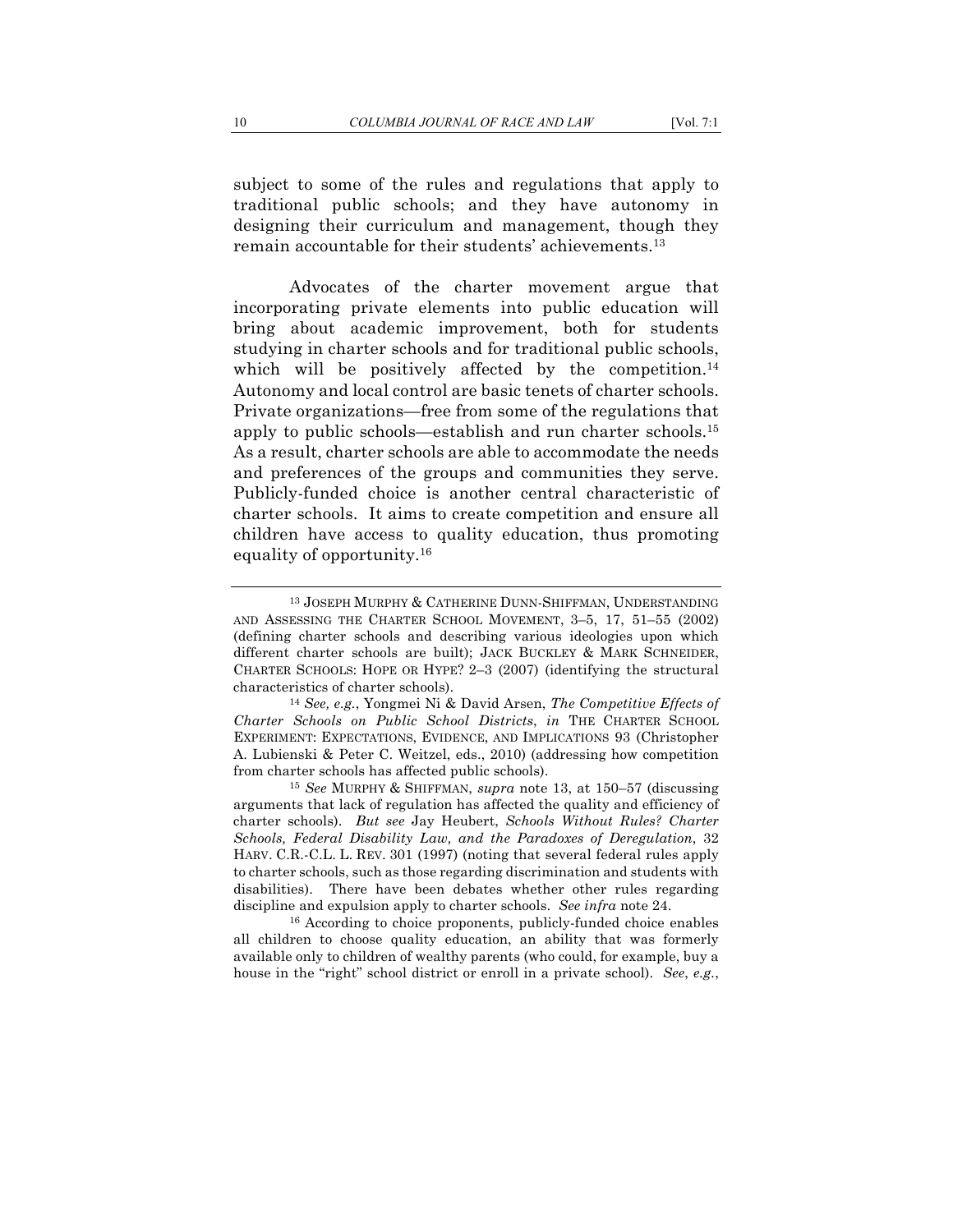subject to some of the rules and regulations that apply to traditional public schools; and they have autonomy in designing their curriculum and management, though they remain accountable for their students' achievements.[13]

Advocates of the charter movement argue that incorporating private elements into public education will bring about academic improvement, both for students studying in charter schools and for traditional public schools, which will be positively affected by the competition.[14] Autonomy and local control are basic tenets of charter schools. Private organizations—free from some of the regulations that apply to public schools—establish and run charter schools.[15] As a result, charter schools are able to accommodate the needs and preferences of the groups and communities they serve. Publicly-funded choice is another central characteristic of charter schools. It aims to create competition and ensure all children have access to quality education, thus promoting equality of opportunity.[16]

---

[13] JOSEPH MURPHY & CATHERINE DUNN-SHIFFMAN, UNDERSTANDING AND ASSESSING THE CHARTER SCHOOL MOVEMENT, 3–5, 17, 51–55 (2002) (defining charter schools and describing various ideologies upon which different charter schools are built); JACK BUCKLEY & MARK SCHNEIDER, CHARTER SCHOOLS: HOPE OR HYPE? 2–3 (2007) (identifying the structural characteristics of charter schools).

[14] *See, e.g.*, Yongmei Ni & David Arsen, *The Competitive Effects of Charter Schools on Public School Districts*, *in* THE CHARTER SCHOOL EXPERIMENT: EXPECTATIONS, EVIDENCE, AND IMPLICATIONS 93 (Christopher A. Lubienski & Peter C. Weitzel, eds., 2010) (addressing how competition from charter schools has affected public schools).

[15] *See* MURPHY & SHIFFMAN, *supra* note 13, at 150–57 (discussing arguments that lack of regulation has affected the quality and efficiency of charter schools). *But see* Jay Heubert, *Schools Without Rules? Charter Schools, Federal Disability Law, and the Paradoxes of Deregulation*, 32 HARV. C.R.-C.L. L. REV. 301 (1997) (noting that several federal rules apply to charter schools, such as those regarding discrimination and students with disabilities). There have been debates whether other rules regarding discipline and expulsion apply to charter schools. *See infra* note 24.

[16] According to choice proponents, publicly-funded choice enables all children to choose quality education, an ability that was formerly available only to children of wealthy parents (who could, for example, buy a house in the "right" school district or enroll in a private school). *See*, *e.g.*,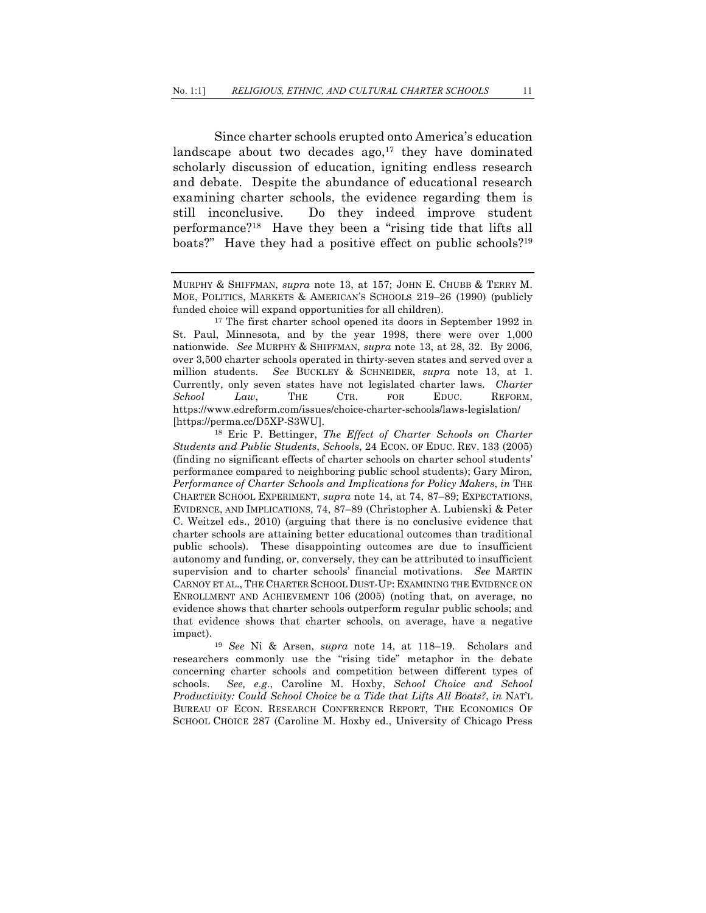Since charter schools erupted onto America's education landscape about two decades ago,[17] they have dominated scholarly discussion of education, igniting endless research and debate. Despite the abundance of educational research examining charter schools, the evidence regarding them is still inconclusive. Do they indeed improve student performance?[18] Have they been a "rising tide that lifts all boats?" Have they had a positive effect on public schools?[19]

---

MURPHY & SHIFFMAN, *supra* note 13, at 157; JOHN E. CHUBB & TERRY M. MOE, POLITICS, MARKETS & AMERICAN'S SCHOOLS 219–26 (1990) (publicly funded choice will expand opportunities for all children).

[17] The first charter school opened its doors in September 1992 in St. Paul, Minnesota, and by the year 1998, there were over 1,000 nationwide. *See* MURPHY & SHIFFMAN, *supra* note 13, at 28, 32. By 2006, over 3,500 charter schools operated in thirty-seven states and served over a million students. *See* BUCKLEY & SCHNEIDER, *supra* note 13, at 1. Currently, only seven states have not legislated charter laws. *Charter School Law*, THE CTR. FOR EDUC. REFORM, https://www.edreform.com/issues/choice-charter-schools/laws-legislation/ [https://perma.cc/D5XP-S3WU].

[18] Eric P. Bettinger, *The Effect of Charter Schools on Charter Students and Public Students*, *Schools*, 24 ECON. OF EDUC. REV. 133 (2005) (finding no significant effects of charter schools on charter school students' performance compared to neighboring public school students); Gary Miron, *Performance of Charter Schools and Implications for Policy Makers*, *in* THE CHARTER SCHOOL EXPERIMENT, *supra* note 14, at 74, 87–89; EXPECTATIONS, EVIDENCE, AND IMPLICATIONS, 74, 87–89 (Christopher A. Lubienski & Peter C. Weitzel eds., 2010) (arguing that there is no conclusive evidence that charter schools are attaining better educational outcomes than traditional public schools). These disappointing outcomes are due to insufficient autonomy and funding, or, conversely, they can be attributed to insufficient supervision and to charter schools' financial motivations. *See* MARTIN CARNOY ET AL., THE CHARTER SCHOOL DUST-UP: EXAMINING THE EVIDENCE ON ENROLLMENT AND ACHIEVEMENT 106 (2005) (noting that, on average, no evidence shows that charter schools outperform regular public schools; and that evidence shows that charter schools, on average, have a negative impact).

[19] *See* Ni & Arsen, *supra* note 14, at 118–19. Scholars and researchers commonly use the "rising tide" metaphor in the debate concerning charter schools and competition between different types of schools. *See, e.g.*, Caroline M. Hoxby, *School Choice and School Productivity: Could School Choice be a Tide that Lifts All Boats?*, *in* NAT'L BUREAU OF ECON. RESEARCH CONFERENCE REPORT, THE ECONOMICS OF SCHOOL CHOICE 287 (Caroline M. Hoxby ed., University of Chicago Press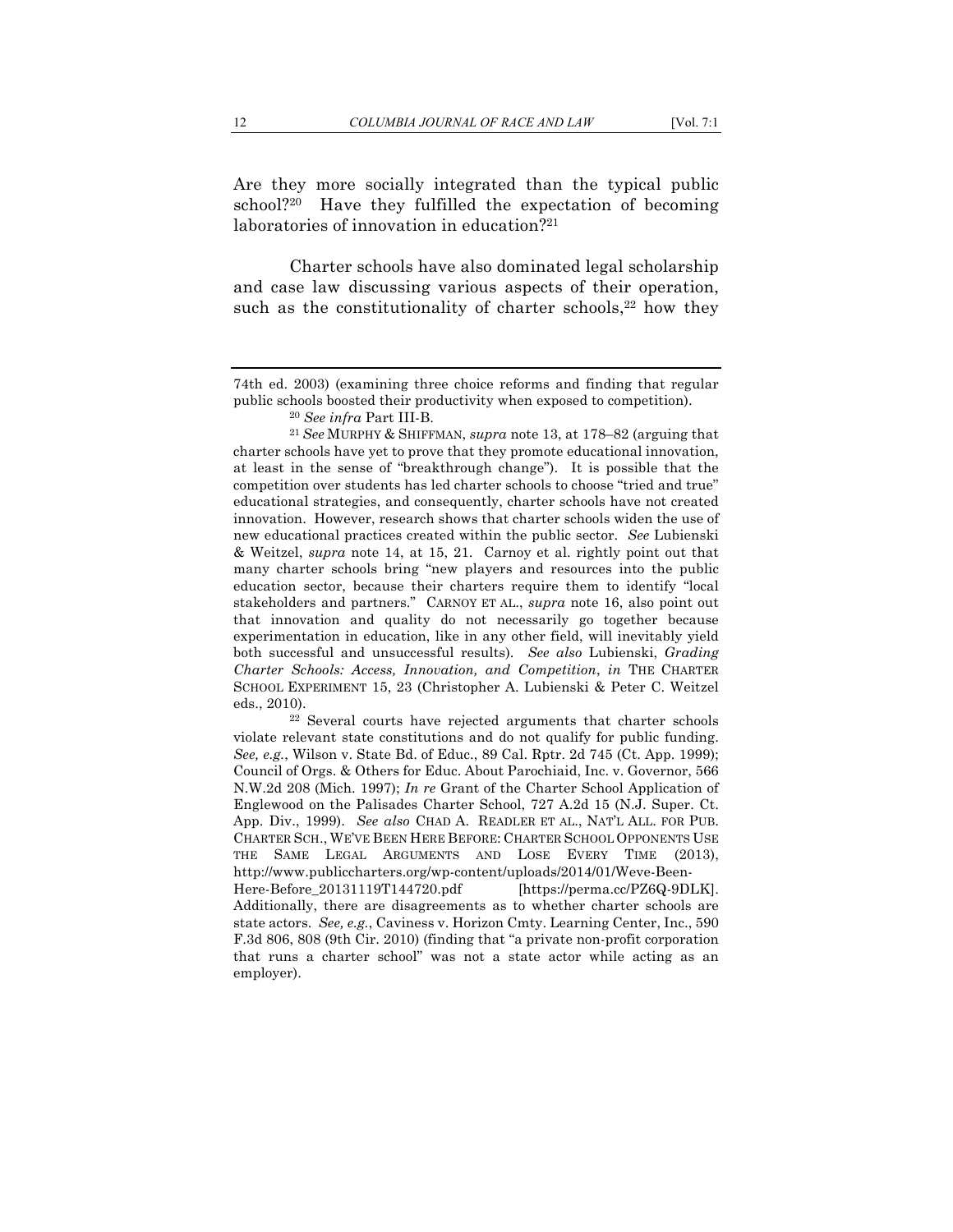Are they more socially integrated than the typical public school?[20] Have they fulfilled the expectation of becoming laboratories of innovation in education?[21]

Charter schools have also dominated legal scholarship and case law discussing various aspects of their operation, such as the constitutionality of charter schools,[22] how they

---

74th ed. 2003) (examining three choice reforms and finding that regular public schools boosted their productivity when exposed to competition).

[20] *See infra* Part III-B.

[21] *See* MURPHY & SHIFFMAN, *supra* note 13, at 178–82 (arguing that charter schools have yet to prove that they promote educational innovation, at least in the sense of "breakthrough change"). It is possible that the competition over students has led charter schools to choose "tried and true" educational strategies, and consequently, charter schools have not created innovation. However, research shows that charter schools widen the use of new educational practices created within the public sector. *See* Lubienski & Weitzel, *supra* note 14, at 15, 21. Carnoy et al. rightly point out that many charter schools bring "new players and resources into the public education sector, because their charters require them to identify "local stakeholders and partners." CARNOY ET AL., *supra* note 16, also point out that innovation and quality do not necessarily go together because experimentation in education, like in any other field, will inevitably yield both successful and unsuccessful results). *See also* Lubienski, *Grading Charter Schools: Access, Innovation, and Competition*, *in* THE CHARTER SCHOOL EXPERIMENT 15, 23 (Christopher A. Lubienski & Peter C. Weitzel eds., 2010).

[22] Several courts have rejected arguments that charter schools violate relevant state constitutions and do not qualify for public funding. *See, e.g.*, Wilson v. State Bd. of Educ., 89 Cal. Rptr. 2d 745 (Ct. App. 1999); Council of Orgs. & Others for Educ. About Parochiaid, Inc. v. Governor, 566 N.W.2d 208 (Mich. 1997); *In re* Grant of the Charter School Application of Englewood on the Palisades Charter School, 727 A.2d 15 (N.J. Super. Ct. App. Div., 1999). *See also* CHAD A. READLER ET AL., NAT'L ALL. FOR PUB. CHARTER SCH., WE'VE BEEN HERE BEFORE: CHARTER SCHOOL OPPONENTS USE THE SAME LEGAL ARGUMENTS AND LOSE EVERY TIME (2013), http://www.publiccharters.org/wp-content/uploads/2014/01/Weve-Been-Here-Before_20131119T144720.pdf [https://perma.cc/PZ6Q-9DLK]. Additionally, there are disagreements as to whether charter schools are state actors. *See, e.g.*, Caviness v. Horizon Cmty. Learning Center, Inc., 590 F.3d 806, 808 (9th Cir. 2010) (finding that "a private non-profit corporation that runs a charter school" was not a state actor while acting as an employer).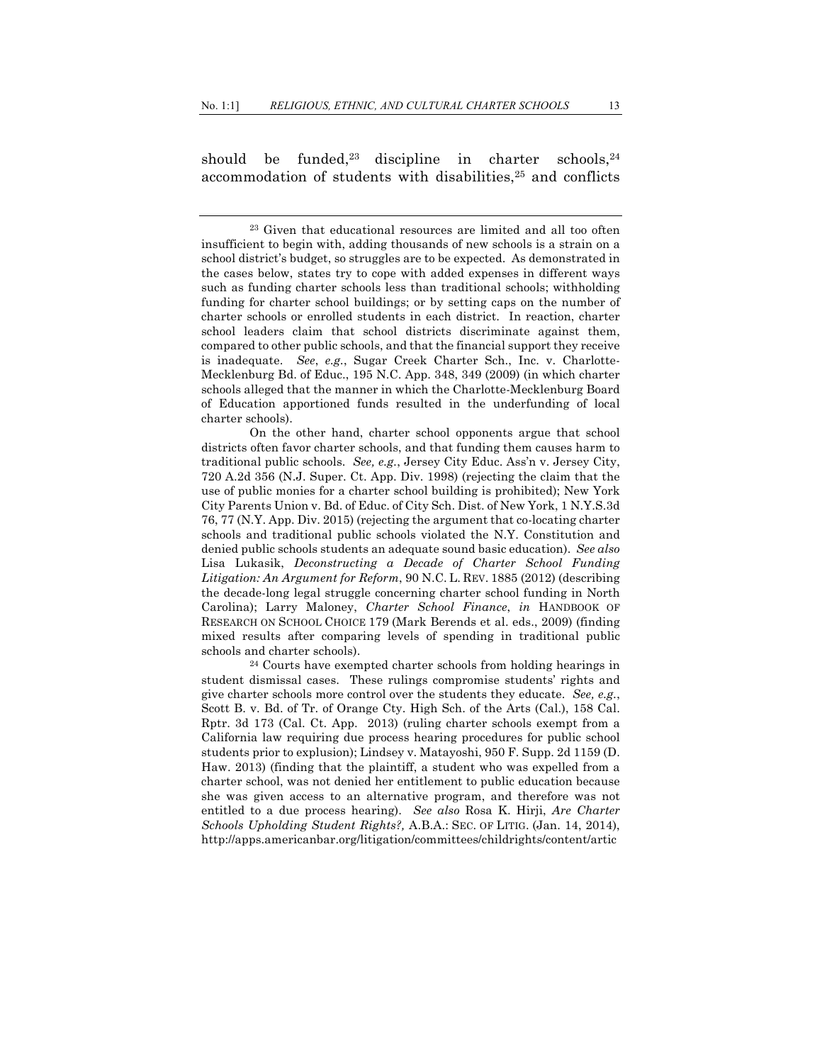should be funded,[23] discipline in charter schools,[24] accommodation of students with disabilities,[25] and conflicts

---

[23] Given that educational resources are limited and all too often insufficient to begin with, adding thousands of new schools is a strain on a school district's budget, so struggles are to be expected. As demonstrated in the cases below, states try to cope with added expenses in different ways such as funding charter schools less than traditional schools; withholding funding for charter school buildings; or by setting caps on the number of charter schools or enrolled students in each district. In reaction, charter school leaders claim that school districts discriminate against them, compared to other public schools, and that the financial support they receive is inadequate. *See*, *e.g.*, Sugar Creek Charter Sch., Inc. v. Charlotte-Mecklenburg Bd. of Educ., 195 N.C. App. 348, 349 (2009) (in which charter schools alleged that the manner in which the Charlotte-Mecklenburg Board of Education apportioned funds resulted in the underfunding of local charter schools).

On the other hand, charter school opponents argue that school districts often favor charter schools, and that funding them causes harm to traditional public schools. *See, e.g.*, Jersey City Educ. Ass'n v. Jersey City, 720 A.2d 356 (N.J. Super. Ct. App. Div. 1998) (rejecting the claim that the use of public monies for a charter school building is prohibited); New York City Parents Union v. Bd. of Educ. of City Sch. Dist. of New York, 1 N.Y.S.3d 76, 77 (N.Y. App. Div. 2015) (rejecting the argument that co-locating charter schools and traditional public schools violated the N.Y. Constitution and denied public schools students an adequate sound basic education). *See also* Lisa Lukasik, *Deconstructing a Decade of Charter School Funding Litigation: An Argument for Reform*, 90 N.C. L. REV. 1885 (2012) (describing the decade-long legal struggle concerning charter school funding in North Carolina); Larry Maloney, *Charter School Finance*, *in* HANDBOOK OF RESEARCH ON SCHOOL CHOICE 179 (Mark Berends et al. eds., 2009) (finding mixed results after comparing levels of spending in traditional public schools and charter schools).

[24] Courts have exempted charter schools from holding hearings in student dismissal cases. These rulings compromise students' rights and give charter schools more control over the students they educate. *See, e.g.*, Scott B. v. Bd. of Tr. of Orange Cty. High Sch. of the Arts (Cal.), 158 Cal. Rptr. 3d 173 (Cal. Ct. App. 2013) (ruling charter schools exempt from a California law requiring due process hearing procedures for public school students prior to explusion); Lindsey v. Matayoshi, 950 F. Supp. 2d 1159 (D. Haw. 2013) (finding that the plaintiff, a student who was expelled from a charter school, was not denied her entitlement to public education because she was given access to an alternative program, and therefore was not entitled to a due process hearing). *See also* Rosa K. Hirji, *Are Charter Schools Upholding Student Rights?,* A.B.A.: SEC. OF LITIG. (Jan. 14, 2014), http://apps.americanbar.org/litigation/committees/childrights/content/artic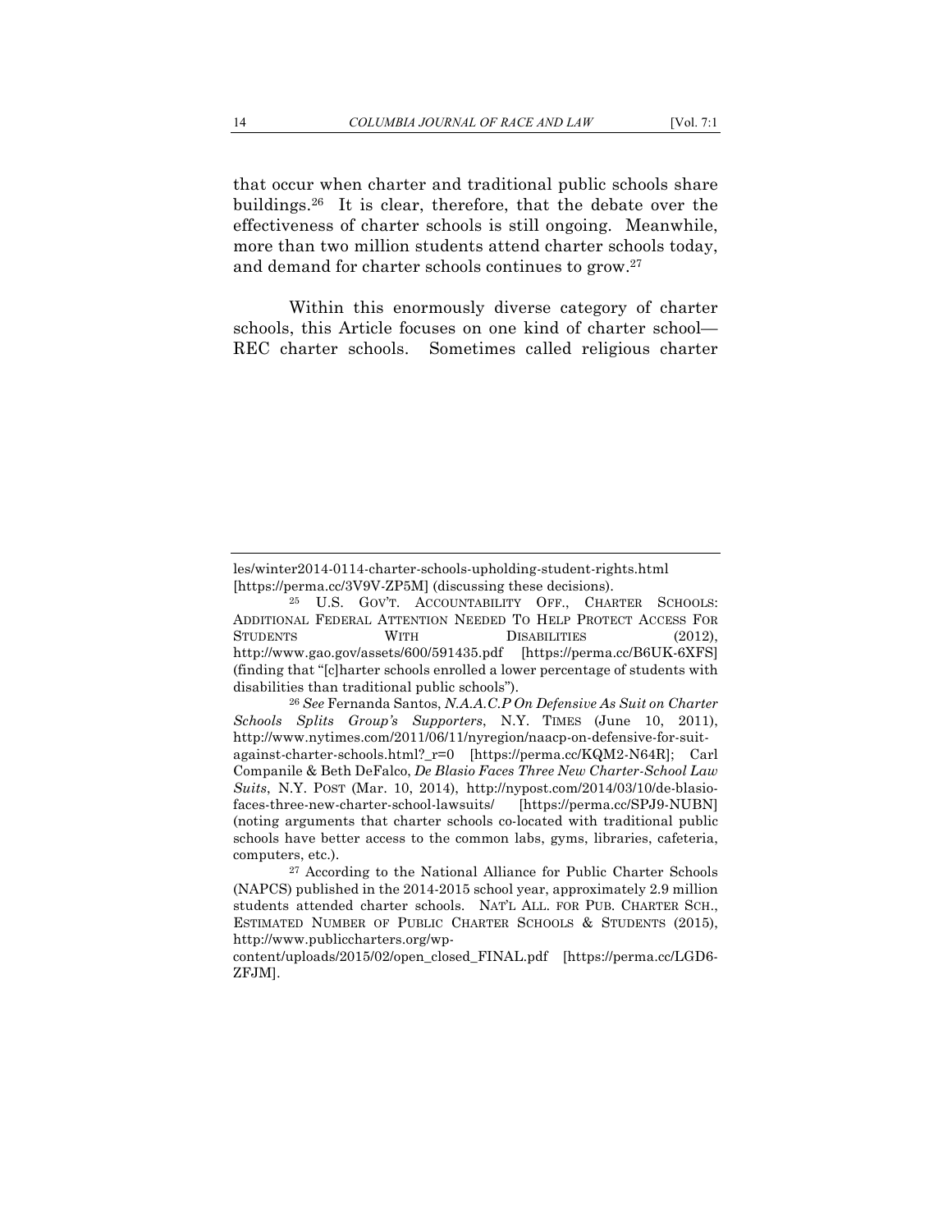that occur when charter and traditional public schools share buildings.[26] It is clear, therefore, that the debate over the effectiveness of charter schools is still ongoing. Meanwhile, more than two million students attend charter schools today, and demand for charter schools continues to grow.[27]

Within this enormously diverse category of charter schools, this Article focuses on one kind of charter school—REC charter schools. Sometimes called religious charter

---

les/winter2014-0114-charter-schools-upholding-student-rights.html [https://perma.cc/3V9V-ZP5M] (discussing these decisions).

[25] U.S. GOV'T. ACCOUNTABILITY OFF., CHARTER SCHOOLS: ADDITIONAL FEDERAL ATTENTION NEEDED TO HELP PROTECT ACCESS FOR STUDENTS WITH DISABILITIES (2012), http://www.gao.gov/assets/600/591435.pdf [https://perma.cc/B6UK-6XFS] (finding that "[c]harter schools enrolled a lower percentage of students with disabilities than traditional public schools").

[26] *See* Fernanda Santos, *N.A.A.C.P On Defensive As Suit on Charter Schools Splits Group's Supporters*, N.Y. TIMES (June 10, 2011), http://www.nytimes.com/2011/06/11/nyregion/naacp-on-defensive-for-suit-against-charter-schools.html?_r=0 [https://perma.cc/KQM2-N64R]; Carl Companile & Beth DeFalco, *De Blasio Faces Three New Charter-School Law Suits*, N.Y. POST (Mar. 10, 2014), http://nypost.com/2014/03/10/de-blasio-faces-three-new-charter-school-lawsuits/ [https://perma.cc/SPJ9-NUBN] (noting arguments that charter schools co-located with traditional public schools have better access to the common labs, gyms, libraries, cafeteria, computers, etc.).

[27] According to the National Alliance for Public Charter Schools (NAPCS) published in the 2014-2015 school year, approximately 2.9 million students attended charter schools. NAT'L ALL. FOR PUB. CHARTER SCH., ESTIMATED NUMBER OF PUBLIC CHARTER SCHOOLS & STUDENTS (2015), http://www.publiccharters.org/wp-content/uploads/2015/02/open_closed_FINAL.pdf [https://perma.cc/LGD6-ZFJM].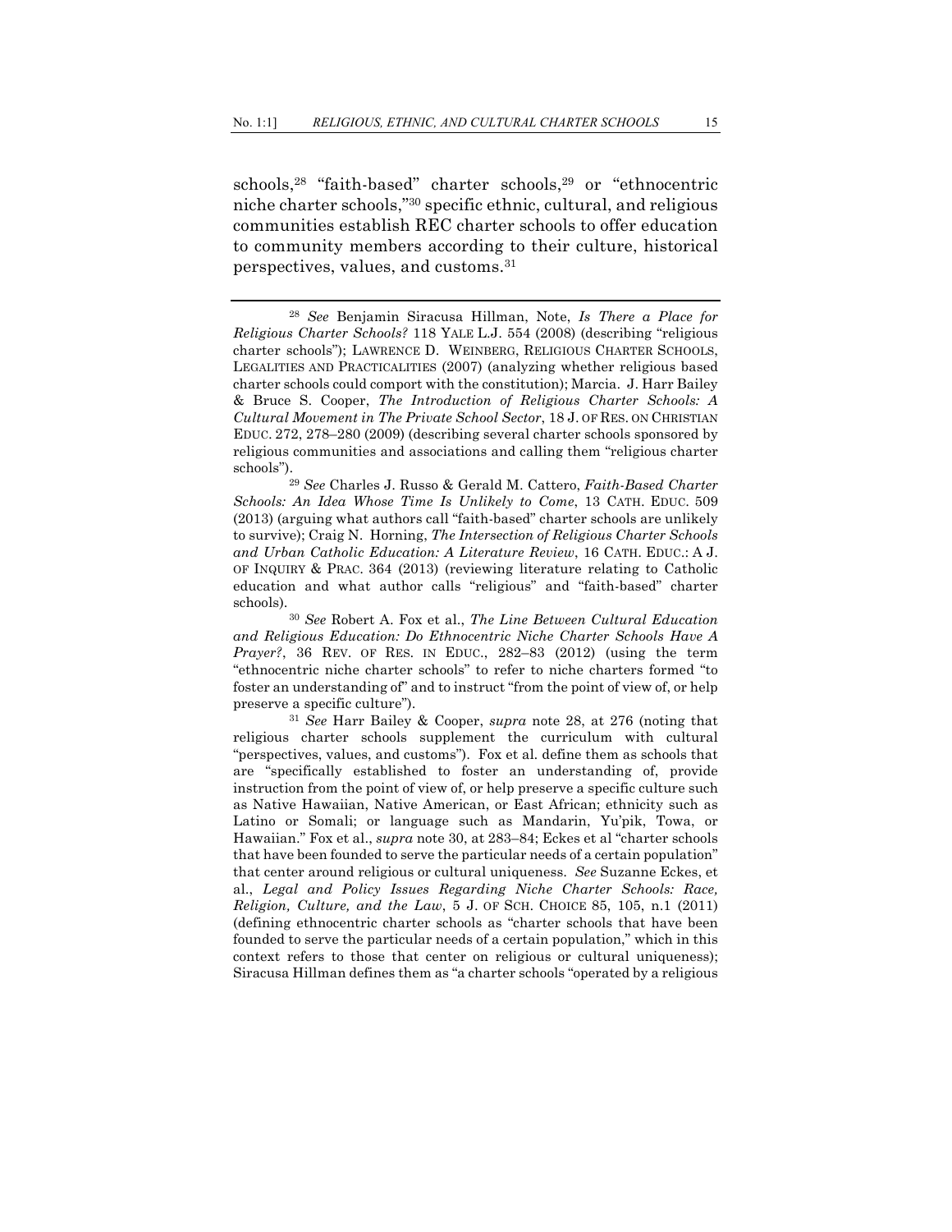schools,[28] "faith-based" charter schools,[29] or "ethnocentric niche charter schools,"[30] specific ethnic, cultural, and religious communities establish REC charter schools to offer education to community members according to their culture, historical perspectives, values, and customs.[31]

---

[28] *See* Benjamin Siracusa Hillman, Note, *Is There a Place for Religious Charter Schools?* 118 YALE L.J. 554 (2008) (describing "religious charter schools"); LAWRENCE D. WEINBERG, RELIGIOUS CHARTER SCHOOLS, LEGALITIES AND PRACTICALITIES (2007) (analyzing whether religious based charter schools could comport with the constitution); Marcia. J. Harr Bailey & Bruce S. Cooper, *The Introduction of Religious Charter Schools: A Cultural Movement in The Private School Sector*, 18 J. OF RES. ON CHRISTIAN EDUC. 272, 278–280 (2009) (describing several charter schools sponsored by religious communities and associations and calling them "religious charter schools").

[29] *See* Charles J. Russo & Gerald M. Cattero, *Faith-Based Charter Schools: An Idea Whose Time Is Unlikely to Come*, 13 CATH. EDUC. 509 (2013) (arguing what authors call "faith-based" charter schools are unlikely to survive); Craig N. Horning, *The Intersection of Religious Charter Schools and Urban Catholic Education: A Literature Review*, 16 CATH. EDUC.: A J. OF INQUIRY & PRAC. 364 (2013) (reviewing literature relating to Catholic education and what author calls "religious" and "faith-based" charter schools).

[30] *See* Robert A. Fox et al., *The Line Between Cultural Education and Religious Education: Do Ethnocentric Niche Charter Schools Have A Prayer?*, 36 REV. OF RES. IN EDUC., 282–83 (2012) (using the term "ethnocentric niche charter schools" to refer to niche charters formed "to foster an understanding of" and to instruct "from the point of view of, or help preserve a specific culture").

[31] *See* Harr Bailey & Cooper, *supra* note 28, at 276 (noting that religious charter schools supplement the curriculum with cultural "perspectives, values, and customs"). Fox et al. define them as schools that are "specifically established to foster an understanding of, provide instruction from the point of view of, or help preserve a specific culture such as Native Hawaiian, Native American, or East African; ethnicity such as Latino or Somali; or language such as Mandarin, Yu'pik, Towa, or Hawaiian." Fox et al., *supra* note 30, at 283–84; Eckes et al "charter schools that have been founded to serve the particular needs of a certain population" that center around religious or cultural uniqueness. *See* Suzanne Eckes, et al., *Legal and Policy Issues Regarding Niche Charter Schools: Race, Religion, Culture, and the Law*, 5 J. OF SCH. CHOICE 85, 105, n.1 (2011) (defining ethnocentric charter schools as "charter schools that have been founded to serve the particular needs of a certain population," which in this context refers to those that center on religious or cultural uniqueness); Siracusa Hillman defines them as "a charter schools "operated by a religious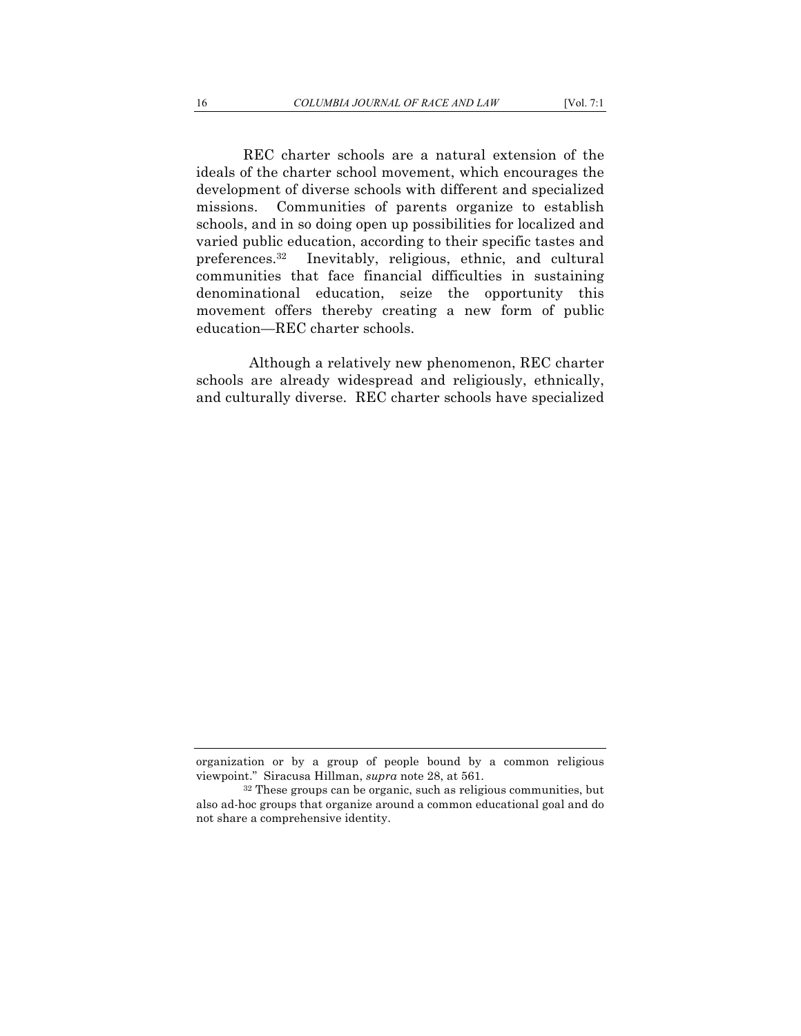REC charter schools are a natural extension of the ideals of the charter school movement, which encourages the development of diverse schools with different and specialized missions. Communities of parents organize to establish schools, and in so doing open up possibilities for localized and varied public education, according to their specific tastes and preferences.[32] Inevitably, religious, ethnic, and cultural communities that face financial difficulties in sustaining denominational education, seize the opportunity this movement offers thereby creating a new form of public education—REC charter schools.

Although a relatively new phenomenon, REC charter schools are already widespread and religiously, ethnically, and culturally diverse. REC charter schools have specialized

---

organization or by a group of people bound by a common religious viewpoint." Siracusa Hillman, *supra* note 28, at 561.

[32] These groups can be organic, such as religious communities, but also ad-hoc groups that organize around a common educational goal and do not share a comprehensive identity.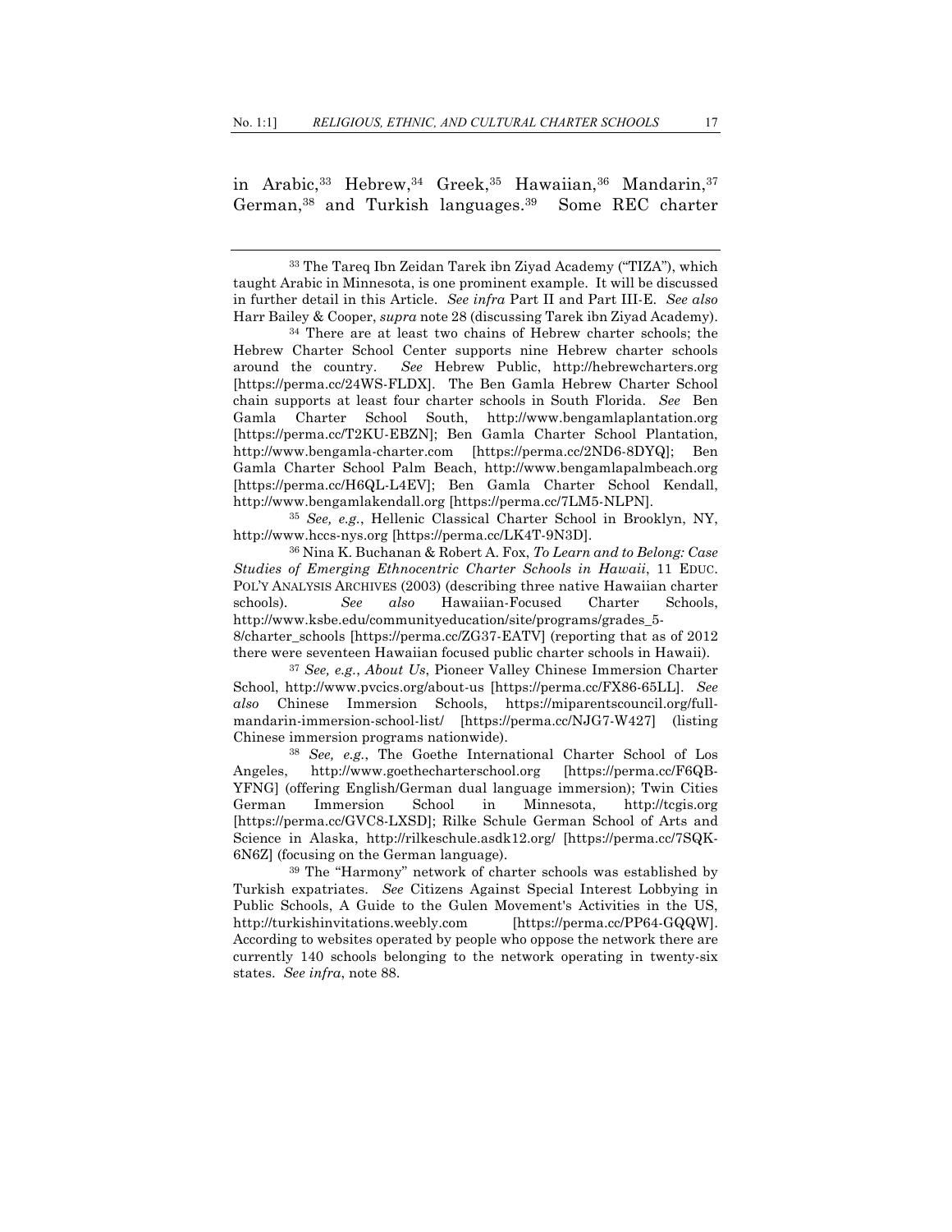in Arabic,[33] Hebrew,[34] Greek,[35] Hawaiian,[36] Mandarin,[37] German,[38] and Turkish languages.[39] Some REC charter

---

[33] The Tareq Ibn Zeidan Tarek ibn Ziyad Academy ("TIZA"), which taught Arabic in Minnesota, is one prominent example. It will be discussed in further detail in this Article. *See infra* Part II and Part III-E. *See also* Harr Bailey & Cooper, *supra* note 28 (discussing Tarek ibn Ziyad Academy).

[34] There are at least two chains of Hebrew charter schools; the Hebrew Charter School Center supports nine Hebrew charter schools around the country. *See* Hebrew Public, http://hebrewcharters.org [https://perma.cc/24WS-FLDX]. The Ben Gamla Hebrew Charter School chain supports at least four charter schools in South Florida. *See* Ben Gamla Charter School South, http://www.bengamlaplantation.org [https://perma.cc/T2KU-EBZN]; Ben Gamla Charter School Plantation, http://www.bengamla-charter.com [https://perma.cc/2ND6-8DYQ]; Ben Gamla Charter School Palm Beach, http://www.bengamlapalmbeach.org [https://perma.cc/H6QL-L4EV]; Ben Gamla Charter School Kendall, http://www.bengamlakendall.org [https://perma.cc/7LM5-NLPN].

[35] *See, e.g.*, Hellenic Classical Charter School in Brooklyn, NY, http://www.hccs-nys.org [https://perma.cc/LK4T-9N3D].

[36] Nina K. Buchanan & Robert A. Fox, *To Learn and to Belong: Case Studies of Emerging Ethnocentric Charter Schools in Hawaii*, 11 EDUC. POL'Y ANALYSIS ARCHIVES (2003) (describing three native Hawaiian charter schools). *See also* Hawaiian-Focused Charter Schools, http://www.ksbe.edu/communityeducation/site/programs/grades_5-8/charter_schools [https://perma.cc/ZG37-EATV] (reporting that as of 2012 there were seventeen Hawaiian focused public charter schools in Hawaii).

[37] *See, e.g.*, *About Us*, Pioneer Valley Chinese Immersion Charter School, http://www.pvcics.org/about-us [https://perma.cc/FX86-65LL]. *See also* Chinese Immersion Schools, https://miparentscouncil.org/full-mandarin-immersion-school-list/ [https://perma.cc/NJG7-W427] (listing Chinese immersion programs nationwide).

[38] *See, e.g.*, The Goethe International Charter School of Los Angeles, http://www.goethecharterschool.org [https://perma.cc/F6QB-YFNG] (offering English/German dual language immersion); Twin Cities German Immersion School in Minnesota, http://tcgis.org [https://perma.cc/GVC8-LXSD]; Rilke Schule German School of Arts and Science in Alaska, http://rilkeschule.asdk12.org/ [https://perma.cc/7SQK-6N6Z] (focusing on the German language).

[39] The "Harmony" network of charter schools was established by Turkish expatriates. *See* Citizens Against Special Interest Lobbying in Public Schools, A Guide to the Gulen Movement's Activities in the US, http://turkishinvitations.weebly.com [https://perma.cc/PP64-GQQW]. According to websites operated by people who oppose the network there are currently 140 schools belonging to the network operating in twenty-six states. *See infra*, note 88.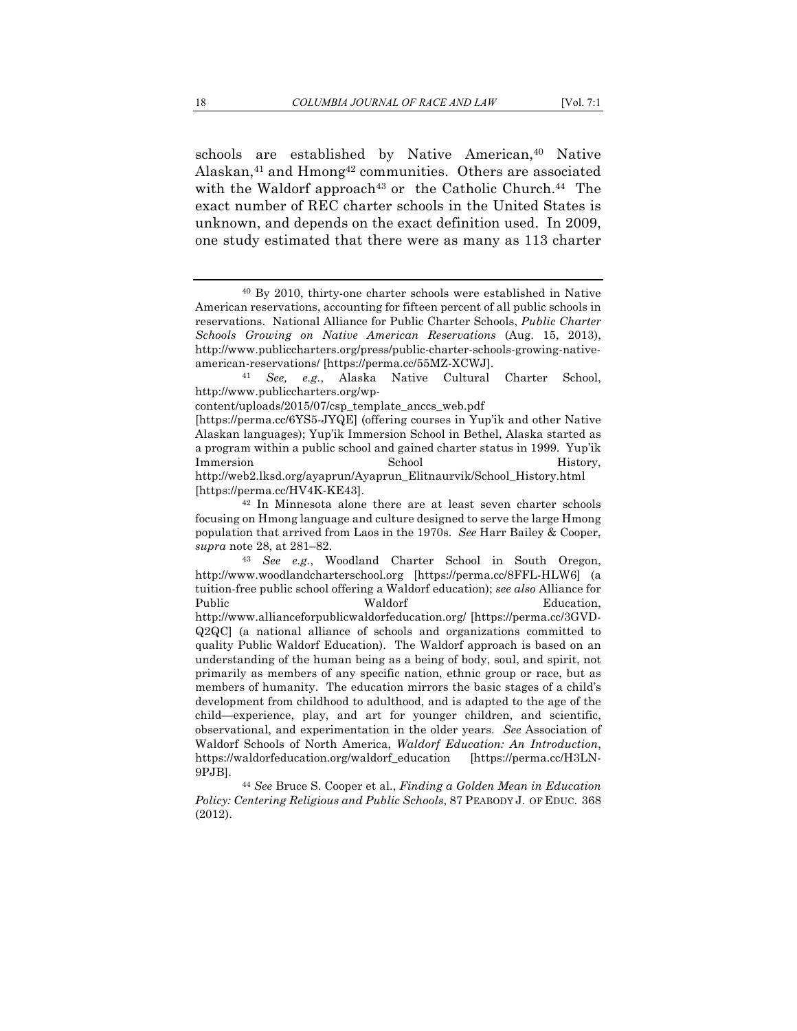schools are established by Native American,[40] Native Alaskan,[41] and Hmong[42] communities. Others are associated with the Waldorf approach[43] or the Catholic Church.[44] The exact number of REC charter schools in the United States is unknown, and depends on the exact definition used. In 2009, one study estimated that there were as many as 113 charter

---

[40] By 2010, thirty-one charter schools were established in Native American reservations, accounting for fifteen percent of all public schools in reservations. National Alliance for Public Charter Schools, *Public Charter Schools Growing on Native American Reservations* (Aug. 15, 2013), http://www.publiccharters.org/press/public-charter-schools-growing-native-american-reservations/ [https://perma.cc/55MZ-XCWJ].

[41] *See, e.g.*, Alaska Native Cultural Charter School, http://www.publiccharters.org/wp-content/uploads/2015/07/csp_template_anccs_web.pdf [https://perma.cc/6YS5-JYQE] (offering courses in Yup'ik and other Native Alaskan languages); Yup'ik Immersion School in Bethel, Alaska started as a program within a public school and gained charter status in 1999. Yup'ik Immersion School History, http://web2.lksd.org/ayaprun/Ayaprun_Elitnaurvik/School_History.html [https://perma.cc/HV4K-KE43].

[42] In Minnesota alone there are at least seven charter schools focusing on Hmong language and culture designed to serve the large Hmong population that arrived from Laos in the 1970s. *See* Harr Bailey & Cooper, *supra* note 28, at 281–82.

[43] *See e.g.*, Woodland Charter School in South Oregon, http://www.woodlandcharterschool.org [https://perma.cc/8FFL-HLW6] (a tuition-free public school offering a Waldorf education); *see also* Alliance for Public Waldorf Education, http://www.allianceforpublicwaldorfeducation.org/ [https://perma.cc/3GVD-Q2QC] (a national alliance of schools and organizations committed to quality Public Waldorf Education). The Waldorf approach is based on an understanding of the human being as a being of body, soul, and spirit, not primarily as members of any specific nation, ethnic group or race, but as members of humanity. The education mirrors the basic stages of a child's development from childhood to adulthood, and is adapted to the age of the child—experience, play, and art for younger children, and scientific, observational, and experimentation in the older years. *See* Association of Waldorf Schools of North America, *Waldorf Education: An Introduction*, https://waldorfeducation.org/waldorf_education [https://perma.cc/H3LN-9PJB].

[44] *See* Bruce S. Cooper et al., *Finding a Golden Mean in Education Policy: Centering Religious and Public Schools*, 87 PEABODY J. OF EDUC. 368 (2012).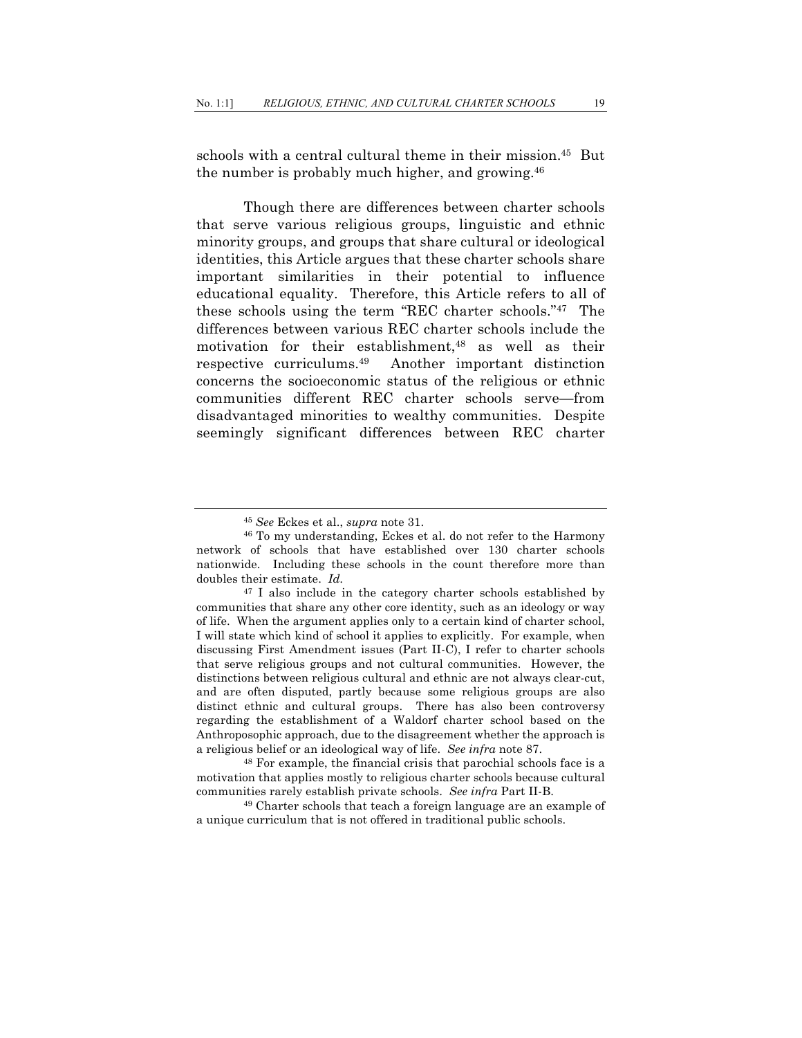schools with a central cultural theme in their mission.[45] But the number is probably much higher, and growing.[46]

Though there are differences between charter schools that serve various religious groups, linguistic and ethnic minority groups, and groups that share cultural or ideological identities, this Article argues that these charter schools share important similarities in their potential to influence educational equality. Therefore, this Article refers to all of these schools using the term "REC charter schools."[47] The differences between various REC charter schools include the motivation for their establishment,[48] as well as their respective curriculums.[49] Another important distinction concerns the socioeconomic status of the religious or ethnic communities different REC charter schools serve—from disadvantaged minorities to wealthy communities. Despite seemingly significant differences between REC charter

---

[45] *See* Eckes et al., *supra* note 31.

[46] To my understanding, Eckes et al. do not refer to the Harmony network of schools that have established over 130 charter schools nationwide. Including these schools in the count therefore more than doubles their estimate. *Id.*

[47] I also include in the category charter schools established by communities that share any other core identity, such as an ideology or way of life. When the argument applies only to a certain kind of charter school, I will state which kind of school it applies to explicitly. For example, when discussing First Amendment issues (Part II-C), I refer to charter schools that serve religious groups and not cultural communities. However, the distinctions between religious cultural and ethnic are not always clear-cut, and are often disputed, partly because some religious groups are also distinct ethnic and cultural groups. There has also been controversy regarding the establishment of a Waldorf charter school based on the Anthroposophic approach, due to the disagreement whether the approach is a religious belief or an ideological way of life. *See infra* note 87.

[48] For example, the financial crisis that parochial schools face is a motivation that applies mostly to religious charter schools because cultural communities rarely establish private schools. *See infra* Part II-B.

[49] Charter schools that teach a foreign language are an example of a unique curriculum that is not offered in traditional public schools.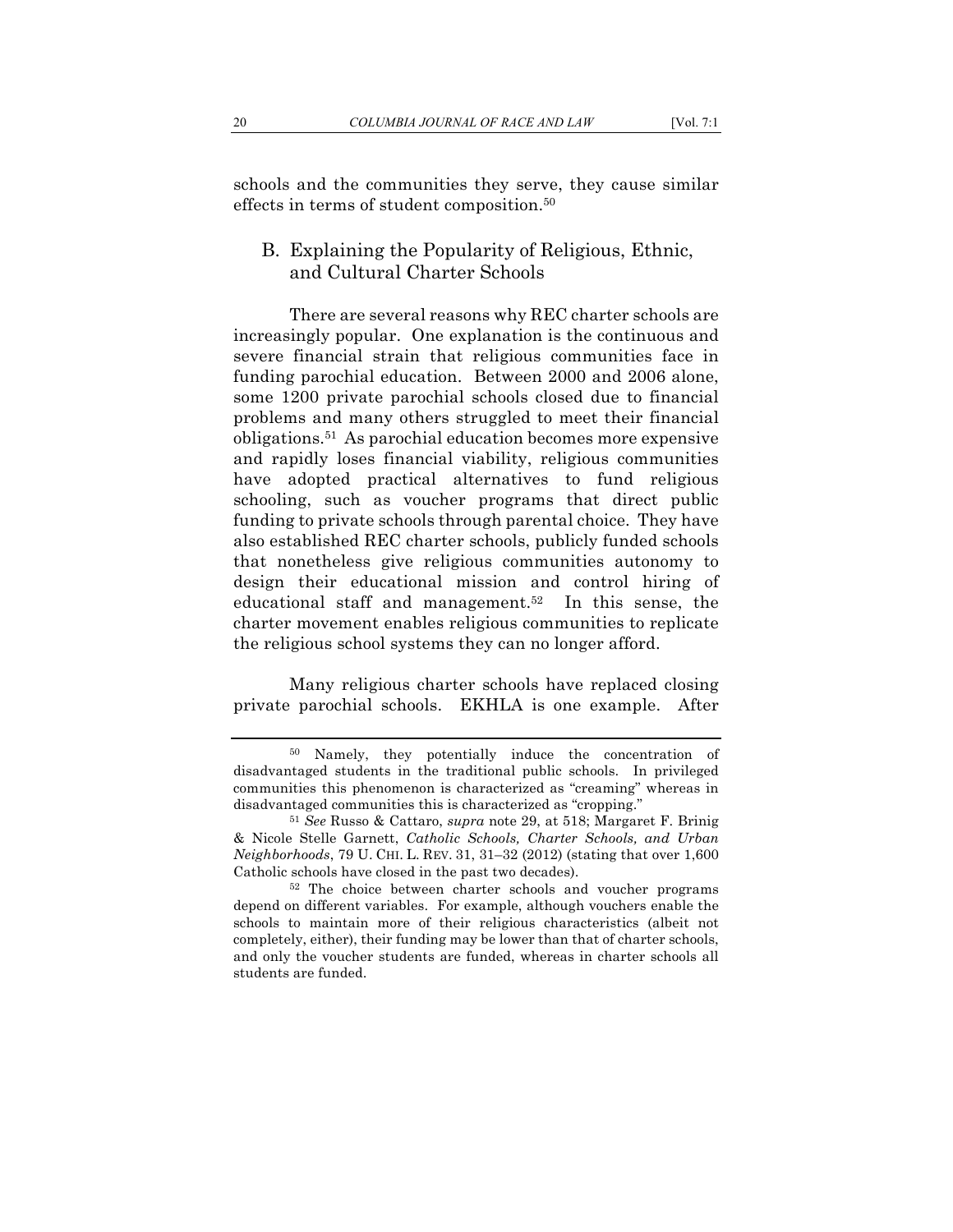schools and the communities they serve, they cause similar effects in terms of student composition.[50]

## B. Explaining the Popularity of Religious, Ethnic, and Cultural Charter Schools

There are several reasons why REC charter schools are increasingly popular. One explanation is the continuous and severe financial strain that religious communities face in funding parochial education. Between 2000 and 2006 alone, some 1200 private parochial schools closed due to financial problems and many others struggled to meet their financial obligations.[51] As parochial education becomes more expensive and rapidly loses financial viability, religious communities have adopted practical alternatives to fund religious schooling, such as voucher programs that direct public funding to private schools through parental choice. They have also established REC charter schools, publicly funded schools that nonetheless give religious communities autonomy to design their educational mission and control hiring of educational staff and management.[52] In this sense, the charter movement enables religious communities to replicate the religious school systems they can no longer afford.

Many religious charter schools have replaced closing private parochial schools. EKHLA is one example. After

---

[50] Namely, they potentially induce the concentration of disadvantaged students in the traditional public schools. In privileged communities this phenomenon is characterized as "creaming" whereas in disadvantaged communities this is characterized as "cropping."

[51] *See* Russo & Cattaro, *supra* note 29, at 518; Margaret F. Brinig & Nicole Stelle Garnett, *Catholic Schools, Charter Schools, and Urban Neighborhoods*, 79 U. CHI. L. REV. 31, 31–32 (2012) (stating that over 1,600 Catholic schools have closed in the past two decades).

[52] The choice between charter schools and voucher programs depend on different variables. For example, although vouchers enable the schools to maintain more of their religious characteristics (albeit not completely, either), their funding may be lower than that of charter schools, and only the voucher students are funded, whereas in charter schools all students are funded.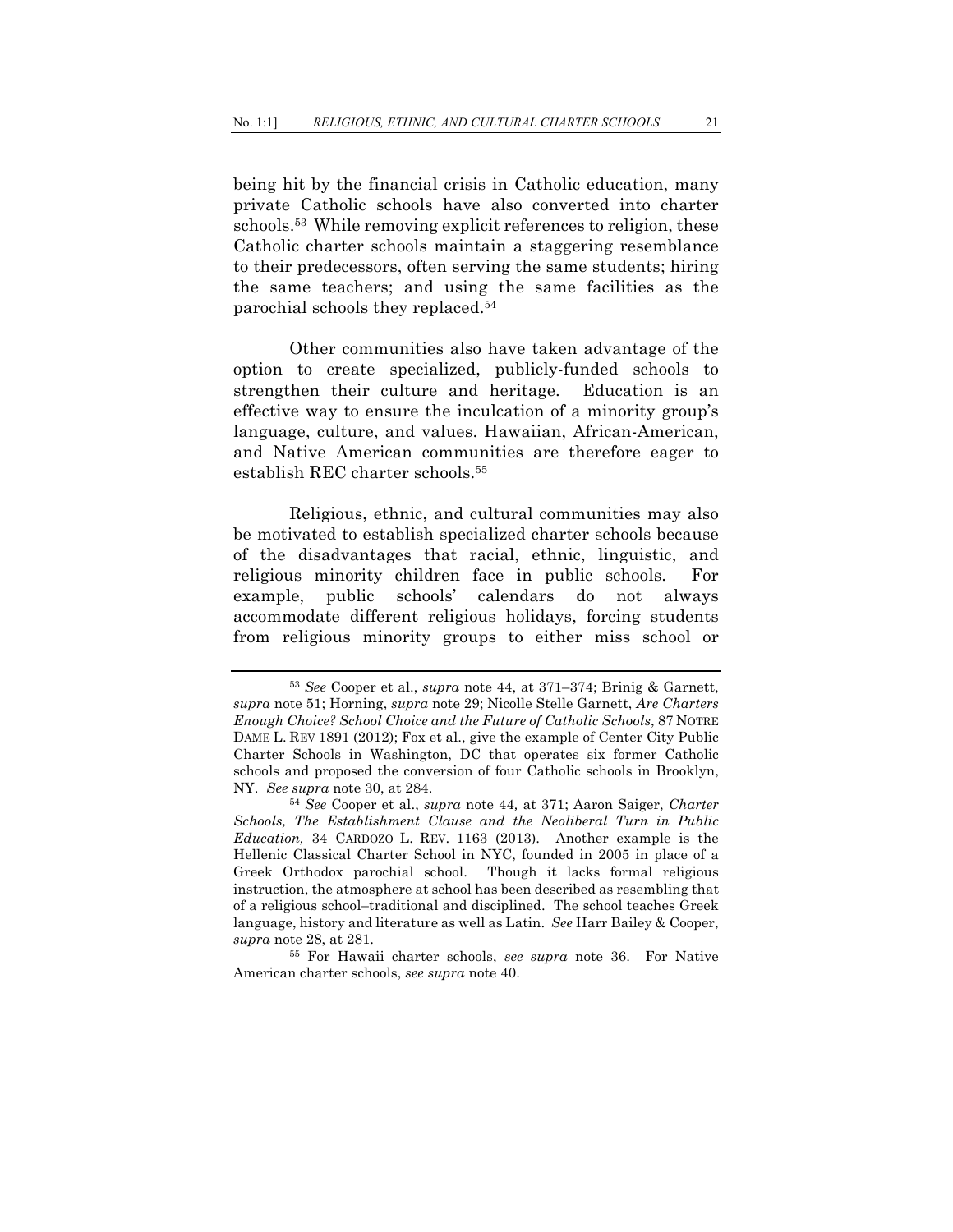being hit by the financial crisis in Catholic education, many private Catholic schools have also converted into charter schools.[53] While removing explicit references to religion, these Catholic charter schools maintain a staggering resemblance to their predecessors, often serving the same students; hiring the same teachers; and using the same facilities as the parochial schools they replaced.[54]

Other communities also have taken advantage of the option to create specialized, publicly-funded schools to strengthen their culture and heritage. Education is an effective way to ensure the inculcation of a minority group's language, culture, and values. Hawaiian, African-American, and Native American communities are therefore eager to establish REC charter schools.[55]

Religious, ethnic, and cultural communities may also be motivated to establish specialized charter schools because of the disadvantages that racial, ethnic, linguistic, and religious minority children face in public schools. For example, public schools' calendars do not always accommodate different religious holidays, forcing students from religious minority groups to either miss school or

---

[53] *See* Cooper et al., *supra* note 44, at 371–374; Brinig & Garnett, *supra* note 51; Horning, *supra* note 29; Nicolle Stelle Garnett, *Are Charters Enough Choice? School Choice and the Future of Catholic Schools*, 87 NOTRE DAME L. REV 1891 (2012); Fox et al., give the example of Center City Public Charter Schools in Washington, DC that operates six former Catholic schools and proposed the conversion of four Catholic schools in Brooklyn, NY. *See supra* note 30, at 284.

[54] *See* Cooper et al., *supra* note 44, at 371; Aaron Saiger, *Charter Schools, The Establishment Clause and the Neoliberal Turn in Public Education,* 34 CARDOZO L. REV. 1163 (2013). Another example is the Hellenic Classical Charter School in NYC, founded in 2005 in place of a Greek Orthodox parochial school. Though it lacks formal religious instruction, the atmosphere at school has been described as resembling that of a religious school–traditional and disciplined. The school teaches Greek language, history and literature as well as Latin. *See* Harr Bailey & Cooper, *supra* note 28, at 281.

[55] For Hawaii charter schools, *see supra* note 36. For Native American charter schools, *see supra* note 40.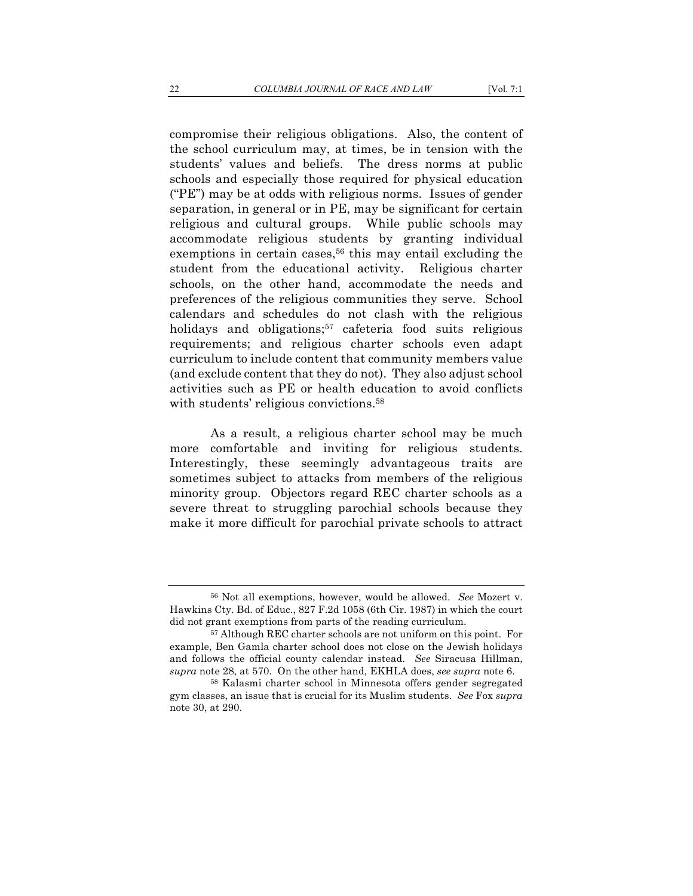compromise their religious obligations. Also, the content of the school curriculum may, at times, be in tension with the students' values and beliefs. The dress norms at public schools and especially those required for physical education ("PE") may be at odds with religious norms. Issues of gender separation, in general or in PE, may be significant for certain religious and cultural groups. While public schools may accommodate religious students by granting individual exemptions in certain cases,[56] this may entail excluding the student from the educational activity. Religious charter schools, on the other hand, accommodate the needs and preferences of the religious communities they serve. School calendars and schedules do not clash with the religious holidays and obligations;[57] cafeteria food suits religious requirements; and religious charter schools even adapt curriculum to include content that community members value (and exclude content that they do not). They also adjust school activities such as PE or health education to avoid conflicts with students' religious convictions.[58]

As a result, a religious charter school may be much more comfortable and inviting for religious students. Interestingly, these seemingly advantageous traits are sometimes subject to attacks from members of the religious minority group. Objectors regard REC charter schools as a severe threat to struggling parochial schools because they make it more difficult for parochial private schools to attract

---

[56] Not all exemptions, however, would be allowed. *See* Mozert v. Hawkins Cty. Bd. of Educ., 827 F.2d 1058 (6th Cir. 1987) in which the court did not grant exemptions from parts of the reading curriculum.

[57] Although REC charter schools are not uniform on this point. For example, Ben Gamla charter school does not close on the Jewish holidays and follows the official county calendar instead. *See* Siracusa Hillman, *supra* note 28, at 570. On the other hand, EKHLA does, *see supra* note 6.

[58] Kalasmi charter school in Minnesota offers gender segregated gym classes, an issue that is crucial for its Muslim students. *See* Fox *supra* note 30, at 290.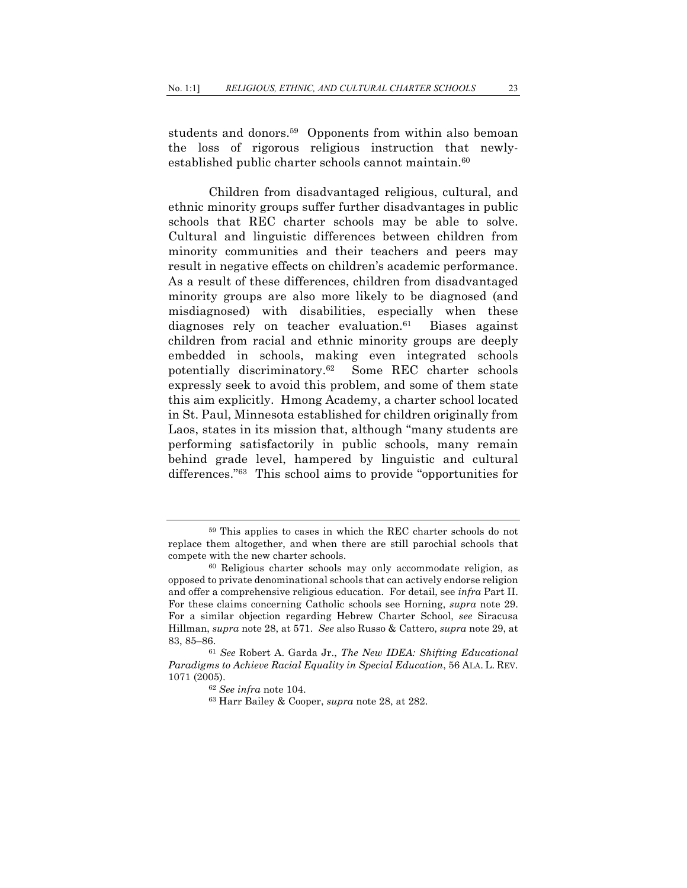students and donors.[59] Opponents from within also bemoan the loss of rigorous religious instruction that newly-established public charter schools cannot maintain.[60]

Children from disadvantaged religious, cultural, and ethnic minority groups suffer further disadvantages in public schools that REC charter schools may be able to solve. Cultural and linguistic differences between children from minority communities and their teachers and peers may result in negative effects on children's academic performance. As a result of these differences, children from disadvantaged minority groups are also more likely to be diagnosed (and misdiagnosed) with disabilities, especially when these diagnoses rely on teacher evaluation.[61] Biases against children from racial and ethnic minority groups are deeply embedded in schools, making even integrated schools potentially discriminatory.[62] Some REC charter schools expressly seek to avoid this problem, and some of them state this aim explicitly. Hmong Academy, a charter school located in St. Paul, Minnesota established for children originally from Laos, states in its mission that, although "many students are performing satisfactorily in public schools, many remain behind grade level, hampered by linguistic and cultural differences."[63] This school aims to provide "opportunities for

---

[59] This applies to cases in which the REC charter schools do not replace them altogether, and when there are still parochial schools that compete with the new charter schools.

[60] Religious charter schools may only accommodate religion, as opposed to private denominational schools that can actively endorse religion and offer a comprehensive religious education. For detail, see *infra* Part II. For these claims concerning Catholic schools see Horning, *supra* note 29. For a similar objection regarding Hebrew Charter School, *see* Siracusa Hillman, *supra* note 28, at 571. *See* also Russo & Cattero, *supra* note 29, at 83, 85–86.

[61] *See* Robert A. Garda Jr., *The New IDEA: Shifting Educational Paradigms to Achieve Racial Equality in Special Education*, 56 ALA. L. REV. 1071 (2005).

[62] *See infra* note 104.

[63] Harr Bailey & Cooper, *supra* note 28, at 282.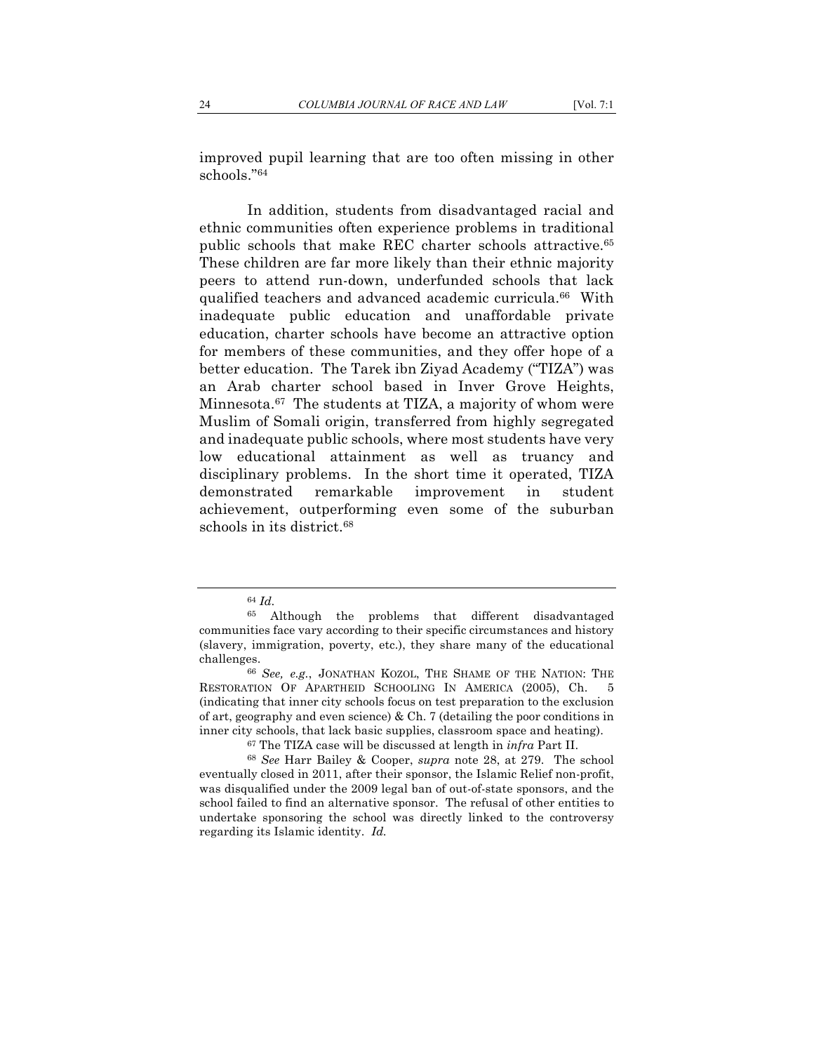improved pupil learning that are too often missing in other schools."[64]

In addition, students from disadvantaged racial and ethnic communities often experience problems in traditional public schools that make REC charter schools attractive.[65] These children are far more likely than their ethnic majority peers to attend run-down, underfunded schools that lack qualified teachers and advanced academic curricula.[66] With inadequate public education and unaffordable private education, charter schools have become an attractive option for members of these communities, and they offer hope of a better education. The Tarek ibn Ziyad Academy ("TIZA") was an Arab charter school based in Inver Grove Heights, Minnesota.[67] The students at TIZA, a majority of whom were Muslim of Somali origin, transferred from highly segregated and inadequate public schools, where most students have very low educational attainment as well as truancy and disciplinary problems. In the short time it operated, TIZA demonstrated remarkable improvement in student achievement, outperforming even some of the suburban schools in its district.[68]

---

[64] *Id.*

[65] Although the problems that different disadvantaged communities face vary according to their specific circumstances and history (slavery, immigration, poverty, etc.), they share many of the educational challenges.

[66] *See, e.g.*, JONATHAN KOZOL, THE SHAME OF THE NATION: THE RESTORATION OF APARTHEID SCHOOLING IN AMERICA (2005), Ch. 5 (indicating that inner city schools focus on test preparation to the exclusion of art, geography and even science) & Ch. 7 (detailing the poor conditions in inner city schools, that lack basic supplies, classroom space and heating).

[67] The TIZA case will be discussed at length in *infra* Part II.

[68] *See* Harr Bailey & Cooper, *supra* note 28, at 279. The school eventually closed in 2011, after their sponsor, the Islamic Relief non-profit, was disqualified under the 2009 legal ban of out-of-state sponsors, and the school failed to find an alternative sponsor. The refusal of other entities to undertake sponsoring the school was directly linked to the controversy regarding its Islamic identity. *Id.*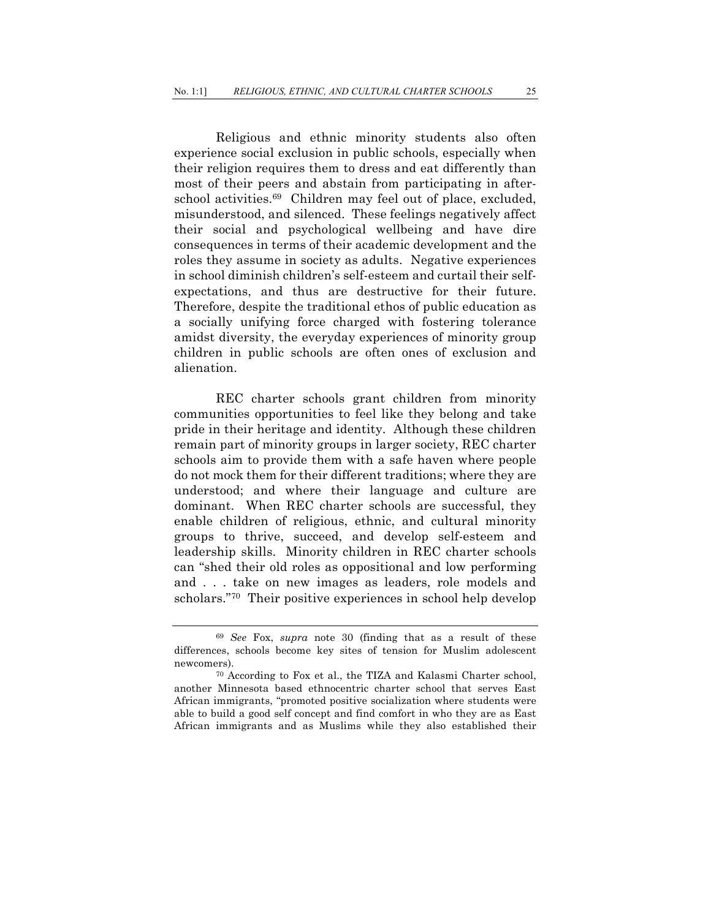Religious and ethnic minority students also often experience social exclusion in public schools, especially when their religion requires them to dress and eat differently than most of their peers and abstain from participating in after-school activities.[69] Children may feel out of place, excluded, misunderstood, and silenced. These feelings negatively affect their social and psychological wellbeing and have dire consequences in terms of their academic development and the roles they assume in society as adults. Negative experiences in school diminish children's self-esteem and curtail their self-expectations, and thus are destructive for their future. Therefore, despite the traditional ethos of public education as a socially unifying force charged with fostering tolerance amidst diversity, the everyday experiences of minority group children in public schools are often ones of exclusion and alienation.

REC charter schools grant children from minority communities opportunities to feel like they belong and take pride in their heritage and identity. Although these children remain part of minority groups in larger society, REC charter schools aim to provide them with a safe haven where people do not mock them for their different traditions; where they are understood; and where their language and culture are dominant. When REC charter schools are successful, they enable children of religious, ethnic, and cultural minority groups to thrive, succeed, and develop self-esteem and leadership skills. Minority children in REC charter schools can "shed their old roles as oppositional and low performing and . . . take on new images as leaders, role models and scholars."[70] Their positive experiences in school help develop

---

[69] *See* Fox, *supra* note 30 (finding that as a result of these differences, schools become key sites of tension for Muslim adolescent newcomers).

[70] According to Fox et al., the TIZA and Kalasmi Charter school, another Minnesota based ethnocentric charter school that serves East African immigrants, "promoted positive socialization where students were able to build a good self concept and find comfort in who they are as East African immigrants and as Muslims while they also established their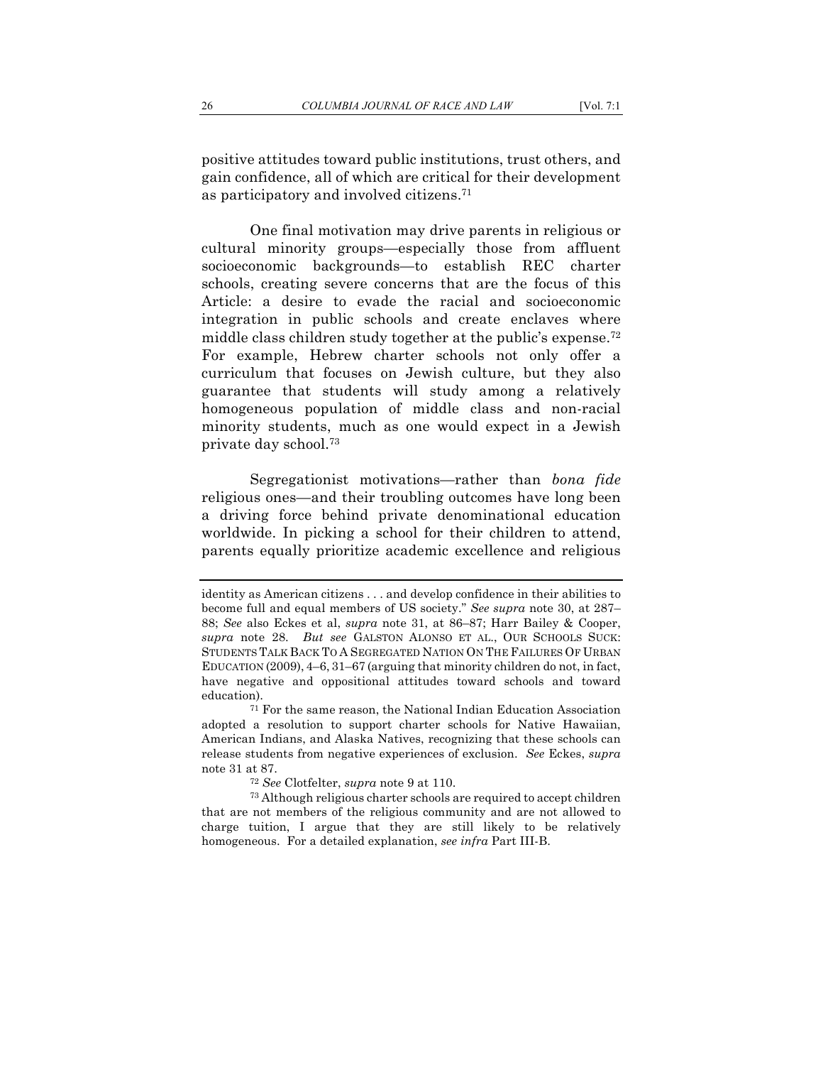positive attitudes toward public institutions, trust others, and gain confidence, all of which are critical for their development as participatory and involved citizens.[71]

One final motivation may drive parents in religious or cultural minority groups—especially those from affluent socioeconomic backgrounds—to establish REC charter schools, creating severe concerns that are the focus of this Article: a desire to evade the racial and socioeconomic integration in public schools and create enclaves where middle class children study together at the public's expense.[72] For example, Hebrew charter schools not only offer a curriculum that focuses on Jewish culture, but they also guarantee that students will study among a relatively homogeneous population of middle class and non-racial minority students, much as one would expect in a Jewish private day school.[73]

Segregationist motivations—rather than *bona fide* religious ones—and their troubling outcomes have long been a driving force behind private denominational education worldwide. In picking a school for their children to attend, parents equally prioritize academic excellence and religious

---

identity as American citizens . . . and develop confidence in their abilities to become full and equal members of US society." *See supra* note 30, at 287–88; *See* also Eckes et al, *supra* note 31, at 86–87; Harr Bailey & Cooper, *supra* note 28. *But see* GALSTON ALONSO ET AL., OUR SCHOOLS SUCK: STUDENTS TALK BACK TO A SEGREGATED NATION ON THE FAILURES OF URBAN EDUCATION (2009), 4–6, 31–67 (arguing that minority children do not, in fact, have negative and oppositional attitudes toward schools and toward education).

[71] For the same reason, the National Indian Education Association adopted a resolution to support charter schools for Native Hawaiian, American Indians, and Alaska Natives, recognizing that these schools can release students from negative experiences of exclusion. *See* Eckes, *supra* note 31 at 87.

[72] *See* Clotfelter, *supra* note 9 at 110.

[73] Although religious charter schools are required to accept children that are not members of the religious community and are not allowed to charge tuition, I argue that they are still likely to be relatively homogeneous. For a detailed explanation, *see infra* Part III-B.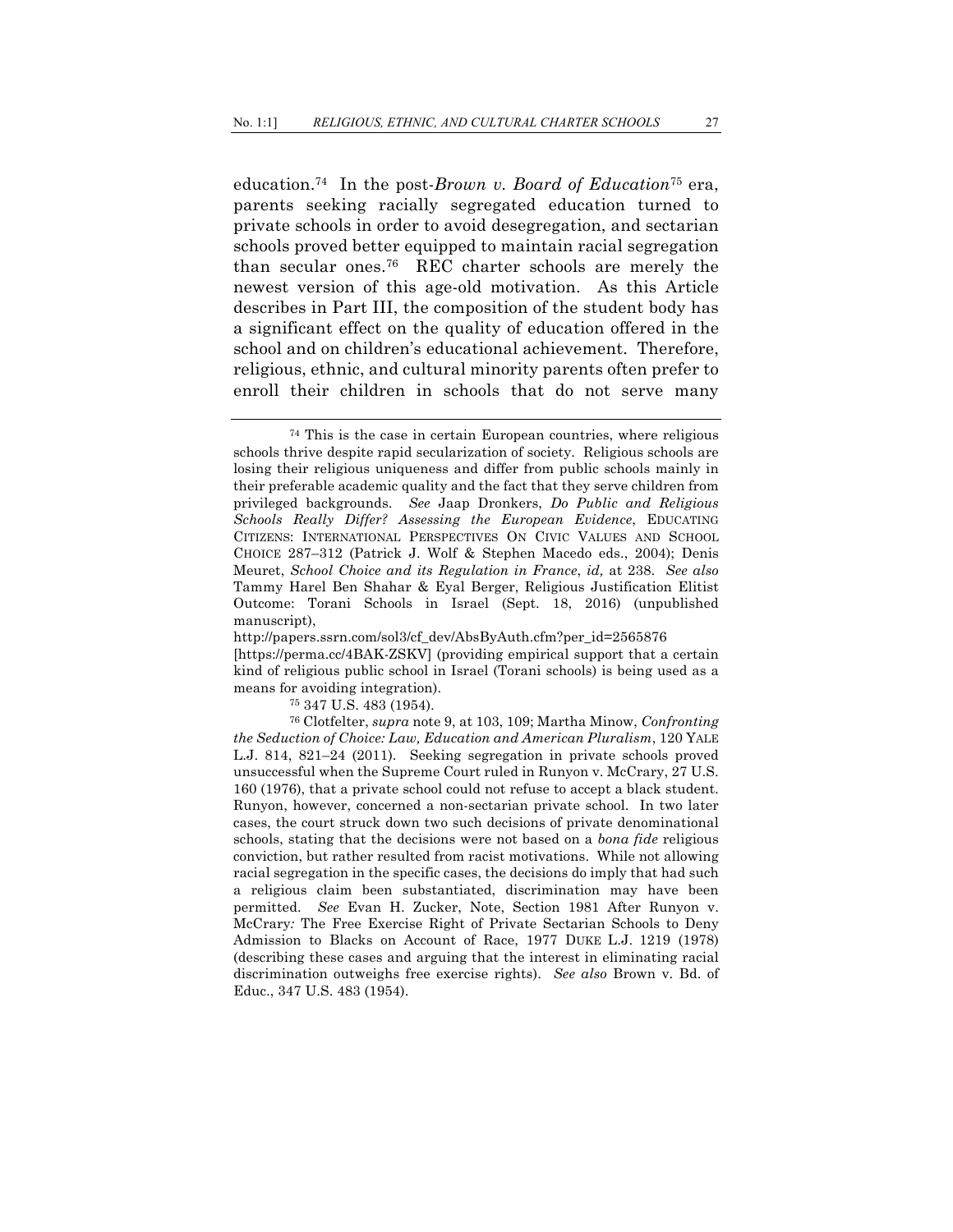education.[74] In the post-*Brown v. Board of Education*[75] era, parents seeking racially segregated education turned to private schools in order to avoid desegregation, and sectarian schools proved better equipped to maintain racial segregation than secular ones.[76] REC charter schools are merely the newest version of this age-old motivation. As this Article describes in Part III, the composition of the student body has a significant effect on the quality of education offered in the school and on children's educational achievement. Therefore, religious, ethnic, and cultural minority parents often prefer to enroll their children in schools that do not serve many

---

[74] This is the case in certain European countries, where religious schools thrive despite rapid secularization of society. Religious schools are losing their religious uniqueness and differ from public schools mainly in their preferable academic quality and the fact that they serve children from privileged backgrounds. *See* Jaap Dronkers, *Do Public and Religious Schools Really Differ? Assessing the European Evidence*, EDUCATING CITIZENS: INTERNATIONAL PERSPECTIVES ON CIVIC VALUES AND SCHOOL CHOICE 287–312 (Patrick J. Wolf & Stephen Macedo eds., 2004); Denis Meuret, *School Choice and its Regulation in France*, *id,* at 238. *See also* Tammy Harel Ben Shahar & Eyal Berger, Religious Justification Elitist Outcome: Torani Schools in Israel (Sept. 18, 2016) (unpublished manuscript),
http://papers.ssrn.com/sol3/cf_dev/AbsByAuth.cfm?per_id=2565876
[https://perma.cc/4BAK-ZSKV] (providing empirical support that a certain kind of religious public school in Israel (Torani schools) is being used as a means for avoiding integration).

[75] 347 U.S. 483 (1954).

[76] Clotfelter, *supra* note 9, at 103, 109; Martha Minow, *Confronting the Seduction of Choice: Law, Education and American Pluralism*, 120 YALE L.J. 814, 821–24 (2011). Seeking segregation in private schools proved unsuccessful when the Supreme Court ruled in Runyon v. McCrary, 27 U.S. 160 (1976), that a private school could not refuse to accept a black student. Runyon, however, concerned a non-sectarian private school. In two later cases, the court struck down two such decisions of private denominational schools, stating that the decisions were not based on a *bona fide* religious conviction, but rather resulted from racist motivations. While not allowing racial segregation in the specific cases, the decisions do imply that had such a religious claim been substantiated, discrimination may have been permitted. *See* Evan H. Zucker, Note, Section 1981 After Runyon v. McCrary*:* The Free Exercise Right of Private Sectarian Schools to Deny Admission to Blacks on Account of Race, 1977 DUKE L.J. 1219 (1978) (describing these cases and arguing that the interest in eliminating racial discrimination outweighs free exercise rights). *See also* Brown v. Bd. of Educ., 347 U.S. 483 (1954).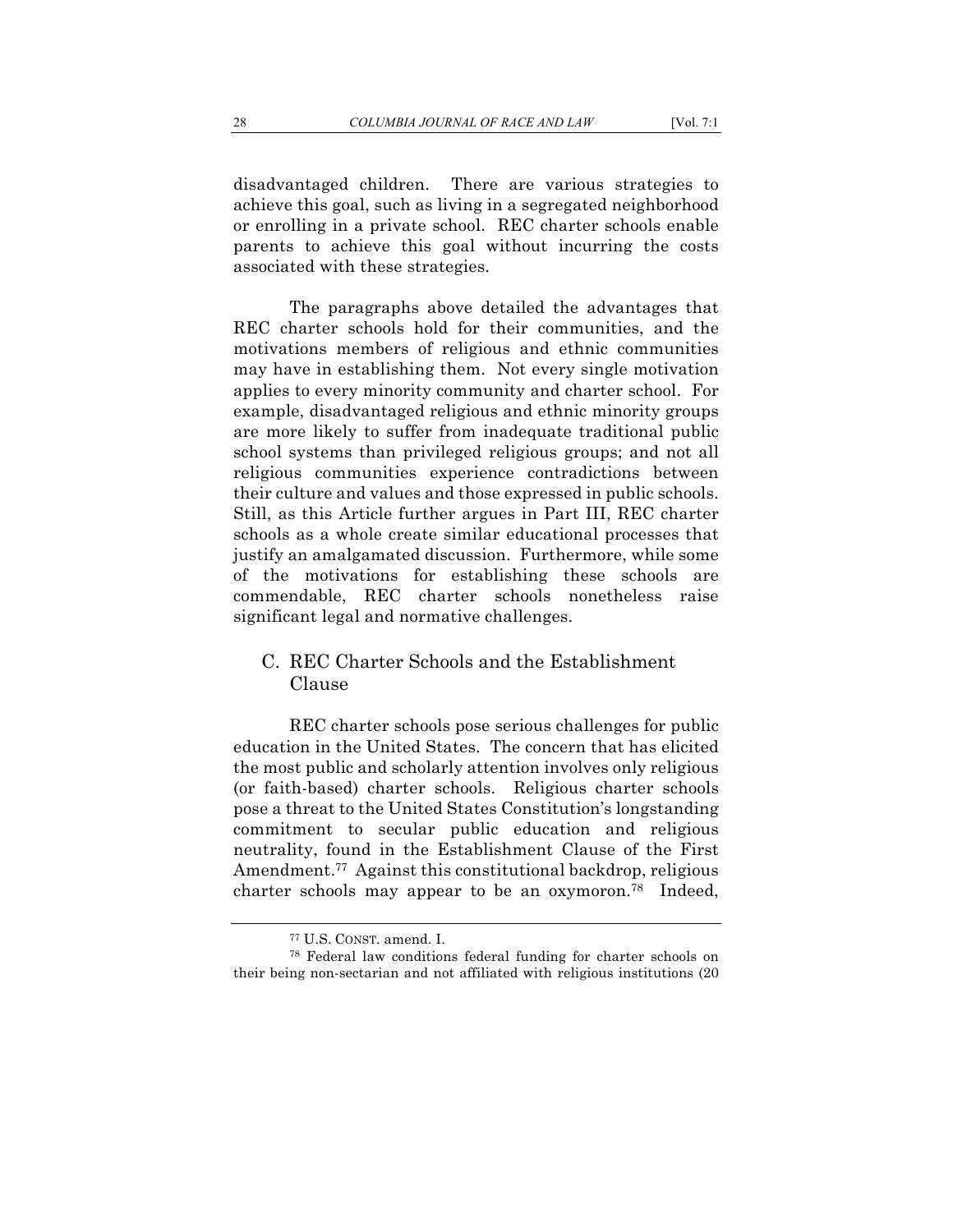disadvantaged children. There are various strategies to achieve this goal, such as living in a segregated neighborhood or enrolling in a private school. REC charter schools enable parents to achieve this goal without incurring the costs associated with these strategies.

The paragraphs above detailed the advantages that REC charter schools hold for their communities, and the motivations members of religious and ethnic communities may have in establishing them. Not every single motivation applies to every minority community and charter school. For example, disadvantaged religious and ethnic minority groups are more likely to suffer from inadequate traditional public school systems than privileged religious groups; and not all religious communities experience contradictions between their culture and values and those expressed in public schools. Still, as this Article further argues in Part III, REC charter schools as a whole create similar educational processes that justify an amalgamated discussion. Furthermore, while some of the motivations for establishing these schools are commendable, REC charter schools nonetheless raise significant legal and normative challenges.

### C. REC Charter Schools and the Establishment Clause

REC charter schools pose serious challenges for public education in the United States. The concern that has elicited the most public and scholarly attention involves only religious (or faith-based) charter schools. Religious charter schools pose a threat to the United States Constitution's longstanding commitment to secular public education and religious neutrality, found in the Establishment Clause of the First Amendment.[77] Against this constitutional backdrop, religious charter schools may appear to be an oxymoron.[78] Indeed,

---

[77] U.S. CONST. amend. I.

[78] Federal law conditions federal funding for charter schools on their being non-sectarian and not affiliated with religious institutions (20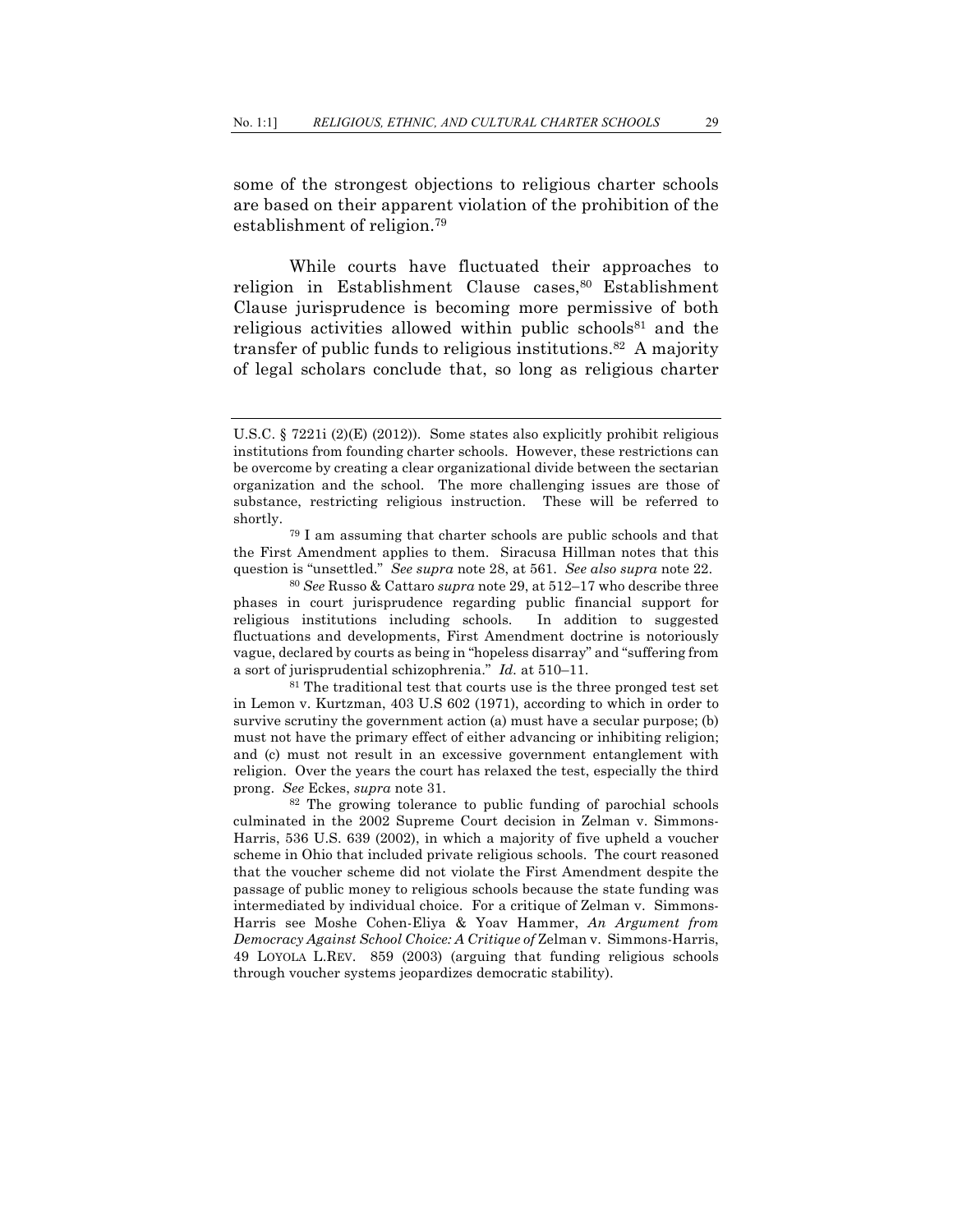some of the strongest objections to religious charter schools are based on their apparent violation of the prohibition of the establishment of religion.[79]

While courts have fluctuated their approaches to religion in Establishment Clause cases,[80] Establishment Clause jurisprudence is becoming more permissive of both religious activities allowed within public schools[81] and the transfer of public funds to religious institutions.[82] A majority of legal scholars conclude that, so long as religious charter

---

U.S.C. § 7221i (2)(E) (2012)). Some states also explicitly prohibit religious institutions from founding charter schools. However, these restrictions can be overcome by creating a clear organizational divide between the sectarian organization and the school. The more challenging issues are those of substance, restricting religious instruction. These will be referred to shortly.

[79] I am assuming that charter schools are public schools and that the First Amendment applies to them. Siracusa Hillman notes that this question is "unsettled." *See supra* note 28, at 561. *See also supra* note 22.

[80] *See* Russo & Cattaro *supra* note 29, at 512–17 who describe three phases in court jurisprudence regarding public financial support for religious institutions including schools. In addition to suggested fluctuations and developments, First Amendment doctrine is notoriously vague, declared by courts as being in "hopeless disarray" and "suffering from a sort of jurisprudential schizophrenia." *Id.* at 510–11.

[81] The traditional test that courts use is the three pronged test set in Lemon v. Kurtzman, 403 U.S 602 (1971), according to which in order to survive scrutiny the government action (a) must have a secular purpose; (b) must not have the primary effect of either advancing or inhibiting religion; and (c) must not result in an excessive government entanglement with religion. Over the years the court has relaxed the test, especially the third prong. *See* Eckes, *supra* note 31.

[82] The growing tolerance to public funding of parochial schools culminated in the 2002 Supreme Court decision in Zelman v. Simmons-Harris, 536 U.S. 639 (2002), in which a majority of five upheld a voucher scheme in Ohio that included private religious schools. The court reasoned that the voucher scheme did not violate the First Amendment despite the passage of public money to religious schools because the state funding was intermediated by individual choice. For a critique of Zelman v. Simmons-Harris see Moshe Cohen-Eliya & Yoav Hammer, *An Argument from Democracy Against School Choice: A Critique of* Zelman v. Simmons-Harris, 49 LOYOLA L.REV. 859 (2003) (arguing that funding religious schools through voucher systems jeopardizes democratic stability).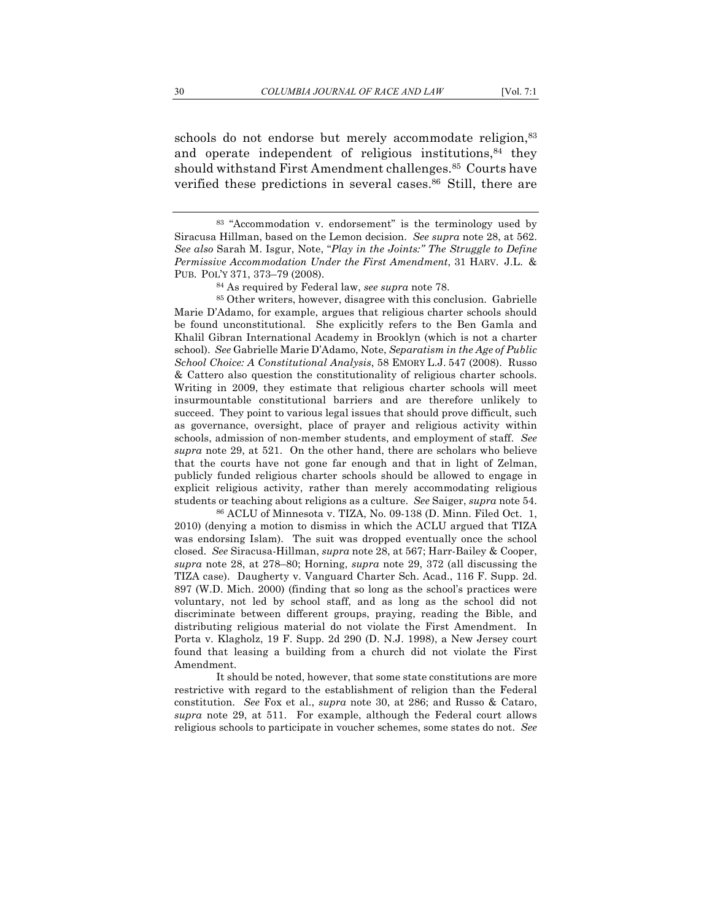schools do not endorse but merely accommodate religion,[83] and operate independent of religious institutions,[84] they should withstand First Amendment challenges.[85] Courts have verified these predictions in several cases.[86] Still, there are

---

[83] "Accommodation v. endorsement" is the terminology used by Siracusa Hillman, based on the Lemon decision. *See supra* note 28, at 562. *See also* Sarah M. Isgur, Note, *"Play in the Joints:" The Struggle to Define Permissive Accommodation Under the First Amendment*, 31 HARV. J.L. & PUB. POL'Y 371, 373–79 (2008).

[84] As required by Federal law, *see supra* note 78.

[85] Other writers, however, disagree with this conclusion. Gabrielle Marie D'Adamo, for example, argues that religious charter schools should be found unconstitutional. She explicitly refers to the Ben Gamla and Khalil Gibran International Academy in Brooklyn (which is not a charter school). *See* Gabrielle Marie D'Adamo, Note, *Separatism in the Age of Public School Choice: A Constitutional Analysis*, 58 EMORY L.J. 547 (2008). Russo & Cattero also question the constitutionality of religious charter schools. Writing in 2009, they estimate that religious charter schools will meet insurmountable constitutional barriers and are therefore unlikely to succeed. They point to various legal issues that should prove difficult, such as governance, oversight, place of prayer and religious activity within schools, admission of non-member students, and employment of staff. *See supra* note 29, at 521. On the other hand, there are scholars who believe that the courts have not gone far enough and that in light of Zelman, publicly funded religious charter schools should be allowed to engage in explicit religious activity, rather than merely accommodating religious students or teaching about religions as a culture. *See* Saiger, *supra* note 54.

[86] ACLU of Minnesota v. TIZA, No. 09-138 (D. Minn. Filed Oct. 1, 2010) (denying a motion to dismiss in which the ACLU argued that TIZA was endorsing Islam). The suit was dropped eventually once the school closed. *See* Siracusa-Hillman, *supra* note 28, at 567; Harr-Bailey & Cooper, *supra* note 28, at 278–80; Horning, *supra* note 29, 372 (all discussing the TIZA case). Daugherty v. Vanguard Charter Sch. Acad., 116 F. Supp. 2d. 897 (W.D. Mich. 2000) (finding that so long as the school's practices were voluntary, not led by school staff, and as long as the school did not discriminate between different groups, praying, reading the Bible, and distributing religious material do not violate the First Amendment. In Porta v. Klagholz, 19 F. Supp. 2d 290 (D. N.J. 1998), a New Jersey court found that leasing a building from a church did not violate the First Amendment.

It should be noted, however, that some state constitutions are more restrictive with regard to the establishment of religion than the Federal constitution. *See* Fox et al., *supra* note 30, at 286; and Russo & Cataro, *supra* note 29, at 511. For example, although the Federal court allows religious schools to participate in voucher schemes, some states do not. *See*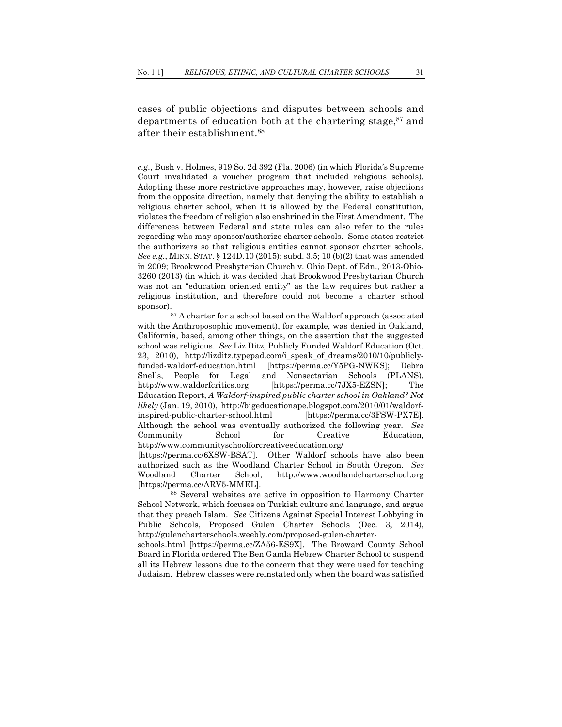cases of public objections and disputes between schools and departments of education both at the chartering stage,[87] and after their establishment.[88]

---

*e.g.*, Bush v. Holmes, 919 So. 2d 392 (Fla. 2006) (in which Florida's Supreme Court invalidated a voucher program that included religious schools). Adopting these more restrictive approaches may, however, raise objections from the opposite direction, namely that denying the ability to establish a religious charter school, when it is allowed by the Federal constitution, violates the freedom of religion also enshrined in the First Amendment. The differences between Federal and state rules can also refer to the rules regarding who may sponsor/authorize charter schools. Some states restrict the authorizers so that religious entities cannot sponsor charter schools. *See e.g.*, MINN. STAT. § 124D.10 (2015); subd. 3.5; 10 (b)(2) that was amended in 2009; Brookwood Presbyterian Church v. Ohio Dept. of Edn., 2013-Ohio-3260 (2013) (in which it was decided that Brookwood Presbytarian Church was not an "education oriented entity" as the law requires but rather a religious institution, and therefore could not become a charter school sponsor).

[87] A charter for a school based on the Waldorf approach (associated with the Anthroposophic movement), for example, was denied in Oakland, California, based, among other things, on the assertion that the suggested school was religious. *See* Liz Ditz, Publicly Funded Waldorf Education (Oct. 23, 2010), http://lizditz.typepad.com/i_speak_of_dreams/2010/10/publicly-funded-waldorf-education.html [https://perma.cc/Y5PG-NWKS]; Debra Snells, People for Legal and Nonsectarian Schools (PLANS), http://www.waldorfcritics.org [https://perma.cc/7JX5-EZSN]; The Education Report, *A Waldorf-inspired public charter school in Oakland? Not likely* (Jan. 19, 2010), http://bigeducationape.blogspot.com/2010/01/waldorf-inspired-public-charter-school.html [https://perma.cc/3FSW-PX7E]. Although the school was eventually authorized the following year. *See* Community School for Creative Education, http://www.communityschoolforcreativeeducation.org/ [https://perma.cc/6XSW-BSAT]. Other Waldorf schools have also been authorized such as the Woodland Charter School in South Oregon. *See* Woodland Charter School, http://www.woodlandcharterschool.org [https://perma.cc/ARV5-MMEL].

[88] Several websites are active in opposition to Harmony Charter School Network, which focuses on Turkish culture and language, and argue that they preach Islam. *See* Citizens Against Special Interest Lobbying in Public Schools, Proposed Gulen Charter Schools (Dec. 3, 2014), http://gulencharterschools.weebly.com/proposed-gulen-charter-schools.html [https://perma.cc/ZA56-ES9X]. The Broward County School Board in Florida ordered The Ben Gamla Hebrew Charter School to suspend all its Hebrew lessons due to the concern that they were used for teaching Judaism. Hebrew classes were reinstated only when the board was satisfied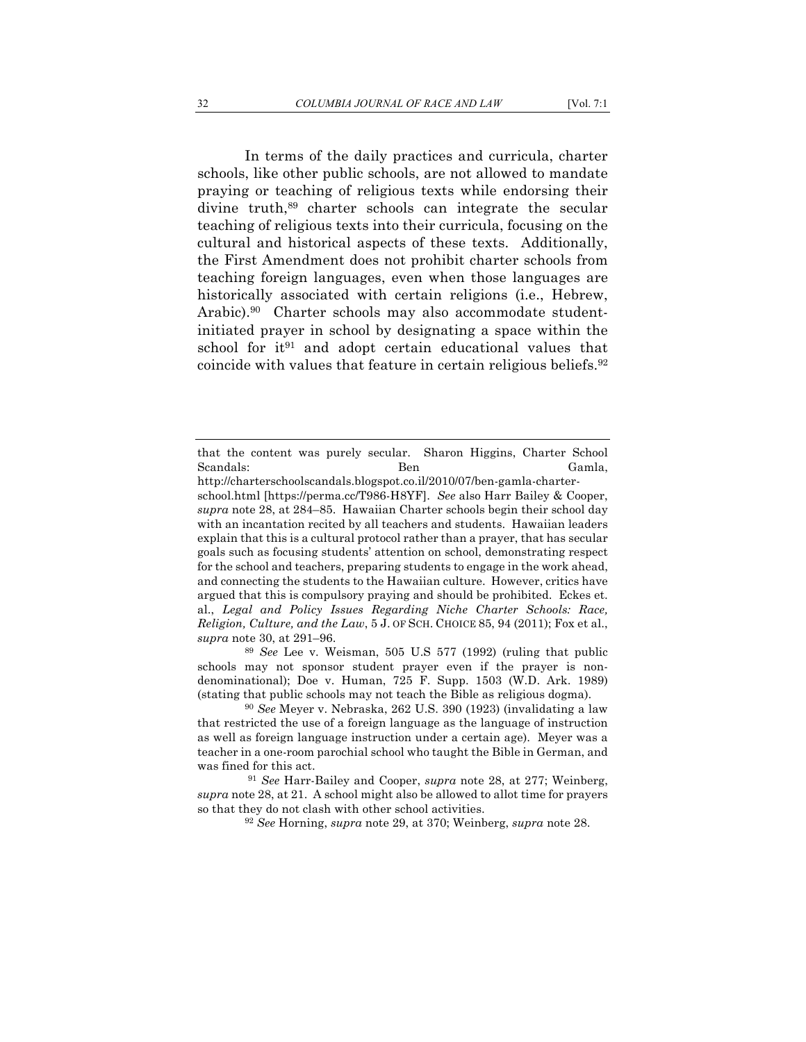In terms of the daily practices and curricula, charter schools, like other public schools, are not allowed to mandate praying or teaching of religious texts while endorsing their divine truth,[89] charter schools can integrate the secular teaching of religious texts into their curricula, focusing on the cultural and historical aspects of these texts. Additionally, the First Amendment does not prohibit charter schools from teaching foreign languages, even when those languages are historically associated with certain religions (i.e., Hebrew, Arabic).[90] Charter schools may also accommodate student-initiated prayer in school by designating a space within the school for it[91] and adopt certain educational values that coincide with values that feature in certain religious beliefs.[92]

---

that the content was purely secular. Sharon Higgins, Charter School Scandals: Ben Gamla, http://charterschoolscandals.blogspot.co.il/2010/07/ben-gamla-charter-school.html [https://perma.cc/T986-H8YF]. *See* also Harr Bailey & Cooper, *supra* note 28, at 284–85. Hawaiian Charter schools begin their school day with an incantation recited by all teachers and students. Hawaiian leaders explain that this is a cultural protocol rather than a prayer, that has secular goals such as focusing students' attention on school, demonstrating respect for the school and teachers, preparing students to engage in the work ahead, and connecting the students to the Hawaiian culture. However, critics have argued that this is compulsory praying and should be prohibited. Eckes et. al., *Legal and Policy Issues Regarding Niche Charter Schools: Race, Religion, Culture, and the Law*, 5 J. OF SCH. CHOICE 85, 94 (2011); Fox et al., *supra* note 30, at 291–96.

[89] *See* Lee v. Weisman, 505 U.S 577 (1992) (ruling that public schools may not sponsor student prayer even if the prayer is non-denominational); Doe v. Human, 725 F. Supp. 1503 (W.D. Ark. 1989) (stating that public schools may not teach the Bible as religious dogma).

[90] *See* Meyer v. Nebraska, 262 U.S. 390 (1923) (invalidating a law that restricted the use of a foreign language as the language of instruction as well as foreign language instruction under a certain age). Meyer was a teacher in a one-room parochial school who taught the Bible in German, and was fined for this act.

[91] *See* Harr-Bailey and Cooper, *supra* note 28, at 277; Weinberg, *supra* note 28, at 21. A school might also be allowed to allot time for prayers so that they do not clash with other school activities.

[92] *See* Horning, *supra* note 29, at 370; Weinberg, *supra* note 28.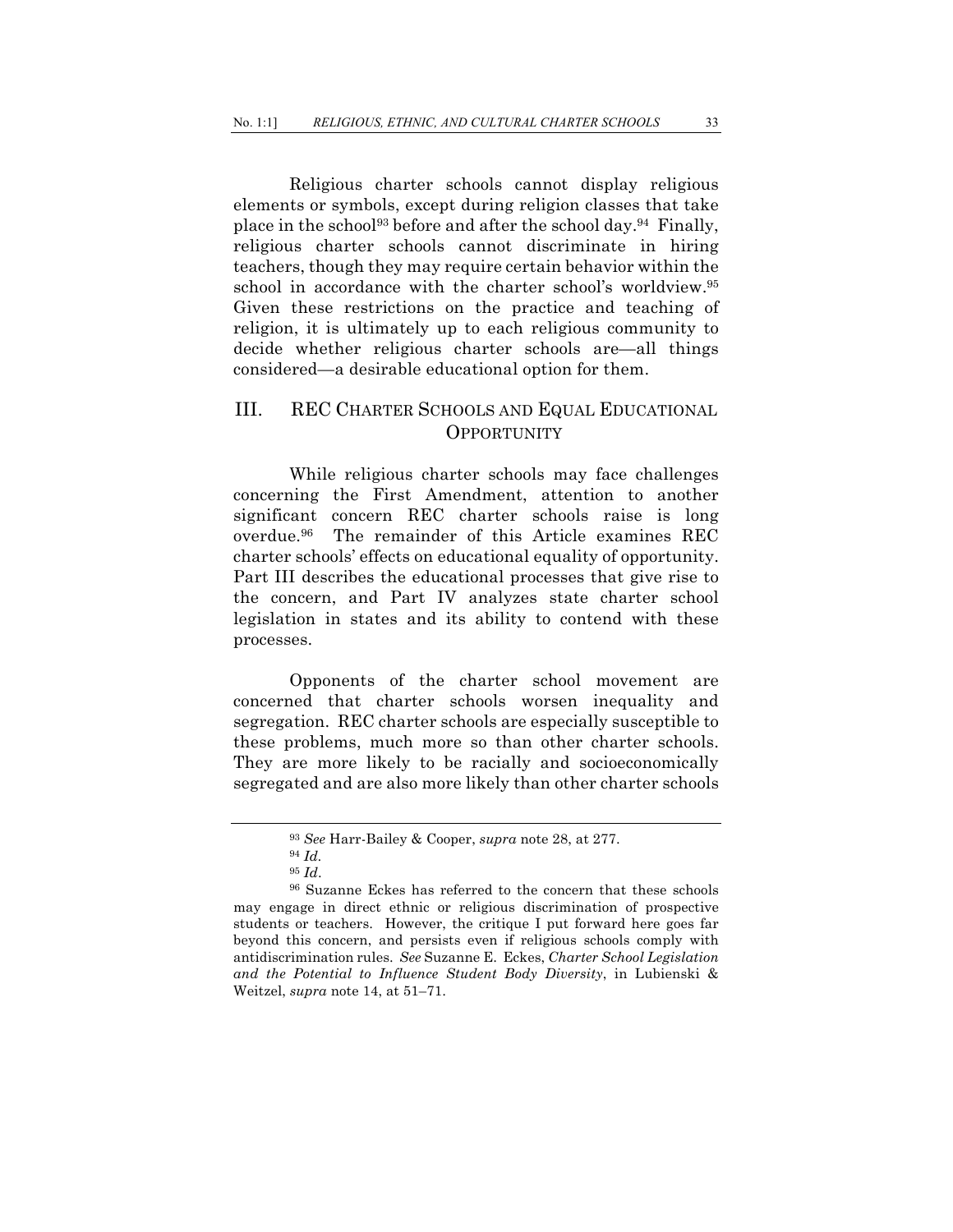Religious charter schools cannot display religious elements or symbols, except during religion classes that take place in the school[93] before and after the school day.[94] Finally, religious charter schools cannot discriminate in hiring teachers, though they may require certain behavior within the school in accordance with the charter school's worldview.[95] Given these restrictions on the practice and teaching of religion, it is ultimately up to each religious community to decide whether religious charter schools are—all things considered—a desirable educational option for them.

## III. REC CHARTER SCHOOLS AND EQUAL EDUCATIONAL OPPORTUNITY

While religious charter schools may face challenges concerning the First Amendment, attention to another significant concern REC charter schools raise is long overdue.[96] The remainder of this Article examines REC charter schools' effects on educational equality of opportunity. Part III describes the educational processes that give rise to the concern, and Part IV analyzes state charter school legislation in states and its ability to contend with these processes.

Opponents of the charter school movement are concerned that charter schools worsen inequality and segregation. REC charter schools are especially susceptible to these problems, much more so than other charter schools. They are more likely to be racially and socioeconomically segregated and are also more likely than other charter schools

---

[93] *See* Harr-Bailey & Cooper, *supra* note 28, at 277.

[94] *Id*.

[95] *Id*.

[96] Suzanne Eckes has referred to the concern that these schools may engage in direct ethnic or religious discrimination of prospective students or teachers. However, the critique I put forward here goes far beyond this concern, and persists even if religious schools comply with antidiscrimination rules. *See* Suzanne E. Eckes, *Charter School Legislation and the Potential to Influence Student Body Diversity*, in Lubienski & Weitzel, *supra* note 14, at 51–71.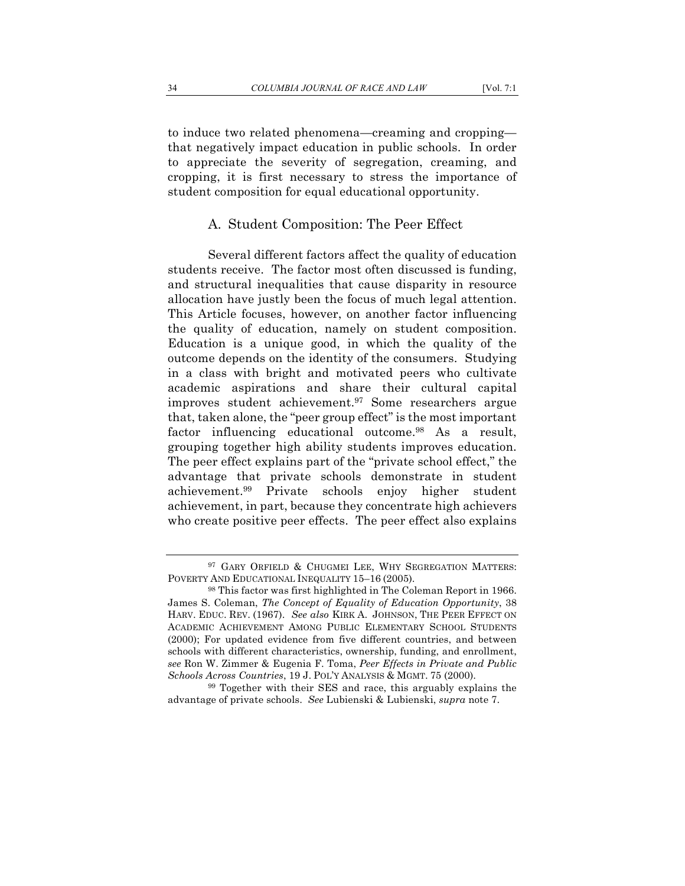to induce two related phenomena—creaming and cropping—that negatively impact education in public schools. In order to appreciate the severity of segregation, creaming, and cropping, it is first necessary to stress the importance of student composition for equal educational opportunity.

### A. Student Composition: The Peer Effect

Several different factors affect the quality of education students receive. The factor most often discussed is funding, and structural inequalities that cause disparity in resource allocation have justly been the focus of much legal attention. This Article focuses, however, on another factor influencing the quality of education, namely on student composition. Education is a unique good, in which the quality of the outcome depends on the identity of the consumers. Studying in a class with bright and motivated peers who cultivate academic aspirations and share their cultural capital improves student achievement.[97] Some researchers argue that, taken alone, the "peer group effect" is the most important factor influencing educational outcome.[98] As a result, grouping together high ability students improves education. The peer effect explains part of the "private school effect," the advantage that private schools demonstrate in student achievement.[99] Private schools enjoy higher student achievement, in part, because they concentrate high achievers who create positive peer effects. The peer effect also explains

---

[97] GARY ORFIELD & CHUGMEI LEE, WHY SEGREGATION MATTERS: POVERTY AND EDUCATIONAL INEQUALITY 15–16 (2005).

[98] This factor was first highlighted in The Coleman Report in 1966. James S. Coleman, *The Concept of Equality of Education Opportunity*, 38 HARV. EDUC. REV. (1967). *See also* KIRK A. JOHNSON, THE PEER EFFECT ON ACADEMIC ACHIEVEMENT AMONG PUBLIC ELEMENTARY SCHOOL STUDENTS (2000); For updated evidence from five different countries, and between schools with different characteristics, ownership, funding, and enrollment, *see* Ron W. Zimmer & Eugenia F. Toma, *Peer Effects in Private and Public Schools Across Countries*, 19 J. POL'Y ANALYSIS & MGMT. 75 (2000).

[99] Together with their SES and race, this arguably explains the advantage of private schools. *See* Lubienski & Lubienski, *supra* note 7.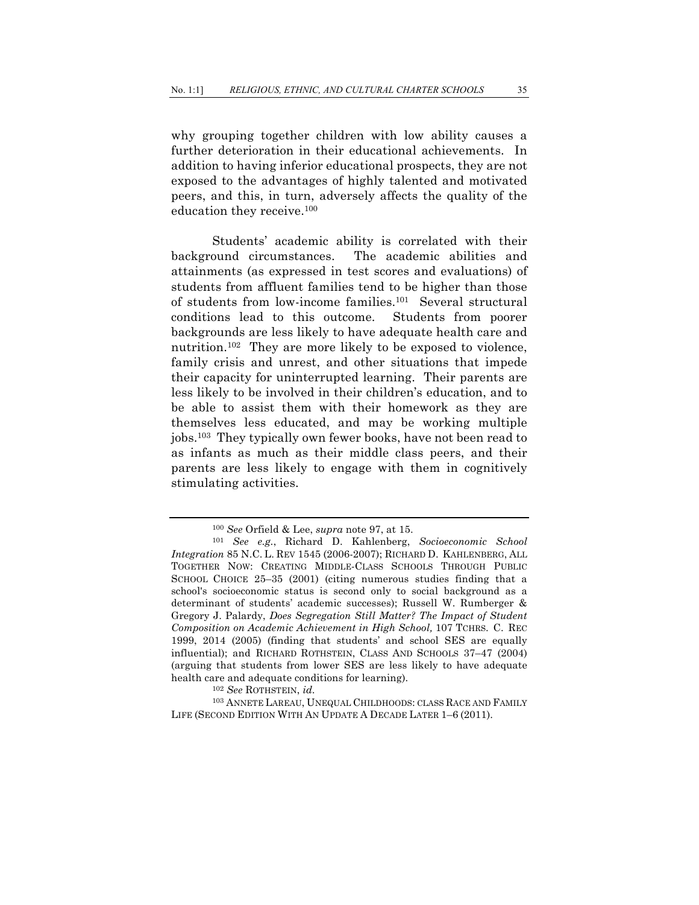why grouping together children with low ability causes a further deterioration in their educational achievements. In addition to having inferior educational prospects, they are not exposed to the advantages of highly talented and motivated peers, and this, in turn, adversely affects the quality of the education they receive.[100]

Students' academic ability is correlated with their background circumstances. The academic abilities and attainments (as expressed in test scores and evaluations) of students from affluent families tend to be higher than those of students from low-income families.[101] Several structural conditions lead to this outcome. Students from poorer backgrounds are less likely to have adequate health care and nutrition.[102] They are more likely to be exposed to violence, family crisis and unrest, and other situations that impede their capacity for uninterrupted learning. Their parents are less likely to be involved in their children's education, and to be able to assist them with their homework as they are themselves less educated, and may be working multiple jobs.[103] They typically own fewer books, have not been read to as infants as much as their middle class peers, and their parents are less likely to engage with them in cognitively stimulating activities.

---

[100] *See* Orfield & Lee, *supra* note 97, at 15.

[101] *See e.g.*, Richard D. Kahlenberg, *Socioeconomic School Integration* 85 N.C. L. REV 1545 (2006-2007); RICHARD D. KAHLENBERG, ALL TOGETHER NOW: CREATING MIDDLE-CLASS SCHOOLS THROUGH PUBLIC SCHOOL CHOICE 25–35 (2001) (citing numerous studies finding that a school's socioeconomic status is second only to social background as a determinant of students' academic successes); Russell W. Rumberger & Gregory J. Palardy, *Does Segregation Still Matter? The Impact of Student Composition on Academic Achievement in High School,* 107 TCHRS. C. REC 1999, 2014 (2005) (finding that students' and school SES are equally influential); and RICHARD ROTHSTEIN, CLASS AND SCHOOLS 37–47 (2004) (arguing that students from lower SES are less likely to have adequate health care and adequate conditions for learning).

[102] *See* ROTHSTEIN, *id.*

[103] ANNETE LAREAU, UNEQUAL CHILDHOODS: CLASS RACE AND FAMILY LIFE (SECOND EDITION WITH AN UPDATE A DECADE LATER 1–6 (2011).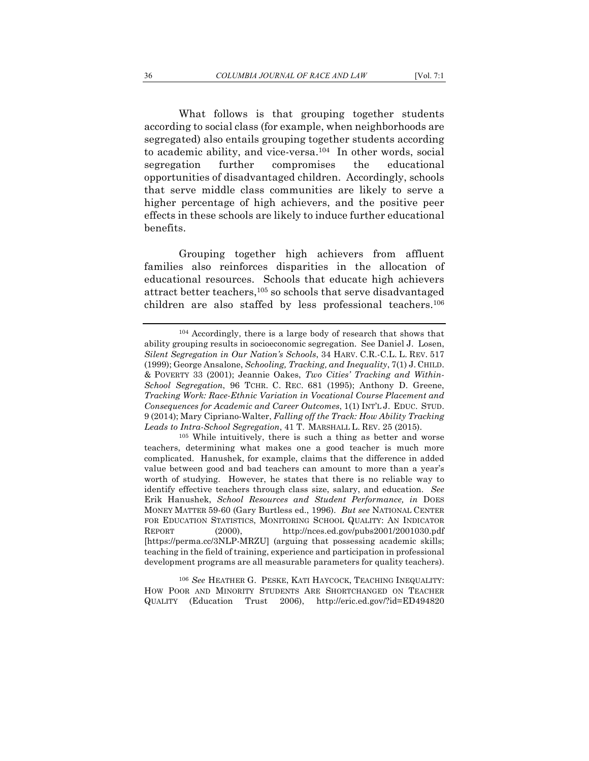What follows is that grouping together students according to social class (for example, when neighborhoods are segregated) also entails grouping together students according to academic ability, and vice-versa.[104] In other words, social segregation further compromises the educational opportunities of disadvantaged children. Accordingly, schools that serve middle class communities are likely to serve a higher percentage of high achievers, and the positive peer effects in these schools are likely to induce further educational benefits.

Grouping together high achievers from affluent families also reinforces disparities in the allocation of educational resources. Schools that educate high achievers attract better teachers,[105] so schools that serve disadvantaged children are also staffed by less professional teachers.[106]

---

[104] Accordingly, there is a large body of research that shows that ability grouping results in socioeconomic segregation. See Daniel J. Losen, *Silent Segregation in Our Nation's Schools*, 34 HARV. C.R.-C.L. L. REV. 517 (1999); George Ansalone, *Schooling, Tracking, and Inequality*, 7(1) J. CHILD. & POVERTY 33 (2001); Jeannie Oakes, *Two Cities' Tracking and Within-School Segregation*, 96 TCHR. C. REC. 681 (1995); Anthony D. Greene, *Tracking Work: Race-Ethnic Variation in Vocational Course Placement and Consequences for Academic and Career Outcomes*, 1(1) INT'L J. EDUC. STUD. 9 (2014); Mary Cipriano-Walter, *Falling off the Track: How Ability Tracking Leads to Intra-School Segregation*, 41 T. MARSHALL L. REV. 25 (2015).

[105] While intuitively, there is such a thing as better and worse teachers, determining what makes one a good teacher is much more complicated. Hanushek, for example, claims that the difference in added value between good and bad teachers can amount to more than a year's worth of studying. However, he states that there is no reliable way to identify effective teachers through class size, salary, and education. *See* Erik Hanushek, *School Resources and Student Performance, in* DOES MONEY MATTER 59-60 (Gary Burtless ed., 1996). *But see* NATIONAL CENTER FOR EDUCATION STATISTICS, MONITORING SCHOOL QUALITY: AN INDICATOR REPORT (2000), http://nces.ed.gov/pubs2001/2001030.pdf [https://perma.cc/3NLP-MRZU] (arguing that possessing academic skills; teaching in the field of training, experience and participation in professional development programs are all measurable parameters for quality teachers).

[106] *See* HEATHER G. PESKE, KATI HAYCOCK, TEACHING INEQUALITY: HOW POOR AND MINORITY STUDENTS ARE SHORTCHANGED ON TEACHER QUALITY (Education Trust 2006), http://eric.ed.gov/?id=ED494820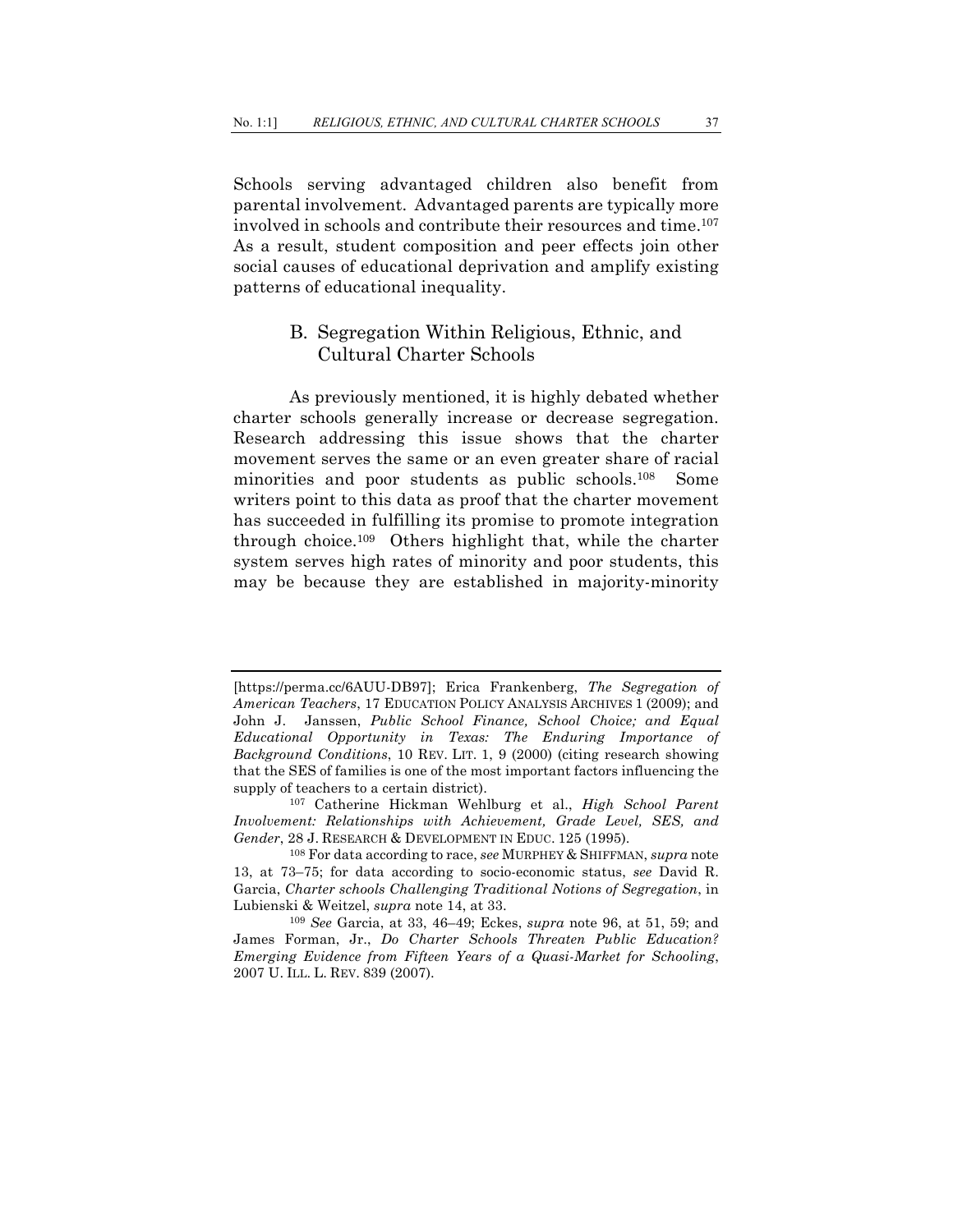Schools serving advantaged children also benefit from parental involvement. Advantaged parents are typically more involved in schools and contribute their resources and time.[107] As a result, student composition and peer effects join other social causes of educational deprivation and amplify existing patterns of educational inequality.

### B. Segregation Within Religious, Ethnic, and Cultural Charter Schools

As previously mentioned, it is highly debated whether charter schools generally increase or decrease segregation. Research addressing this issue shows that the charter movement serves the same or an even greater share of racial minorities and poor students as public schools.[108] Some writers point to this data as proof that the charter movement has succeeded in fulfilling its promise to promote integration through choice.[109] Others highlight that, while the charter system serves high rates of minority and poor students, this may be because they are established in majority-minority

---

[https://perma.cc/6AUU-DB97]; Erica Frankenberg, *The Segregation of American Teachers*, 17 EDUCATION POLICY ANALYSIS ARCHIVES 1 (2009); and John J. Janssen, *Public School Finance, School Choice; and Equal Educational Opportunity in Texas: The Enduring Importance of Background Conditions*, 10 REV. LIT. 1, 9 (2000) (citing research showing that the SES of families is one of the most important factors influencing the supply of teachers to a certain district).

[107] Catherine Hickman Wehlburg et al., *High School Parent Involvement: Relationships with Achievement, Grade Level, SES, and Gender*, 28 J. RESEARCH & DEVELOPMENT IN EDUC. 125 (1995).

[108] For data according to race, *see* MURPHEY & SHIFFMAN, *supra* note 13, at 73–75; for data according to socio-economic status, *see* David R. Garcia, *Charter schools Challenging Traditional Notions of Segregation*, in Lubienski & Weitzel, *supra* note 14, at 33.

[109] *See* Garcia, at 33, 46–49; Eckes, *supra* note 96, at 51, 59; and James Forman, Jr., *Do Charter Schools Threaten Public Education? Emerging Evidence from Fifteen Years of a Quasi-Market for Schooling*, 2007 U. ILL. L. REV. 839 (2007).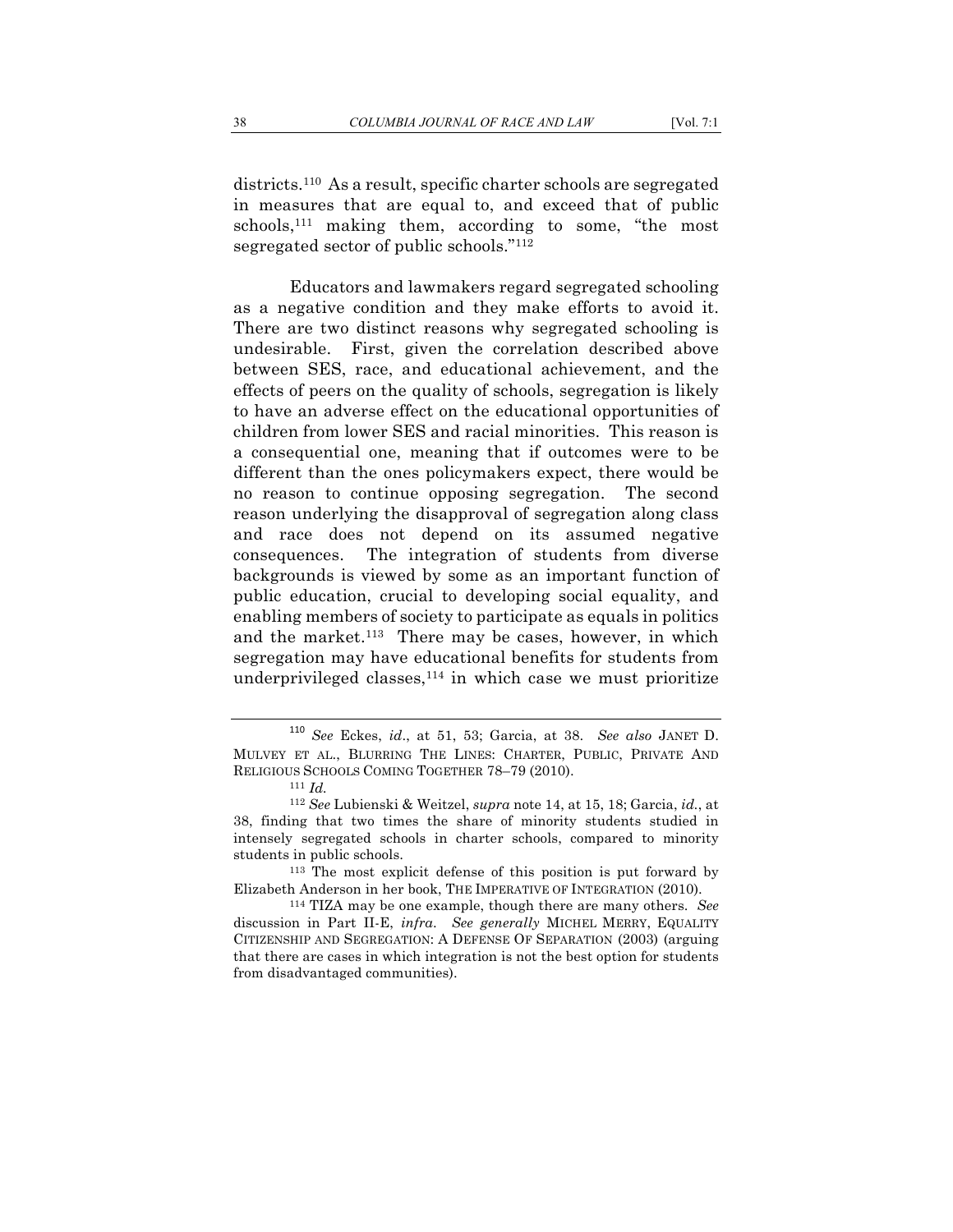districts.[110] As a result, specific charter schools are segregated in measures that are equal to, and exceed that of public schools,[111] making them, according to some, "the most segregated sector of public schools."[112]

Educators and lawmakers regard segregated schooling as a negative condition and they make efforts to avoid it. There are two distinct reasons why segregated schooling is undesirable. First, given the correlation described above between SES, race, and educational achievement, and the effects of peers on the quality of schools, segregation is likely to have an adverse effect on the educational opportunities of children from lower SES and racial minorities. This reason is a consequential one, meaning that if outcomes were to be different than the ones policymakers expect, there would be no reason to continue opposing segregation. The second reason underlying the disapproval of segregation along class and race does not depend on its assumed negative consequences. The integration of students from diverse backgrounds is viewed by some as an important function of public education, crucial to developing social equality, and enabling members of society to participate as equals in politics and the market.[113] There may be cases, however, in which segregation may have educational benefits for students from underprivileged classes,[114] in which case we must prioritize

---

[110] *See* Eckes, *id*., at 51, 53; Garcia, at 38. *See also* JANET D. MULVEY ET AL., BLURRING THE LINES: CHARTER, PUBLIC, PRIVATE AND RELIGIOUS SCHOOLS COMING TOGETHER 78–79 (2010).

[111] *Id.*

[112] *See* Lubienski & Weitzel, *supra* note 14, at 15, 18; Garcia, *id.*, at 38, finding that two times the share of minority students studied in intensely segregated schools in charter schools, compared to minority students in public schools.

[113] The most explicit defense of this position is put forward by Elizabeth Anderson in her book, THE IMPERATIVE OF INTEGRATION (2010).

[114] TIZA may be one example, though there are many others. *See* discussion in Part II-E, *infra*. *See generally* MICHEL MERRY, EQUALITY CITIZENSHIP AND SEGREGATION: A DEFENSE OF SEPARATION (2003) (arguing that there are cases in which integration is not the best option for students from disadvantaged communities).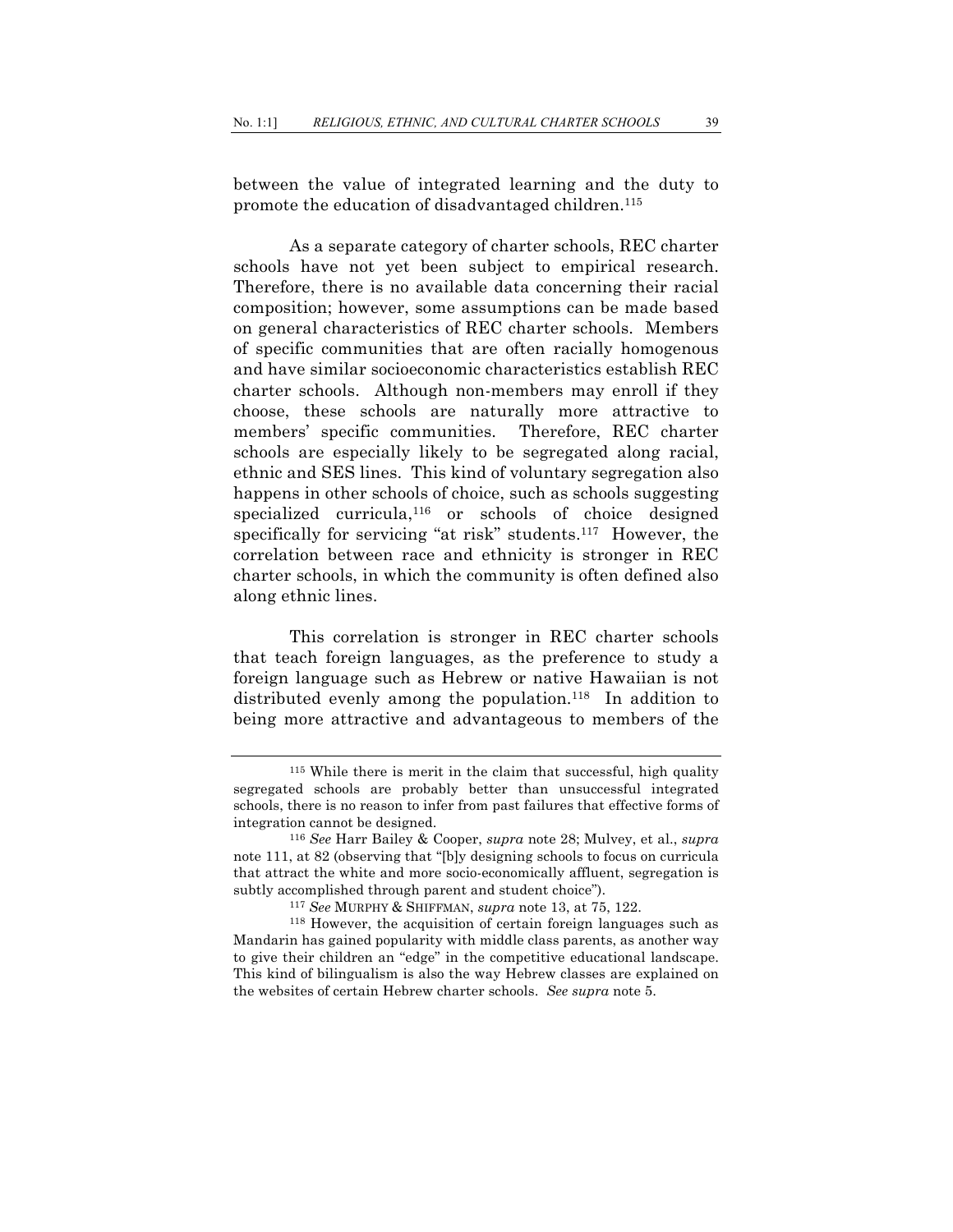between the value of integrated learning and the duty to promote the education of disadvantaged children.[115]

As a separate category of charter schools, REC charter schools have not yet been subject to empirical research. Therefore, there is no available data concerning their racial composition; however, some assumptions can be made based on general characteristics of REC charter schools. Members of specific communities that are often racially homogenous and have similar socioeconomic characteristics establish REC charter schools. Although non-members may enroll if they choose, these schools are naturally more attractive to members' specific communities. Therefore, REC charter schools are especially likely to be segregated along racial, ethnic and SES lines. This kind of voluntary segregation also happens in other schools of choice, such as schools suggesting specialized curricula,[116] or schools of choice designed specifically for servicing "at risk" students.[117] However, the correlation between race and ethnicity is stronger in REC charter schools, in which the community is often defined also along ethnic lines.

This correlation is stronger in REC charter schools that teach foreign languages, as the preference to study a foreign language such as Hebrew or native Hawaiian is not distributed evenly among the population.[118] In addition to being more attractive and advantageous to members of the

---

[115] While there is merit in the claim that successful, high quality segregated schools are probably better than unsuccessful integrated schools, there is no reason to infer from past failures that effective forms of integration cannot be designed.

[116] *See* Harr Bailey & Cooper, *supra* note 28; Mulvey, et al., *supra* note 111, at 82 (observing that "[b]y designing schools to focus on curricula that attract the white and more socio-economically affluent, segregation is subtly accomplished through parent and student choice").

[117] *See* MURPHY & SHIFFMAN, *supra* note 13, at 75, 122.

[118] However, the acquisition of certain foreign languages such as Mandarin has gained popularity with middle class parents, as another way to give their children an "edge" in the competitive educational landscape. This kind of bilingualism is also the way Hebrew classes are explained on the websites of certain Hebrew charter schools. *See supra* note 5.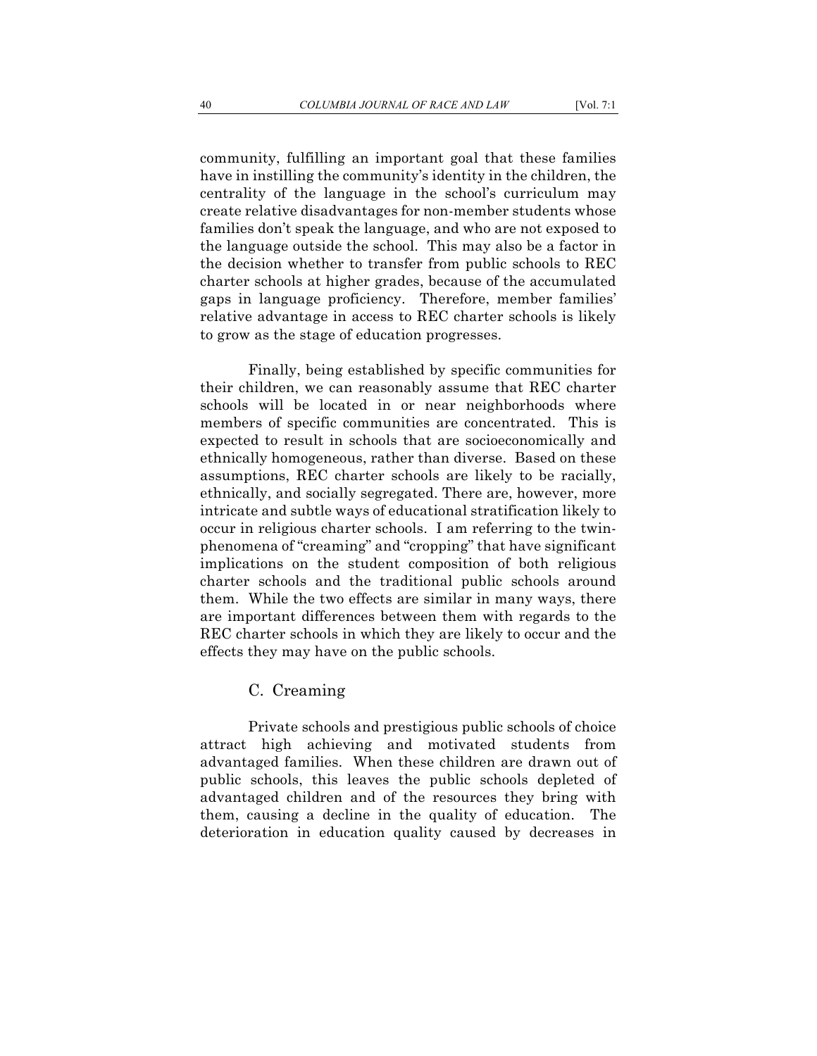community, fulfilling an important goal that these families have in instilling the community's identity in the children, the centrality of the language in the school's curriculum may create relative disadvantages for non-member students whose families don't speak the language, and who are not exposed to the language outside the school. This may also be a factor in the decision whether to transfer from public schools to REC charter schools at higher grades, because of the accumulated gaps in language proficiency. Therefore, member families' relative advantage in access to REC charter schools is likely to grow as the stage of education progresses.

Finally, being established by specific communities for their children, we can reasonably assume that REC charter schools will be located in or near neighborhoods where members of specific communities are concentrated. This is expected to result in schools that are socioeconomically and ethnically homogeneous, rather than diverse. Based on these assumptions, REC charter schools are likely to be racially, ethnically, and socially segregated. There are, however, more intricate and subtle ways of educational stratification likely to occur in religious charter schools. I am referring to the twin-phenomena of "creaming" and "cropping" that have significant implications on the student composition of both religious charter schools and the traditional public schools around them. While the two effects are similar in many ways, there are important differences between them with regards to the REC charter schools in which they are likely to occur and the effects they may have on the public schools.

### C. Creaming

Private schools and prestigious public schools of choice attract high achieving and motivated students from advantaged families. When these children are drawn out of public schools, this leaves the public schools depleted of advantaged children and of the resources they bring with them, causing a decline in the quality of education. The deterioration in education quality caused by decreases in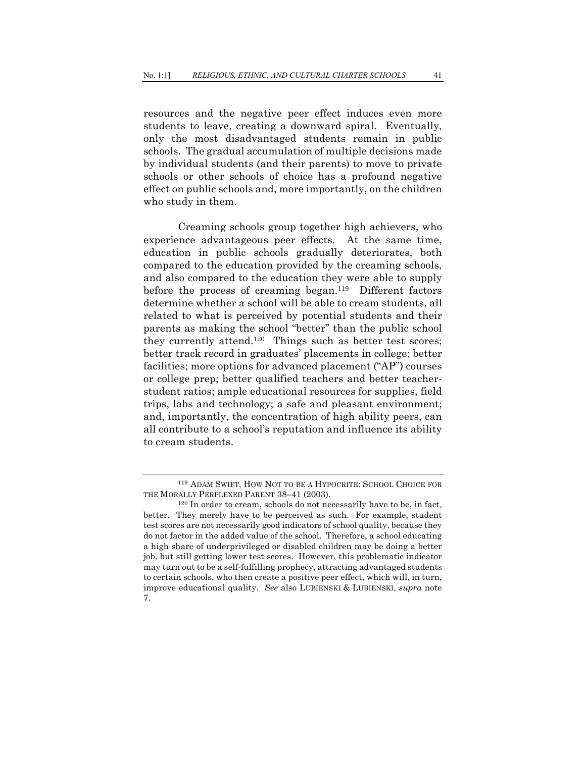resources and the negative peer effect induces even more students to leave, creating a downward spiral. Eventually, only the most disadvantaged students remain in public schools. The gradual accumulation of multiple decisions made by individual students (and their parents) to move to private schools or other schools of choice has a profound negative effect on public schools and, more importantly, on the children who study in them.

Creaming schools group together high achievers, who experience advantageous peer effects. At the same time, education in public schools gradually deteriorates, both compared to the education provided by the creaming schools, and also compared to the education they were able to supply before the process of creaming began.[119] Different factors determine whether a school will be able to cream students, all related to what is perceived by potential students and their parents as making the school "better" than the public school they currently attend.[120] Things such as better test scores; better track record in graduates' placements in college; better facilities; more options for advanced placement ("AP") courses or college prep; better qualified teachers and better teacher-student ratios; ample educational resources for supplies, field trips, labs and technology; a safe and pleasant environment; and, importantly, the concentration of high ability peers, can all contribute to a school's reputation and influence its ability to cream students.

---

[119] ADAM SWIFT, HOW NOT TO BE A HYPOCRITE: SCHOOL CHOICE FOR THE MORALLY PERPLEXED PARENT 38–41 (2003).

[120] In order to cream, schools do not necessarily have to be, in fact, better. They merely have to be perceived as such. For example, student test scores are not necessarily good indicators of school quality, because they do not factor in the added value of the school. Therefore, a school educating a high share of underprivileged or disabled children may be doing a better job, but still getting lower test scores. However, this problematic indicator may turn out to be a self-fulfilling prophecy, attracting advantaged students to certain schools, who then create a positive peer effect, which will, in turn, improve educational quality. *See* also LUBIENSKI & LUBIENSKI, *supra* note 7.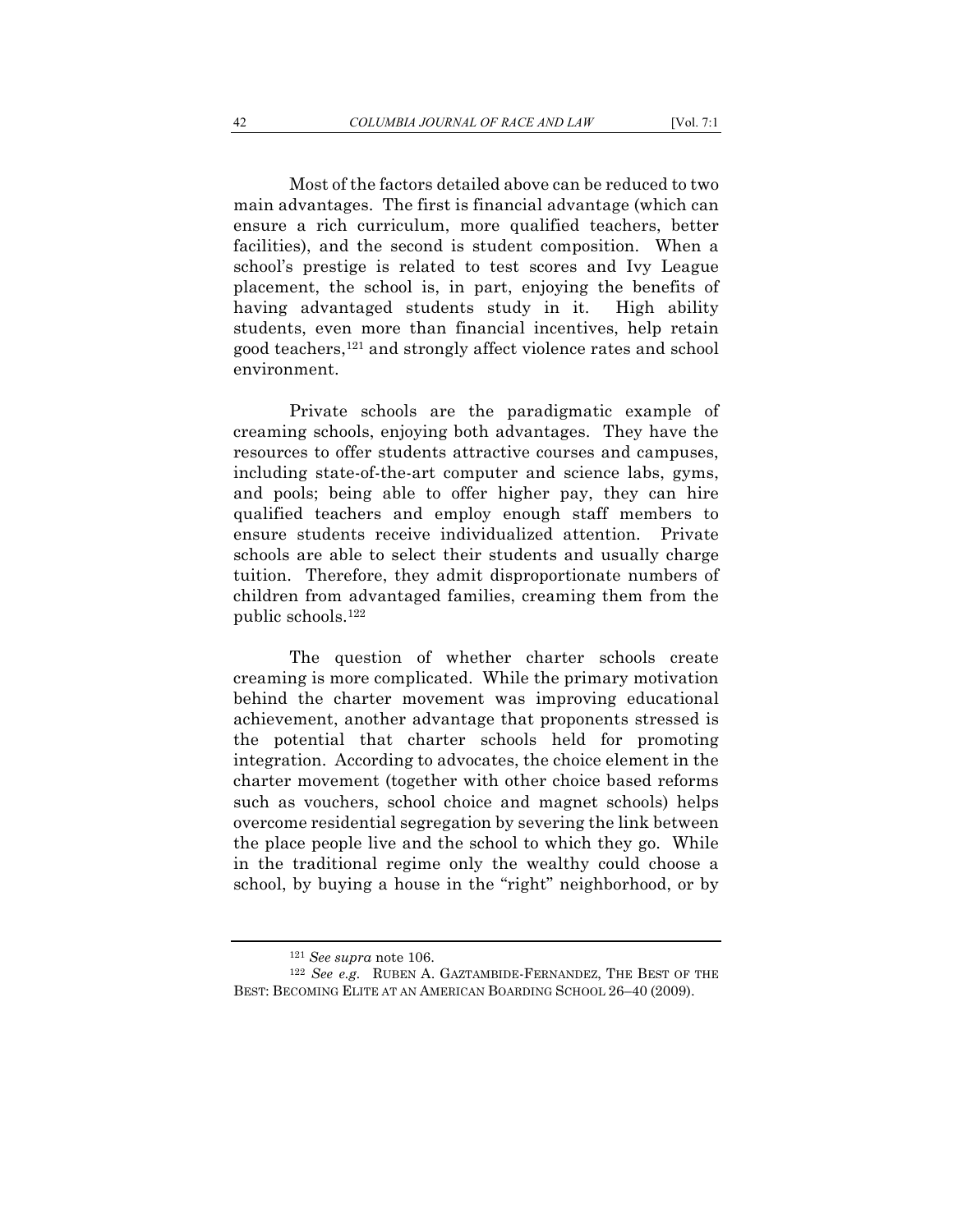Most of the factors detailed above can be reduced to two main advantages. The first is financial advantage (which can ensure a rich curriculum, more qualified teachers, better facilities), and the second is student composition. When a school's prestige is related to test scores and Ivy League placement, the school is, in part, enjoying the benefits of having advantaged students study in it. High ability students, even more than financial incentives, help retain good teachers,[121] and strongly affect violence rates and school environment.

Private schools are the paradigmatic example of creaming schools, enjoying both advantages. They have the resources to offer students attractive courses and campuses, including state-of-the-art computer and science labs, gyms, and pools; being able to offer higher pay, they can hire qualified teachers and employ enough staff members to ensure students receive individualized attention. Private schools are able to select their students and usually charge tuition. Therefore, they admit disproportionate numbers of children from advantaged families, creaming them from the public schools.[122]

The question of whether charter schools create creaming is more complicated. While the primary motivation behind the charter movement was improving educational achievement, another advantage that proponents stressed is the potential that charter schools held for promoting integration. According to advocates, the choice element in the charter movement (together with other choice based reforms such as vouchers, school choice and magnet schools) helps overcome residential segregation by severing the link between the place people live and the school to which they go. While in the traditional regime only the wealthy could choose a school, by buying a house in the "right" neighborhood, or by

---

[121] *See supra* note 106.

[122] *See e.g.* RUBEN A. GAZTAMBIDE-FERNANDEZ, THE BEST OF THE BEST: BECOMING ELITE AT AN AMERICAN BOARDING SCHOOL 26–40 (2009).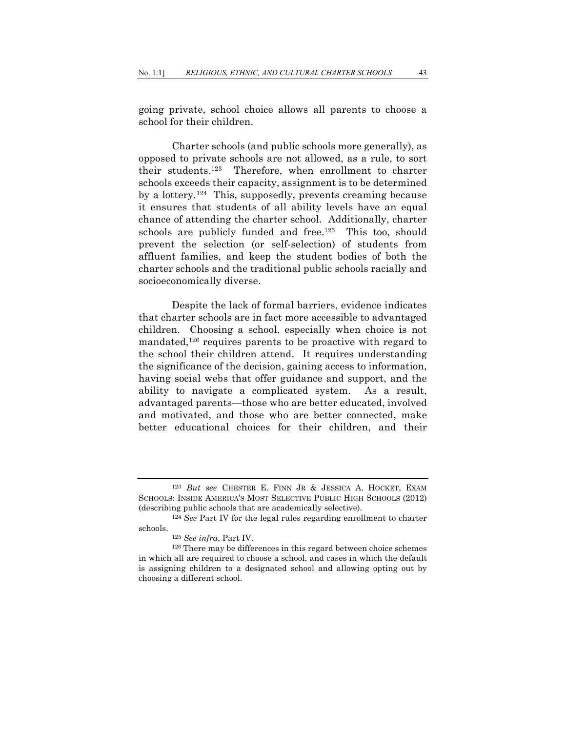going private, school choice allows all parents to choose a school for their children.

Charter schools (and public schools more generally), as opposed to private schools are not allowed, as a rule, to sort their students.[123] Therefore, when enrollment to charter schools exceeds their capacity, assignment is to be determined by a lottery.[124] This, supposedly, prevents creaming because it ensures that students of all ability levels have an equal chance of attending the charter school. Additionally, charter schools are publicly funded and free.[125] This too, should prevent the selection (or self-selection) of students from affluent families, and keep the student bodies of both the charter schools and the traditional public schools racially and socioeconomically diverse.

Despite the lack of formal barriers, evidence indicates that charter schools are in fact more accessible to advantaged children. Choosing a school, especially when choice is not mandated,[126] requires parents to be proactive with regard to the school their children attend. It requires understanding the significance of the decision, gaining access to information, having social webs that offer guidance and support, and the ability to navigate a complicated system. As a result, advantaged parents—those who are better educated, involved and motivated, and those who are better connected, make better educational choices for their children, and their

---

[123] *But see* CHESTER E. FINN JR & JESSICA A. HOCKET, EXAM SCHOOLS: INSIDE AMERICA'S MOST SELECTIVE PUBLIC HIGH SCHOOLS (2012) (describing public schools that are academically selective).

[124] *See* Part IV for the legal rules regarding enrollment to charter schools.

[125] *See infra*, Part IV.

[126] There may be differences in this regard between choice schemes in which all are required to choose a school, and cases in which the default is assigning children to a designated school and allowing opting out by choosing a different school.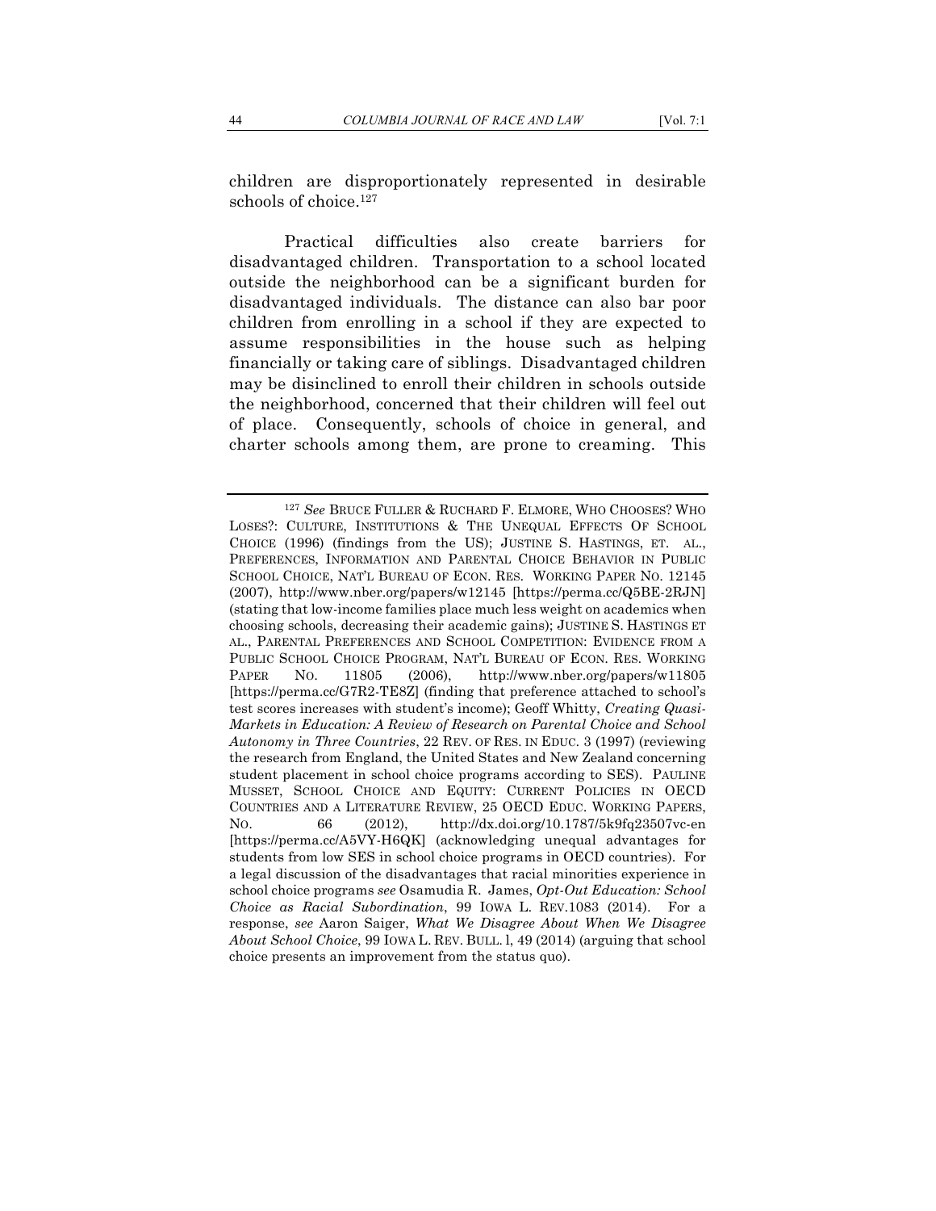children are disproportionately represented in desirable schools of choice.[127]

Practical difficulties also create barriers for disadvantaged children. Transportation to a school located outside the neighborhood can be a significant burden for disadvantaged individuals. The distance can also bar poor children from enrolling in a school if they are expected to assume responsibilities in the house such as helping financially or taking care of siblings. Disadvantaged children may be disinclined to enroll their children in schools outside the neighborhood, concerned that their children will feel out of place. Consequently, schools of choice in general, and charter schools among them, are prone to creaming. This

---

[127] *See* BRUCE FULLER & RUCHARD F. ELMORE, WHO CHOOSES? WHO LOSES?: CULTURE, INSTITUTIONS & THE UNEQUAL EFFECTS OF SCHOOL CHOICE (1996) (findings from the US); JUSTINE S. HASTINGS, ET. AL., PREFERENCES, INFORMATION AND PARENTAL CHOICE BEHAVIOR IN PUBLIC SCHOOL CHOICE, NAT'L BUREAU OF ECON. RES. WORKING PAPER NO. 12145 (2007), http://www.nber.org/papers/w12145 [https://perma.cc/Q5BE-2RJN] (stating that low-income families place much less weight on academics when choosing schools, decreasing their academic gains); JUSTINE S. HASTINGS ET AL., PARENTAL PREFERENCES AND SCHOOL COMPETITION: EVIDENCE FROM A PUBLIC SCHOOL CHOICE PROGRAM, NAT'L BUREAU OF ECON. RES. WORKING PAPER NO. 11805 (2006), http://www.nber.org/papers/w11805 [https://perma.cc/G7R2-TE8Z] (finding that preference attached to school's test scores increases with student's income); Geoff Whitty, *Creating Quasi-Markets in Education: A Review of Research on Parental Choice and School Autonomy in Three Countries*, 22 REV. OF RES. IN EDUC. 3 (1997) (reviewing the research from England, the United States and New Zealand concerning student placement in school choice programs according to SES). PAULINE MUSSET, SCHOOL CHOICE AND EQUITY: CURRENT POLICIES IN OECD COUNTRIES AND A LITERATURE REVIEW, 25 OECD EDUC. WORKING PAPERS, NO. 66 (2012), http://dx.doi.org/10.1787/5k9fq23507vc-en [https://perma.cc/A5VY-H6QK] (acknowledging unequal advantages for students from low SES in school choice programs in OECD countries). For a legal discussion of the disadvantages that racial minorities experience in school choice programs *see* Osamudia R. James, *Opt-Out Education: School Choice as Racial Subordination*, 99 IOWA L. REV.1083 (2014). For a response, *see* Aaron Saiger, *What We Disagree About When We Disagree About School Choice*, 99 IOWA L. REV. BULL. l, 49 (2014) (arguing that school choice presents an improvement from the status quo).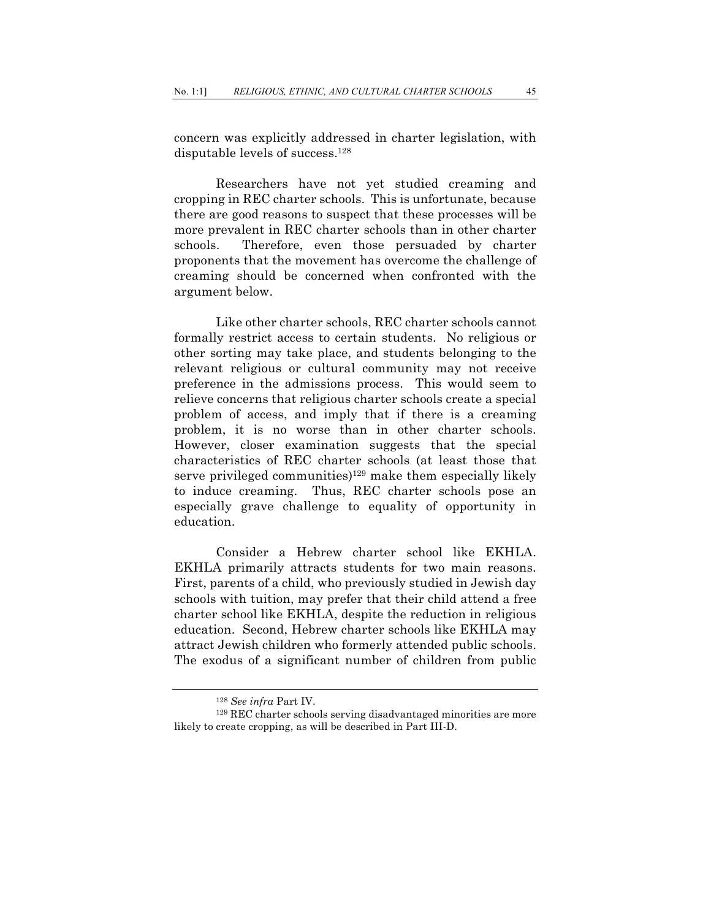concern was explicitly addressed in charter legislation, with disputable levels of success.[128]

Researchers have not yet studied creaming and cropping in REC charter schools. This is unfortunate, because there are good reasons to suspect that these processes will be more prevalent in REC charter schools than in other charter schools. Therefore, even those persuaded by charter proponents that the movement has overcome the challenge of creaming should be concerned when confronted with the argument below.

Like other charter schools, REC charter schools cannot formally restrict access to certain students. No religious or other sorting may take place, and students belonging to the relevant religious or cultural community may not receive preference in the admissions process. This would seem to relieve concerns that religious charter schools create a special problem of access, and imply that if there is a creaming problem, it is no worse than in other charter schools. However, closer examination suggests that the special characteristics of REC charter schools (at least those that serve privileged communities)[129] make them especially likely to induce creaming. Thus, REC charter schools pose an especially grave challenge to equality of opportunity in education.

Consider a Hebrew charter school like EKHLA. EKHLA primarily attracts students for two main reasons. First, parents of a child, who previously studied in Jewish day schools with tuition, may prefer that their child attend a free charter school like EKHLA, despite the reduction in religious education. Second, Hebrew charter schools like EKHLA may attract Jewish children who formerly attended public schools. The exodus of a significant number of children from public

---

[128] *See infra* Part IV.

[129] REC charter schools serving disadvantaged minorities are more likely to create cropping, as will be described in Part III-D.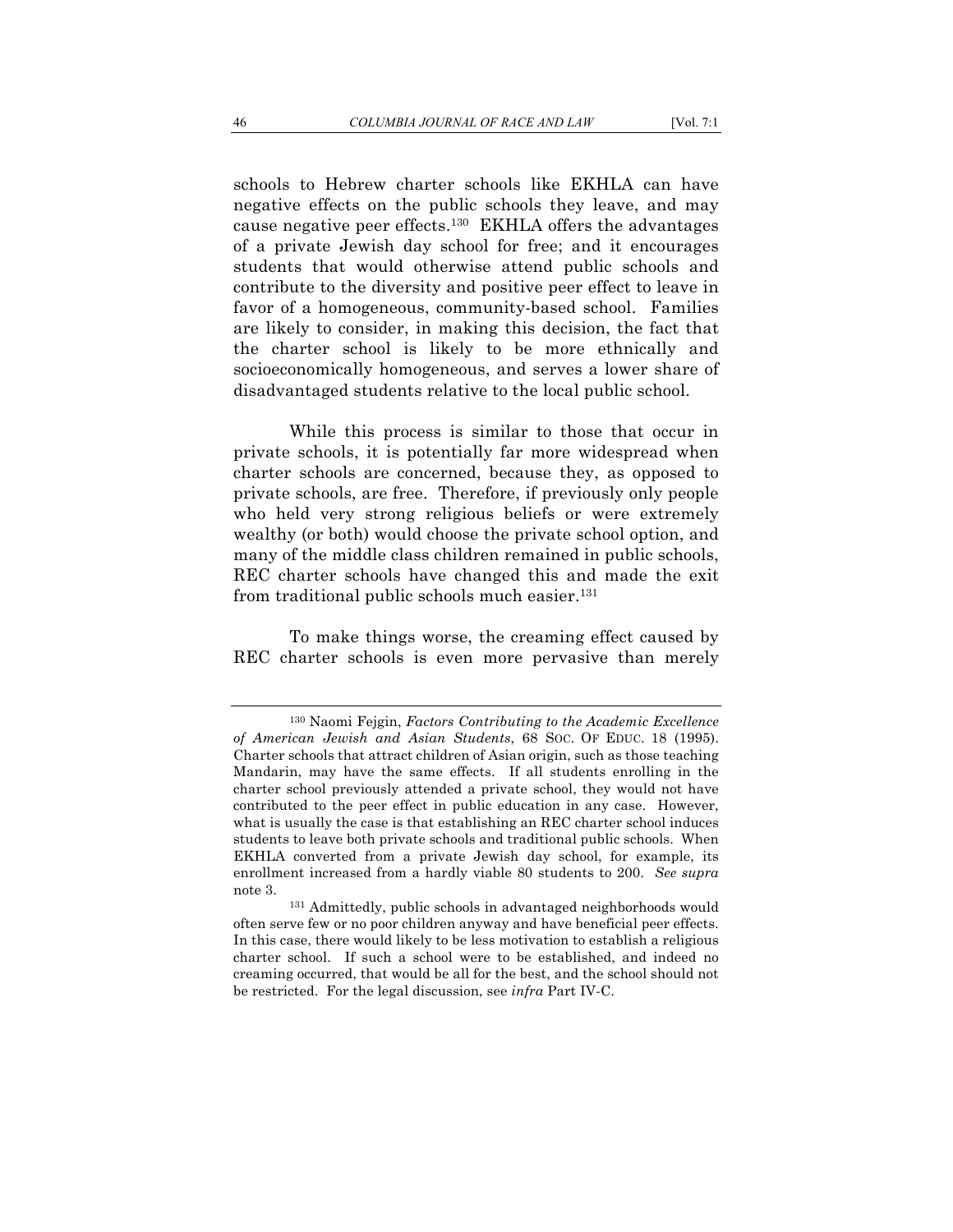schools to Hebrew charter schools like EKHLA can have negative effects on the public schools they leave, and may cause negative peer effects.[130] EKHLA offers the advantages of a private Jewish day school for free; and it encourages students that would otherwise attend public schools and contribute to the diversity and positive peer effect to leave in favor of a homogeneous, community-based school. Families are likely to consider, in making this decision, the fact that the charter school is likely to be more ethnically and socioeconomically homogeneous, and serves a lower share of disadvantaged students relative to the local public school.

While this process is similar to those that occur in private schools, it is potentially far more widespread when charter schools are concerned, because they, as opposed to private schools, are free. Therefore, if previously only people who held very strong religious beliefs or were extremely wealthy (or both) would choose the private school option, and many of the middle class children remained in public schools, REC charter schools have changed this and made the exit from traditional public schools much easier.[131]

To make things worse, the creaming effect caused by REC charter schools is even more pervasive than merely

---

[130] Naomi Fejgin, *Factors Contributing to the Academic Excellence of American Jewish and Asian Students*, 68 SOC. OF EDUC. 18 (1995). Charter schools that attract children of Asian origin, such as those teaching Mandarin, may have the same effects. If all students enrolling in the charter school previously attended a private school, they would not have contributed to the peer effect in public education in any case. However, what is usually the case is that establishing an REC charter school induces students to leave both private schools and traditional public schools. When EKHLA converted from a private Jewish day school, for example, its enrollment increased from a hardly viable 80 students to 200. *See supra* note 3.

[131] Admittedly, public schools in advantaged neighborhoods would often serve few or no poor children anyway and have beneficial peer effects. In this case, there would likely to be less motivation to establish a religious charter school. If such a school were to be established, and indeed no creaming occurred, that would be all for the best, and the school should not be restricted. For the legal discussion, see *infra* Part IV-C.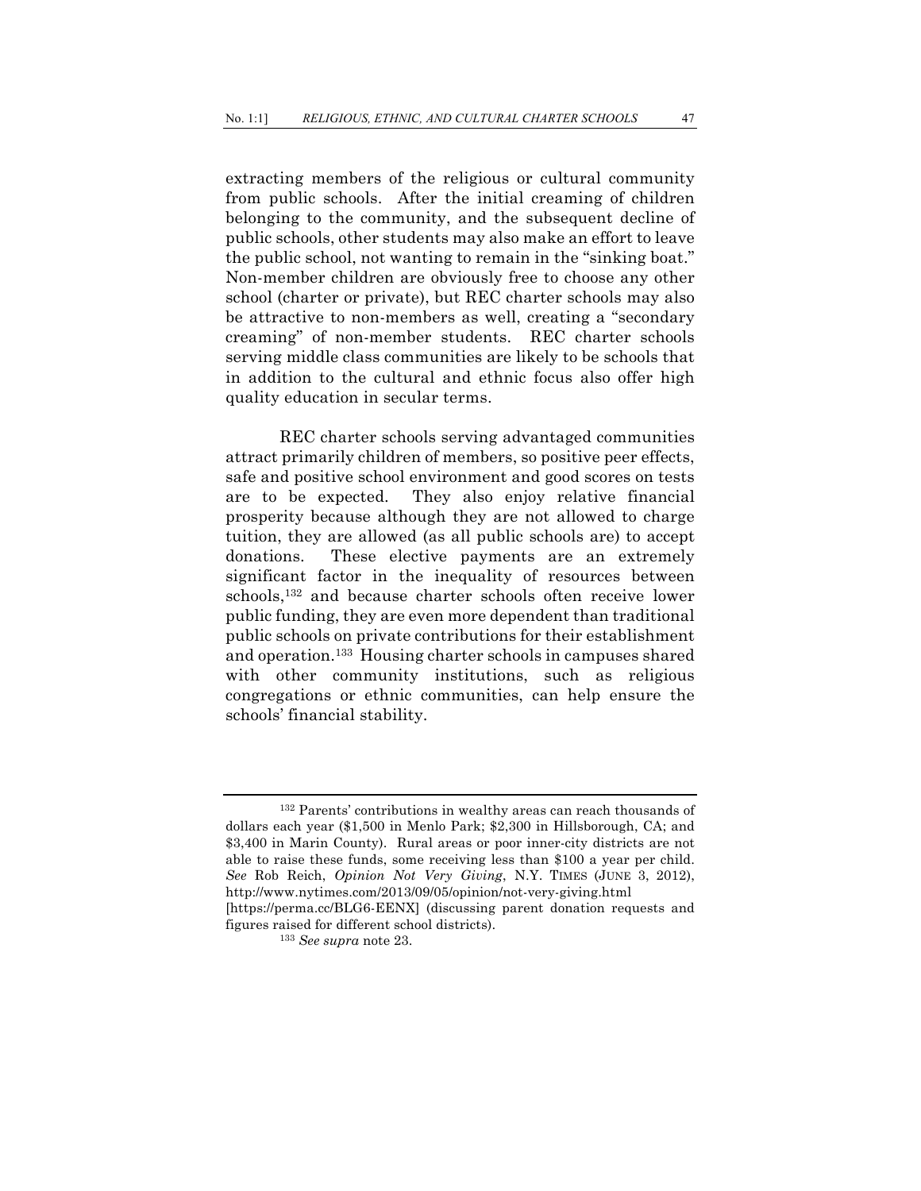extracting members of the religious or cultural community from public schools. After the initial creaming of children belonging to the community, and the subsequent decline of public schools, other students may also make an effort to leave the public school, not wanting to remain in the "sinking boat." Non-member children are obviously free to choose any other school (charter or private), but REC charter schools may also be attractive to non-members as well, creating a "secondary creaming" of non-member students. REC charter schools serving middle class communities are likely to be schools that in addition to the cultural and ethnic focus also offer high quality education in secular terms.

REC charter schools serving advantaged communities attract primarily children of members, so positive peer effects, safe and positive school environment and good scores on tests are to be expected. They also enjoy relative financial prosperity because although they are not allowed to charge tuition, they are allowed (as all public schools are) to accept donations. These elective payments are an extremely significant factor in the inequality of resources between schools,[132] and because charter schools often receive lower public funding, they are even more dependent than traditional public schools on private contributions for their establishment and operation.[133] Housing charter schools in campuses shared with other community institutions, such as religious congregations or ethnic communities, can help ensure the schools' financial stability.

---

[132] Parents' contributions in wealthy areas can reach thousands of dollars each year ($1,500 in Menlo Park; $2,300 in Hillsborough, CA; and $3,400 in Marin County). Rural areas or poor inner-city districts are not able to raise these funds, some receiving less than $100 a year per child. *See* Rob Reich, *Opinion Not Very Giving*, N.Y. TIMES (JUNE 3, 2012), http://www.nytimes.com/2013/09/05/opinion/not-very-giving.html [https://perma.cc/BLG6-EENX] (discussing parent donation requests and figures raised for different school districts).

[133] *See supra* note 23.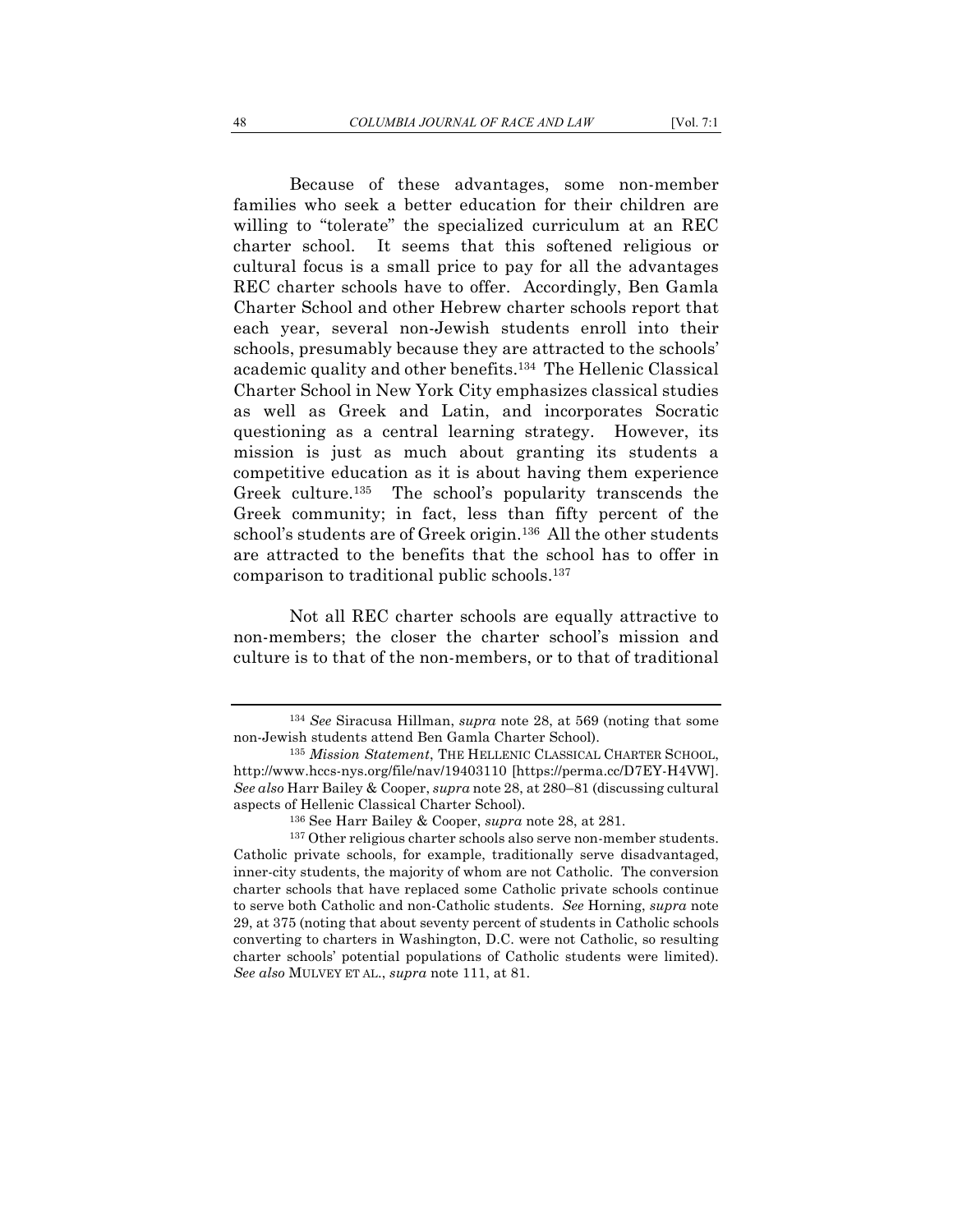Because of these advantages, some non-member families who seek a better education for their children are willing to "tolerate" the specialized curriculum at an REC charter school. It seems that this softened religious or cultural focus is a small price to pay for all the advantages REC charter schools have to offer. Accordingly, Ben Gamla Charter School and other Hebrew charter schools report that each year, several non-Jewish students enroll into their schools, presumably because they are attracted to the schools' academic quality and other benefits.[134] The Hellenic Classical Charter School in New York City emphasizes classical studies as well as Greek and Latin, and incorporates Socratic questioning as a central learning strategy. However, its mission is just as much about granting its students a competitive education as it is about having them experience Greek culture.[135] The school's popularity transcends the Greek community; in fact, less than fifty percent of the school's students are of Greek origin.[136] All the other students are attracted to the benefits that the school has to offer in comparison to traditional public schools.[137]

Not all REC charter schools are equally attractive to non-members; the closer the charter school's mission and culture is to that of the non-members, or to that of traditional

---

[134] *See* Siracusa Hillman, *supra* note 28, at 569 (noting that some non-Jewish students attend Ben Gamla Charter School).

[135] *Mission Statement*, THE HELLENIC CLASSICAL CHARTER SCHOOL, http://www.hccs-nys.org/file/nav/19403110 [https://perma.cc/D7EY-H4VW]. *See also* Harr Bailey & Cooper, *supra* note 28, at 280–81 (discussing cultural aspects of Hellenic Classical Charter School).

[136] See Harr Bailey & Cooper, *supra* note 28, at 281.

[137] Other religious charter schools also serve non-member students. Catholic private schools, for example, traditionally serve disadvantaged, inner-city students, the majority of whom are not Catholic. The conversion charter schools that have replaced some Catholic private schools continue to serve both Catholic and non-Catholic students. *See* Horning, *supra* note 29, at 375 (noting that about seventy percent of students in Catholic schools converting to charters in Washington, D.C. were not Catholic, so resulting charter schools' potential populations of Catholic students were limited). *See also* MULVEY ET AL., *supra* note 111, at 81.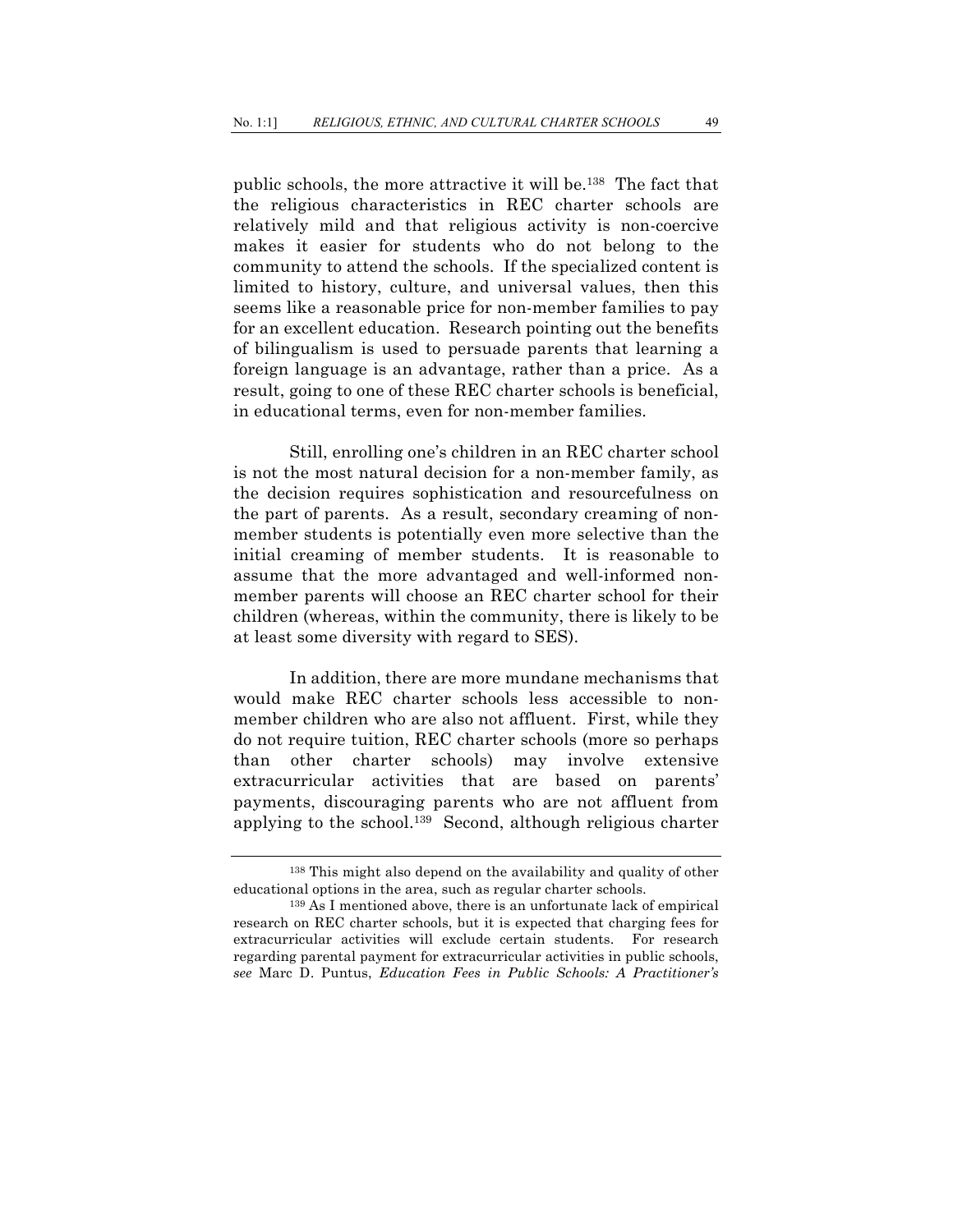public schools, the more attractive it will be.[138] The fact that the religious characteristics in REC charter schools are relatively mild and that religious activity is non-coercive makes it easier for students who do not belong to the community to attend the schools. If the specialized content is limited to history, culture, and universal values, then this seems like a reasonable price for non-member families to pay for an excellent education. Research pointing out the benefits of bilingualism is used to persuade parents that learning a foreign language is an advantage, rather than a price. As a result, going to one of these REC charter schools is beneficial, in educational terms, even for non-member families.

Still, enrolling one's children in an REC charter school is not the most natural decision for a non-member family, as the decision requires sophistication and resourcefulness on the part of parents. As a result, secondary creaming of non-member students is potentially even more selective than the initial creaming of member students. It is reasonable to assume that the more advantaged and well-informed non-member parents will choose an REC charter school for their children (whereas, within the community, there is likely to be at least some diversity with regard to SES).

In addition, there are more mundane mechanisms that would make REC charter schools less accessible to non-member children who are also not affluent. First, while they do not require tuition, REC charter schools (more so perhaps than other charter schools) may involve extensive extracurricular activities that are based on parents' payments, discouraging parents who are not affluent from applying to the school.[139] Second, although religious charter

---

[138] This might also depend on the availability and quality of other educational options in the area, such as regular charter schools.

[139] As I mentioned above, there is an unfortunate lack of empirical research on REC charter schools, but it is expected that charging fees for extracurricular activities will exclude certain students. For research regarding parental payment for extracurricular activities in public schools, *see* Marc D. Puntus, *Education Fees in Public Schools: A Practitioner's*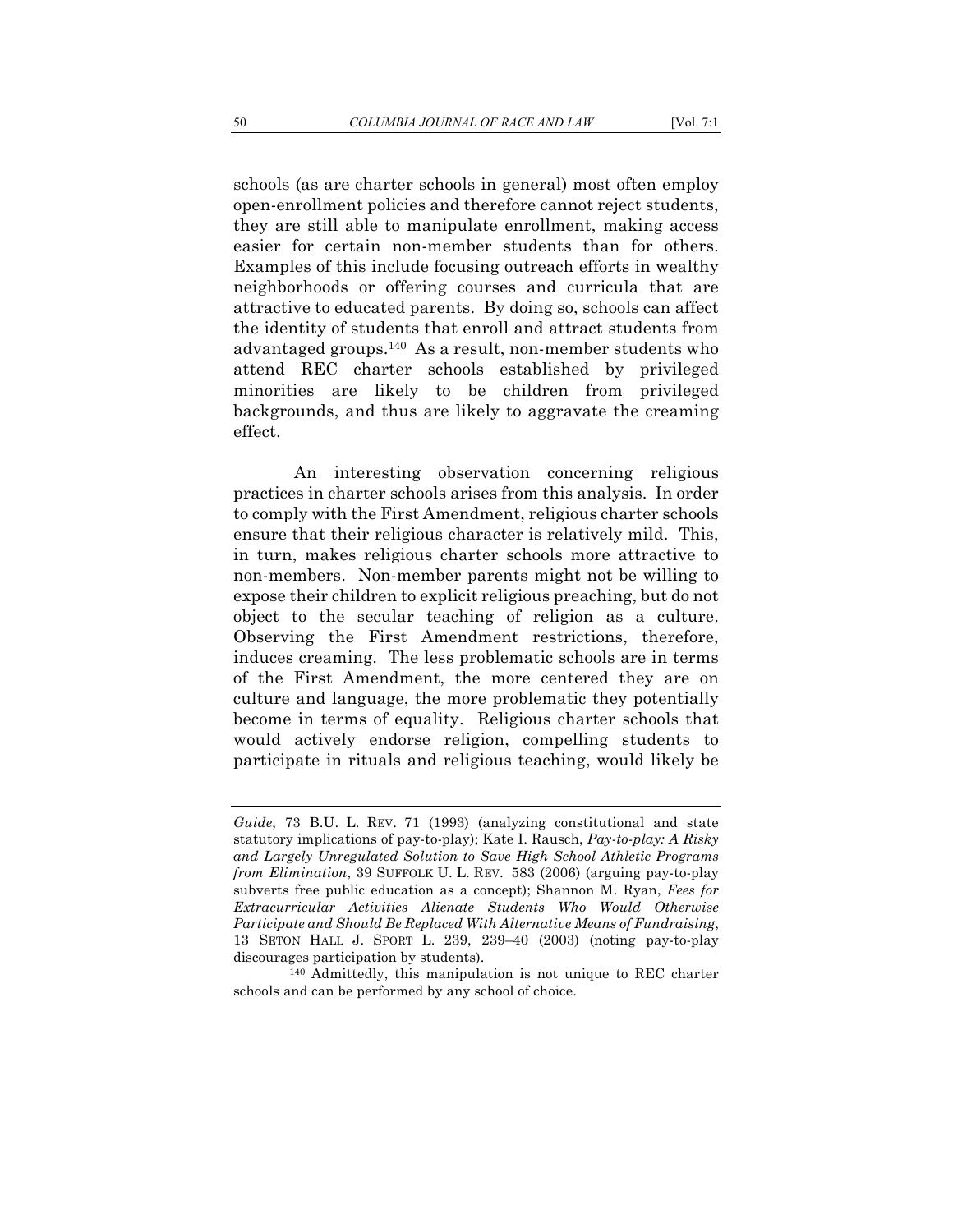schools (as are charter schools in general) most often employ open-enrollment policies and therefore cannot reject students, they are still able to manipulate enrollment, making access easier for certain non-member students than for others. Examples of this include focusing outreach efforts in wealthy neighborhoods or offering courses and curricula that are attractive to educated parents. By doing so, schools can affect the identity of students that enroll and attract students from advantaged groups.[140] As a result, non-member students who attend REC charter schools established by privileged minorities are likely to be children from privileged backgrounds, and thus are likely to aggravate the creaming effect.

An interesting observation concerning religious practices in charter schools arises from this analysis. In order to comply with the First Amendment, religious charter schools ensure that their religious character is relatively mild. This, in turn, makes religious charter schools more attractive to non-members. Non-member parents might not be willing to expose their children to explicit religious preaching, but do not object to the secular teaching of religion as a culture. Observing the First Amendment restrictions, therefore, induces creaming. The less problematic schools are in terms of the First Amendment, the more centered they are on culture and language, the more problematic they potentially become in terms of equality. Religious charter schools that would actively endorse religion, compelling students to participate in rituals and religious teaching, would likely be

---

*Guide*, 73 B.U. L. REV. 71 (1993) (analyzing constitutional and state statutory implications of pay-to-play); Kate I. Rausch, *Pay-to-play: A Risky and Largely Unregulated Solution to Save High School Athletic Programs from Elimination*, 39 SUFFOLK U. L. REV. 583 (2006) (arguing pay-to-play subverts free public education as a concept); Shannon M. Ryan, *Fees for Extracurricular Activities Alienate Students Who Would Otherwise Participate and Should Be Replaced With Alternative Means of Fundraising*, 13 SETON HALL J. SPORT L. 239, 239–40 (2003) (noting pay-to-play discourages participation by students).

[140] Admittedly, this manipulation is not unique to REC charter schools and can be performed by any school of choice.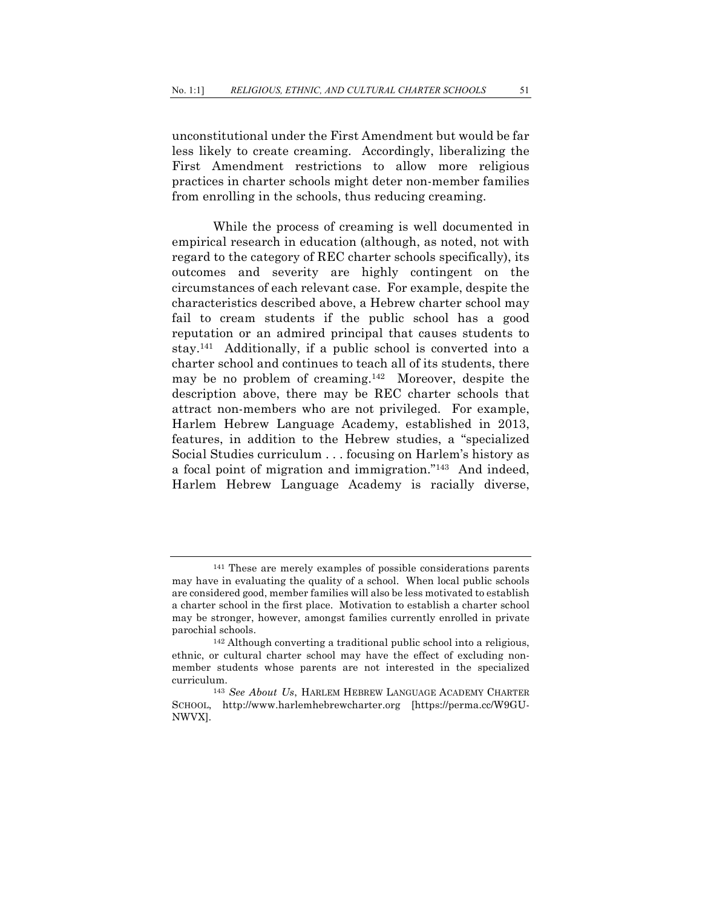unconstitutional under the First Amendment but would be far less likely to create creaming. Accordingly, liberalizing the First Amendment restrictions to allow more religious practices in charter schools might deter non-member families from enrolling in the schools, thus reducing creaming.

While the process of creaming is well documented in empirical research in education (although, as noted, not with regard to the category of REC charter schools specifically), its outcomes and severity are highly contingent on the circumstances of each relevant case. For example, despite the characteristics described above, a Hebrew charter school may fail to cream students if the public school has a good reputation or an admired principal that causes students to stay.[141] Additionally, if a public school is converted into a charter school and continues to teach all of its students, there may be no problem of creaming.[142] Moreover, despite the description above, there may be REC charter schools that attract non-members who are not privileged. For example, Harlem Hebrew Language Academy, established in 2013, features, in addition to the Hebrew studies, a "specialized Social Studies curriculum . . . focusing on Harlem's history as a focal point of migration and immigration."[143] And indeed, Harlem Hebrew Language Academy is racially diverse,

---

[141] These are merely examples of possible considerations parents may have in evaluating the quality of a school. When local public schools are considered good, member families will also be less motivated to establish a charter school in the first place. Motivation to establish a charter school may be stronger, however, amongst families currently enrolled in private parochial schools.

[142] Although converting a traditional public school into a religious, ethnic, or cultural charter school may have the effect of excluding non-member students whose parents are not interested in the specialized curriculum.

[143] *See About Us*, HARLEM HEBREW LANGUAGE ACADEMY CHARTER SCHOOL, http://www.harlemhebrewcharter.org [https://perma.cc/W9GU-NWVX].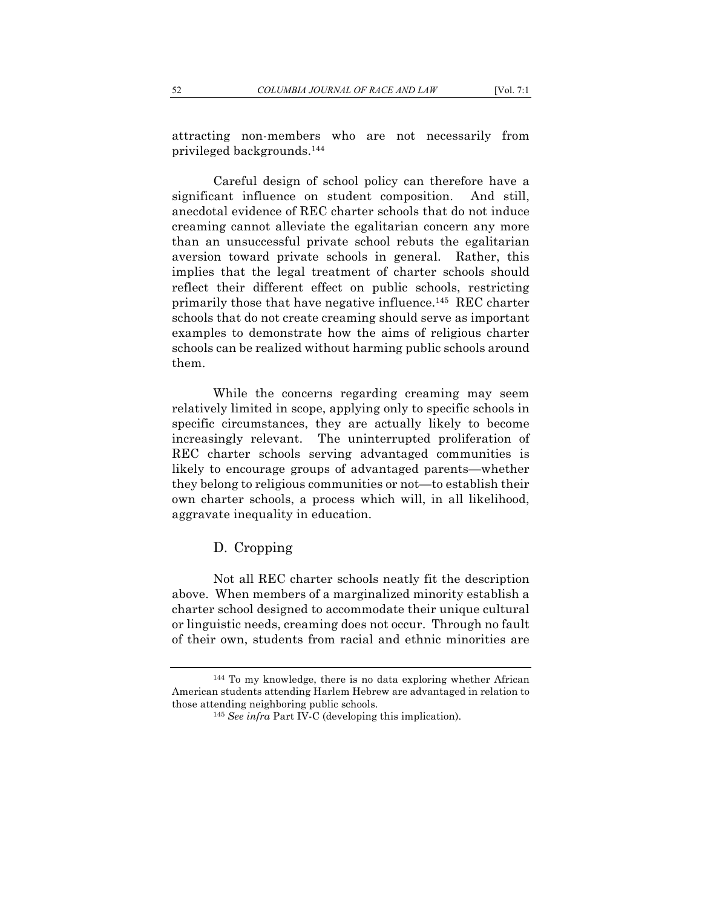attracting non-members who are not necessarily from privileged backgrounds.[144]

Careful design of school policy can therefore have a significant influence on student composition. And still, anecdotal evidence of REC charter schools that do not induce creaming cannot alleviate the egalitarian concern any more than an unsuccessful private school rebuts the egalitarian aversion toward private schools in general. Rather, this implies that the legal treatment of charter schools should reflect their different effect on public schools, restricting primarily those that have negative influence.[145] REC charter schools that do not create creaming should serve as important examples to demonstrate how the aims of religious charter schools can be realized without harming public schools around them.

While the concerns regarding creaming may seem relatively limited in scope, applying only to specific schools in specific circumstances, they are actually likely to become increasingly relevant. The uninterrupted proliferation of REC charter schools serving advantaged communities is likely to encourage groups of advantaged parents—whether they belong to religious communities or not—to establish their own charter schools, a process which will, in all likelihood, aggravate inequality in education.

### D. Cropping

Not all REC charter schools neatly fit the description above. When members of a marginalized minority establish a charter school designed to accommodate their unique cultural or linguistic needs, creaming does not occur. Through no fault of their own, students from racial and ethnic minorities are

---

[144] To my knowledge, there is no data exploring whether African American students attending Harlem Hebrew are advantaged in relation to those attending neighboring public schools.

[145] *See infra* Part IV-C (developing this implication).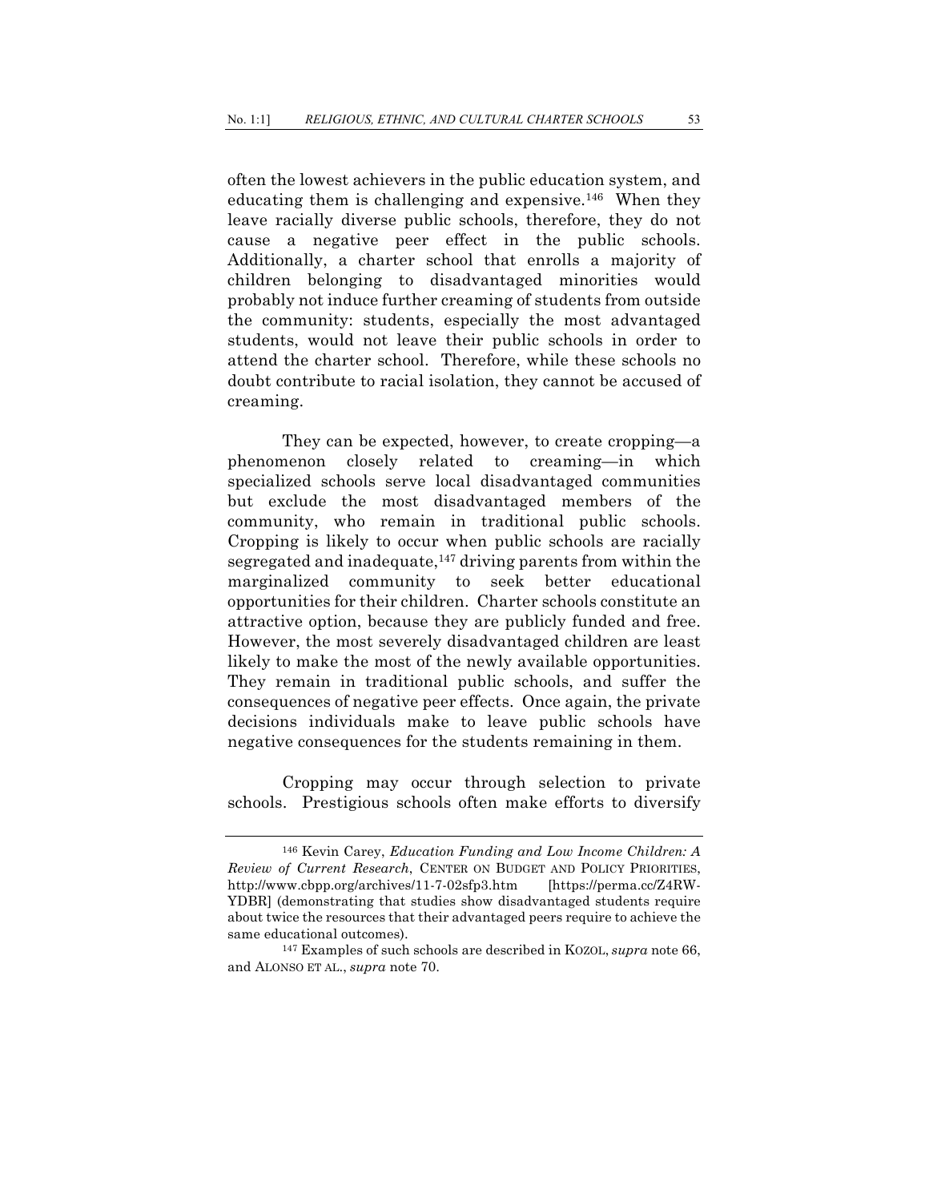often the lowest achievers in the public education system, and educating them is challenging and expensive.[146] When they leave racially diverse public schools, therefore, they do not cause a negative peer effect in the public schools. Additionally, a charter school that enrolls a majority of children belonging to disadvantaged minorities would probably not induce further creaming of students from outside the community: students, especially the most advantaged students, would not leave their public schools in order to attend the charter school. Therefore, while these schools no doubt contribute to racial isolation, they cannot be accused of creaming.

They can be expected, however, to create cropping—a phenomenon closely related to creaming—in which specialized schools serve local disadvantaged communities but exclude the most disadvantaged members of the community, who remain in traditional public schools. Cropping is likely to occur when public schools are racially segregated and inadequate,[147] driving parents from within the marginalized community to seek better educational opportunities for their children. Charter schools constitute an attractive option, because they are publicly funded and free. However, the most severely disadvantaged children are least likely to make the most of the newly available opportunities. They remain in traditional public schools, and suffer the consequences of negative peer effects. Once again, the private decisions individuals make to leave public schools have negative consequences for the students remaining in them.

Cropping may occur through selection to private schools. Prestigious schools often make efforts to diversify

---

[146] Kevin Carey, *Education Funding and Low Income Children: A Review of Current Research*, CENTER ON BUDGET AND POLICY PRIORITIES, http://www.cbpp.org/archives/11-7-02sfp3.htm [https://perma.cc/Z4RW-YDBR] (demonstrating that studies show disadvantaged students require about twice the resources that their advantaged peers require to achieve the same educational outcomes).

[147] Examples of such schools are described in KOZOL, *supra* note 66, and ALONSO ET AL., *supra* note 70.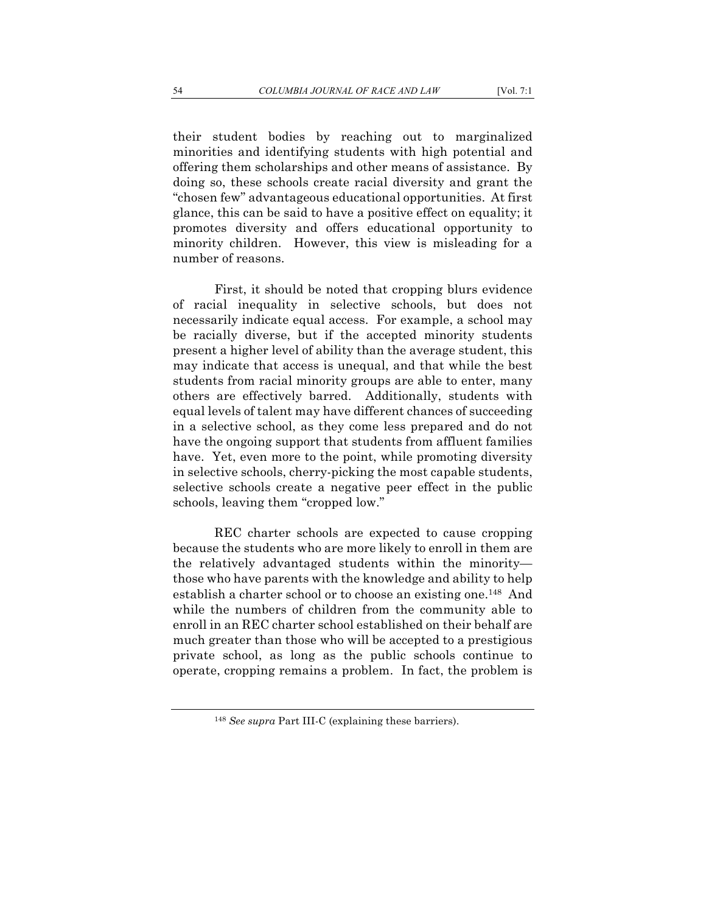their student bodies by reaching out to marginalized minorities and identifying students with high potential and offering them scholarships and other means of assistance. By doing so, these schools create racial diversity and grant the "chosen few" advantageous educational opportunities. At first glance, this can be said to have a positive effect on equality; it promotes diversity and offers educational opportunity to minority children. However, this view is misleading for a number of reasons.

First, it should be noted that cropping blurs evidence of racial inequality in selective schools, but does not necessarily indicate equal access. For example, a school may be racially diverse, but if the accepted minority students present a higher level of ability than the average student, this may indicate that access is unequal, and that while the best students from racial minority groups are able to enter, many others are effectively barred. Additionally, students with equal levels of talent may have different chances of succeeding in a selective school, as they come less prepared and do not have the ongoing support that students from affluent families have. Yet, even more to the point, while promoting diversity in selective schools, cherry-picking the most capable students, selective schools create a negative peer effect in the public schools, leaving them "cropped low."

REC charter schools are expected to cause cropping because the students who are more likely to enroll in them are the relatively advantaged students within the minority—those who have parents with the knowledge and ability to help establish a charter school or to choose an existing one.[148] And while the numbers of children from the community able to enroll in an REC charter school established on their behalf are much greater than those who will be accepted to a prestigious private school, as long as the public schools continue to operate, cropping remains a problem. In fact, the problem is

---

[148] *See supra* Part III-C (explaining these barriers).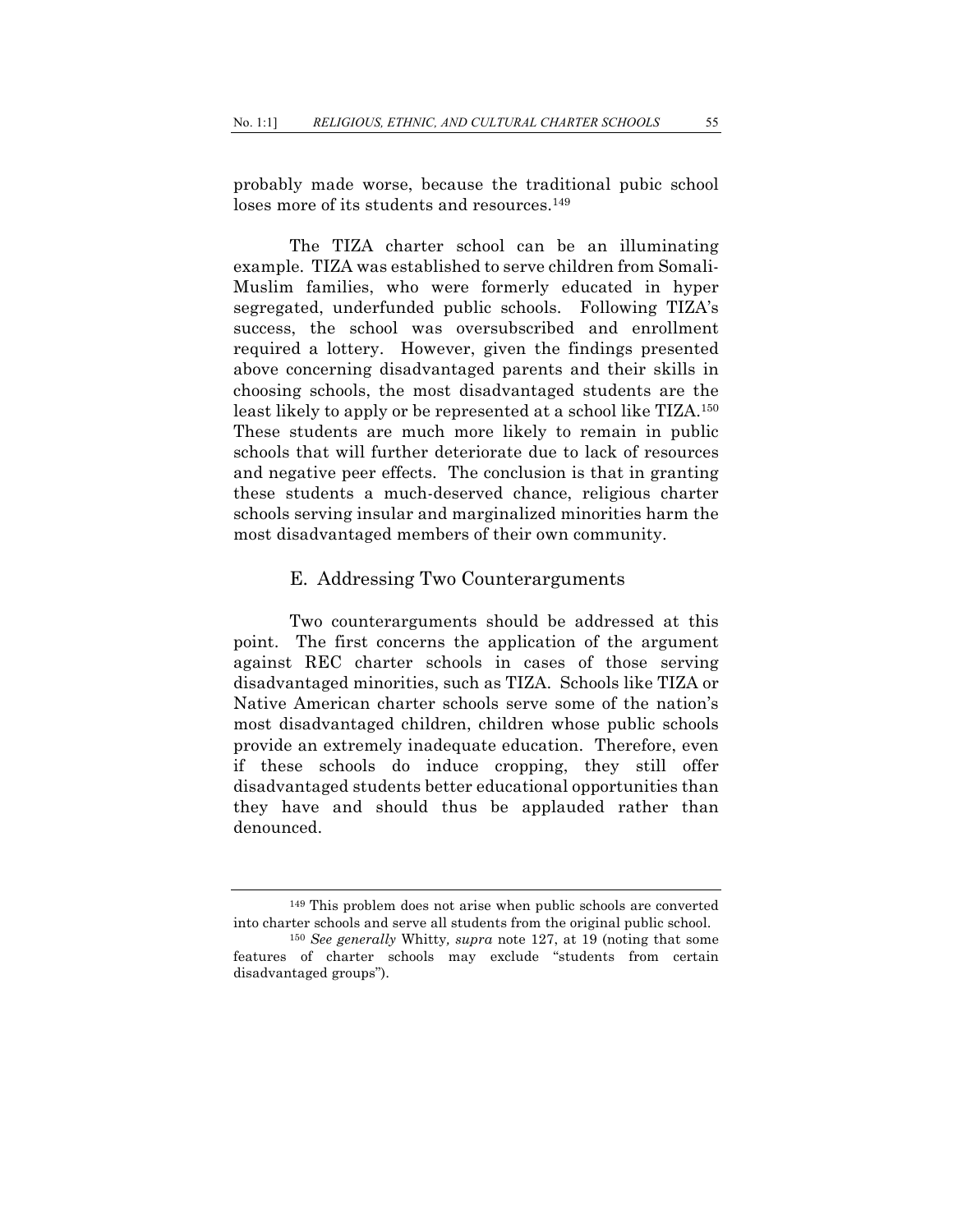probably made worse, because the traditional pubic school loses more of its students and resources.[149]

The TIZA charter school can be an illuminating example. TIZA was established to serve children from Somali-Muslim families, who were formerly educated in hyper segregated, underfunded public schools. Following TIZA's success, the school was oversubscribed and enrollment required a lottery. However, given the findings presented above concerning disadvantaged parents and their skills in choosing schools, the most disadvantaged students are the least likely to apply or be represented at a school like TIZA.[150] These students are much more likely to remain in public schools that will further deteriorate due to lack of resources and negative peer effects. The conclusion is that in granting these students a much-deserved chance, religious charter schools serving insular and marginalized minorities harm the most disadvantaged members of their own community.

### E. Addressing Two Counterarguments

Two counterarguments should be addressed at this point. The first concerns the application of the argument against REC charter schools in cases of those serving disadvantaged minorities, such as TIZA. Schools like TIZA or Native American charter schools serve some of the nation's most disadvantaged children, children whose public schools provide an extremely inadequate education. Therefore, even if these schools do induce cropping, they still offer disadvantaged students better educational opportunities than they have and should thus be applauded rather than denounced.

---

[149] This problem does not arise when public schools are converted into charter schools and serve all students from the original public school.

[150] *See generally* Whitty, *supra* note 127, at 19 (noting that some features of charter schools may exclude "students from certain disadvantaged groups").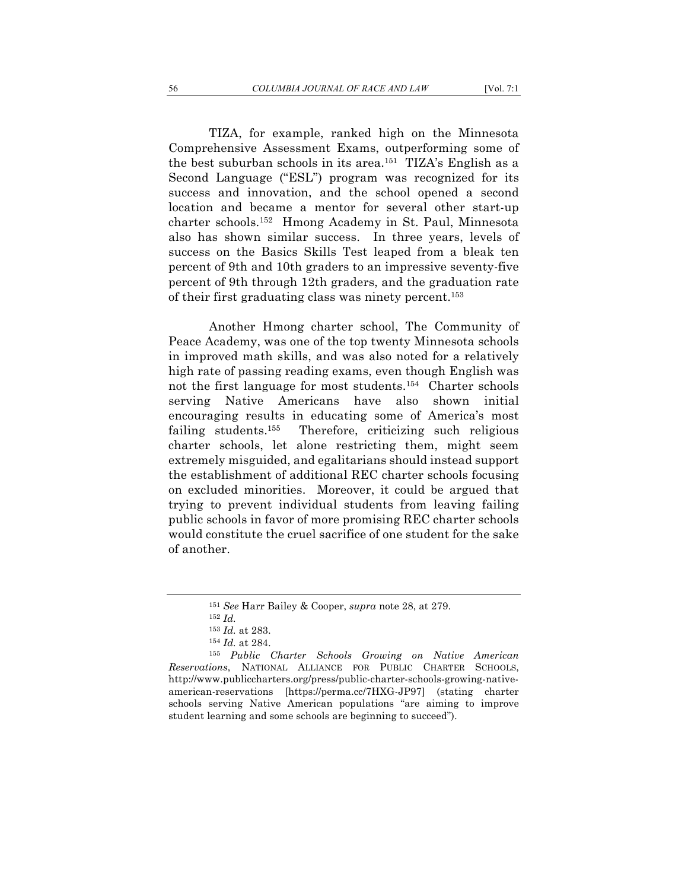TIZA, for example, ranked high on the Minnesota Comprehensive Assessment Exams, outperforming some of the best suburban schools in its area.[151] TIZA's English as a Second Language ("ESL") program was recognized for its success and innovation, and the school opened a second location and became a mentor for several other start-up charter schools.[152] Hmong Academy in St. Paul, Minnesota also has shown similar success. In three years, levels of success on the Basics Skills Test leaped from a bleak ten percent of 9th and 10th graders to an impressive seventy-five percent of 9th through 12th graders, and the graduation rate of their first graduating class was ninety percent.[153]

Another Hmong charter school, The Community of Peace Academy, was one of the top twenty Minnesota schools in improved math skills, and was also noted for a relatively high rate of passing reading exams, even though English was not the first language for most students.[154] Charter schools serving Native Americans have also shown initial encouraging results in educating some of America's most failing students.[155] Therefore, criticizing such religious charter schools, let alone restricting them, might seem extremely misguided, and egalitarians should instead support the establishment of additional REC charter schools focusing on excluded minorities. Moreover, it could be argued that trying to prevent individual students from leaving failing public schools in favor of more promising REC charter schools would constitute the cruel sacrifice of one student for the sake of another.

---

[151] *See* Harr Bailey & Cooper, *supra* note 28, at 279.

[152] *Id.*

[153] *Id.* at 283.

[154] *Id.* at 284.

[155] *Public Charter Schools Growing on Native American Reservations*, NATIONAL ALLIANCE FOR PUBLIC CHARTER SCHOOLS, http://www.publiccharters.org/press/public-charter-schools-growing-native-american-reservations [https://perma.cc/7HXG-JP97] (stating charter schools serving Native American populations "are aiming to improve student learning and some schools are beginning to succeed").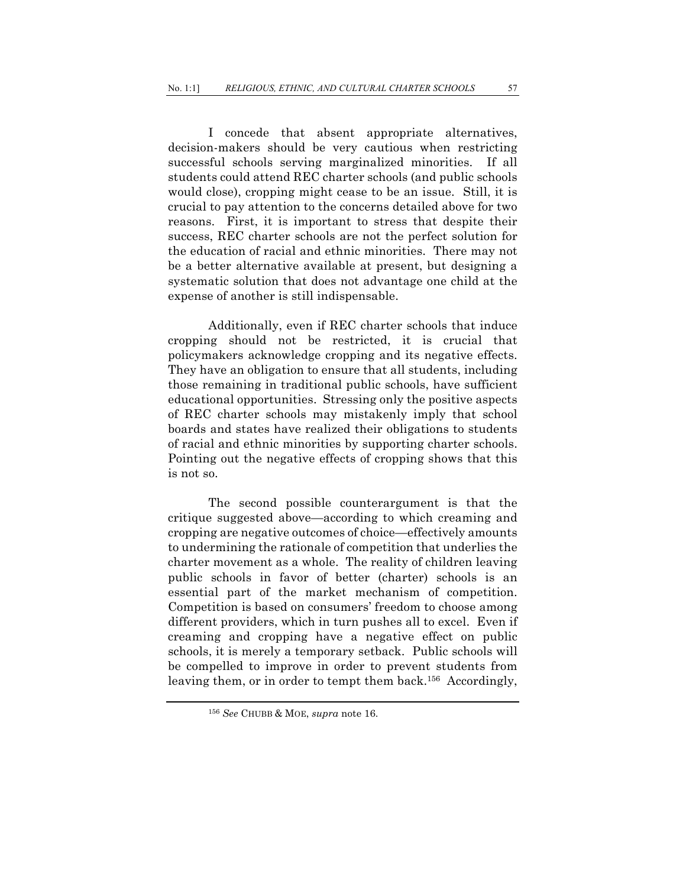I concede that absent appropriate alternatives, decision-makers should be very cautious when restricting successful schools serving marginalized minorities. If all students could attend REC charter schools (and public schools would close), cropping might cease to be an issue. Still, it is crucial to pay attention to the concerns detailed above for two reasons. First, it is important to stress that despite their success, REC charter schools are not the perfect solution for the education of racial and ethnic minorities. There may not be a better alternative available at present, but designing a systematic solution that does not advantage one child at the expense of another is still indispensable.

Additionally, even if REC charter schools that induce cropping should not be restricted, it is crucial that policymakers acknowledge cropping and its negative effects. They have an obligation to ensure that all students, including those remaining in traditional public schools, have sufficient educational opportunities. Stressing only the positive aspects of REC charter schools may mistakenly imply that school boards and states have realized their obligations to students of racial and ethnic minorities by supporting charter schools. Pointing out the negative effects of cropping shows that this is not so.

The second possible counterargument is that the critique suggested above—according to which creaming and cropping are negative outcomes of choice—effectively amounts to undermining the rationale of competition that underlies the charter movement as a whole. The reality of children leaving public schools in favor of better (charter) schools is an essential part of the market mechanism of competition. Competition is based on consumers' freedom to choose among different providers, which in turn pushes all to excel. Even if creaming and cropping have a negative effect on public schools, it is merely a temporary setback. Public schools will be compelled to improve in order to prevent students from leaving them, or in order to tempt them back.[156] Accordingly,

[156] *See* CHUBB & MOE, *supra* note 16.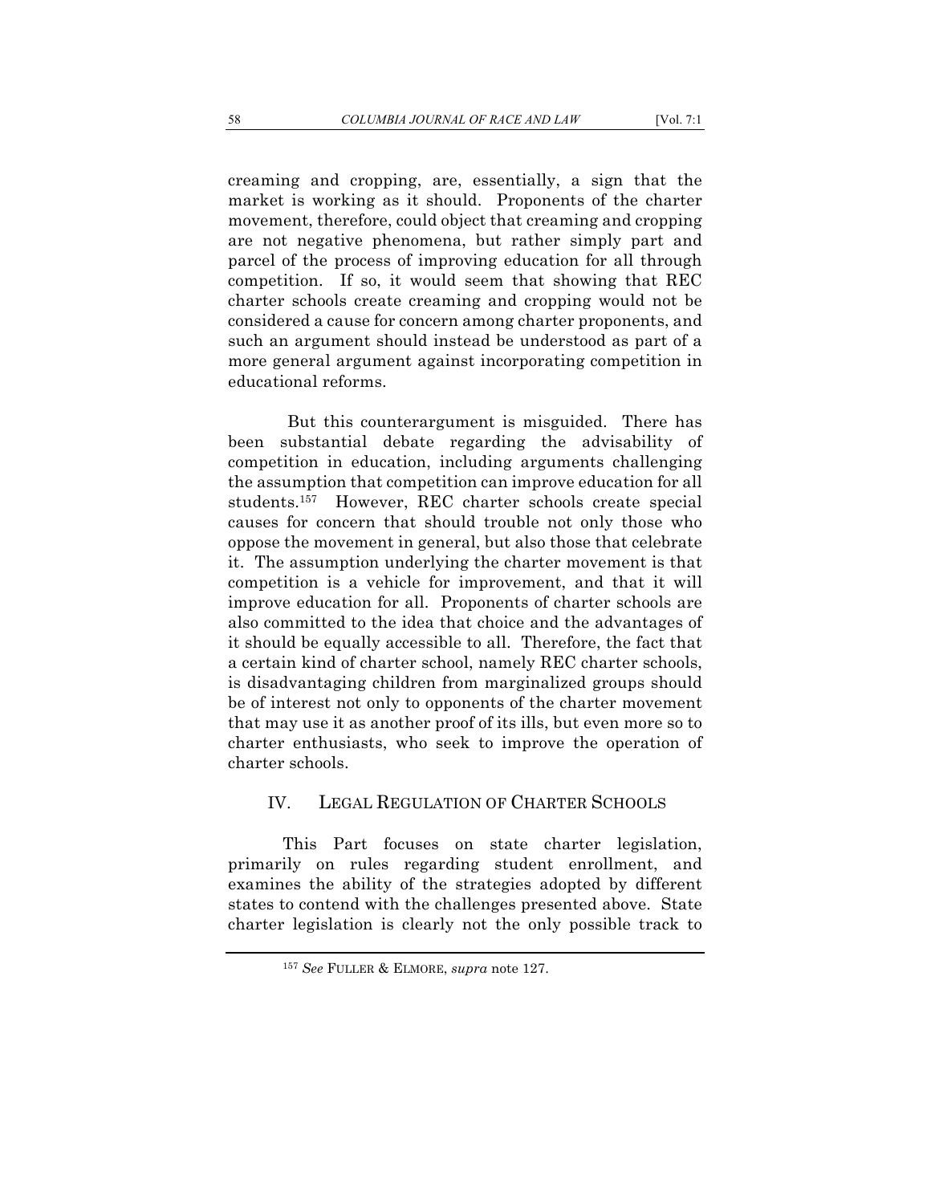creaming and cropping, are, essentially, a sign that the market is working as it should. Proponents of the charter movement, therefore, could object that creaming and cropping are not negative phenomena, but rather simply part and parcel of the process of improving education for all through competition. If so, it would seem that showing that REC charter schools create creaming and cropping would not be considered a cause for concern among charter proponents, and such an argument should instead be understood as part of a more general argument against incorporating competition in educational reforms.

But this counterargument is misguided. There has been substantial debate regarding the advisability of competition in education, including arguments challenging the assumption that competition can improve education for all students.[157] However, REC charter schools create special causes for concern that should trouble not only those who oppose the movement in general, but also those that celebrate it. The assumption underlying the charter movement is that competition is a vehicle for improvement, and that it will improve education for all. Proponents of charter schools are also committed to the idea that choice and the advantages of it should be equally accessible to all. Therefore, the fact that a certain kind of charter school, namely REC charter schools, is disadvantaging children from marginalized groups should be of interest not only to opponents of the charter movement that may use it as another proof of its ills, but even more so to charter enthusiasts, who seek to improve the operation of charter schools.

## IV. LEGAL REGULATION OF CHARTER SCHOOLS

This Part focuses on state charter legislation, primarily on rules regarding student enrollment, and examines the ability of the strategies adopted by different states to contend with the challenges presented above. State charter legislation is clearly not the only possible track to

[157] *See* FULLER & ELMORE, *supra* note 127.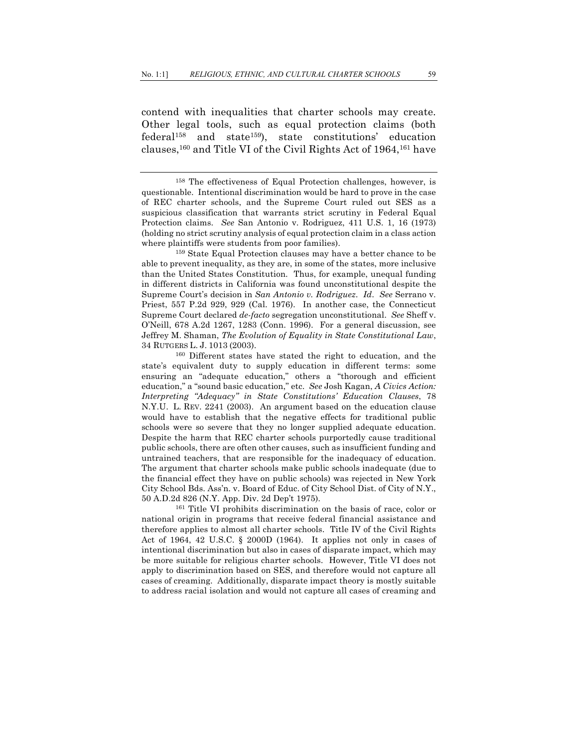contend with inequalities that charter schools may create. Other legal tools, such as equal protection claims (both federal[158] and state[159]), state constitutions' education clauses,[160] and Title VI of the Civil Rights Act of 1964,[161] have

---

[158] The effectiveness of Equal Protection challenges, however, is questionable. Intentional discrimination would be hard to prove in the case of REC charter schools, and the Supreme Court ruled out SES as a suspicious classification that warrants strict scrutiny in Federal Equal Protection claims. *See* San Antonio v. Rodriguez, 411 U.S. 1, 16 (1973) (holding no strict scrutiny analysis of equal protection claim in a class action where plaintiffs were students from poor families).

[159] State Equal Protection clauses may have a better chance to be able to prevent inequality, as they are, in some of the states, more inclusive than the United States Constitution. Thus, for example, unequal funding in different districts in California was found unconstitutional despite the Supreme Court's decision in *San Antonio v. Rodriguez*. *Id*. *See* Serrano v. Priest, 557 P.2d 929, 929 (Cal. 1976). In another case, the Connecticut Supreme Court declared *de-facto* segregation unconstitutional. *See* Sheff v. O'Neill, 678 A.2d 1267, 1283 (Conn. 1996). For a general discussion, see Jeffrey M. Shaman, *The Evolution of Equality in State Constitutional Law*, 34 RUTGERS L. J. 1013 (2003).

[160] Different states have stated the right to education, and the state's equivalent duty to supply education in different terms: some ensuring an "adequate education," others a "thorough and efficient education," a "sound basic education," etc. *See* Josh Kagan, *A Civics Action: Interpreting "Adequacy" in State Constitutions' Education Clauses*, 78 N.Y.U. L. REV. 2241 (2003). An argument based on the education clause would have to establish that the negative effects for traditional public schools were so severe that they no longer supplied adequate education. Despite the harm that REC charter schools purportedly cause traditional public schools, there are often other causes, such as insufficient funding and untrained teachers, that are responsible for the inadequacy of education. The argument that charter schools make public schools inadequate (due to the financial effect they have on public schools) was rejected in New York City School Bds. Ass'n. v. Board of Educ. of City School Dist. of City of N.Y., 50 A.D.2d 826 (N.Y. App. Div. 2d Dep't 1975).

[161] Title VI prohibits discrimination on the basis of race, color or national origin in programs that receive federal financial assistance and therefore applies to almost all charter schools. Title IV of the Civil Rights Act of 1964, 42 U.S.C. § 2000D (1964). It applies not only in cases of intentional discrimination but also in cases of disparate impact, which may be more suitable for religious charter schools. However, Title VI does not apply to discrimination based on SES, and therefore would not capture all cases of creaming. Additionally, disparate impact theory is mostly suitable to address racial isolation and would not capture all cases of creaming and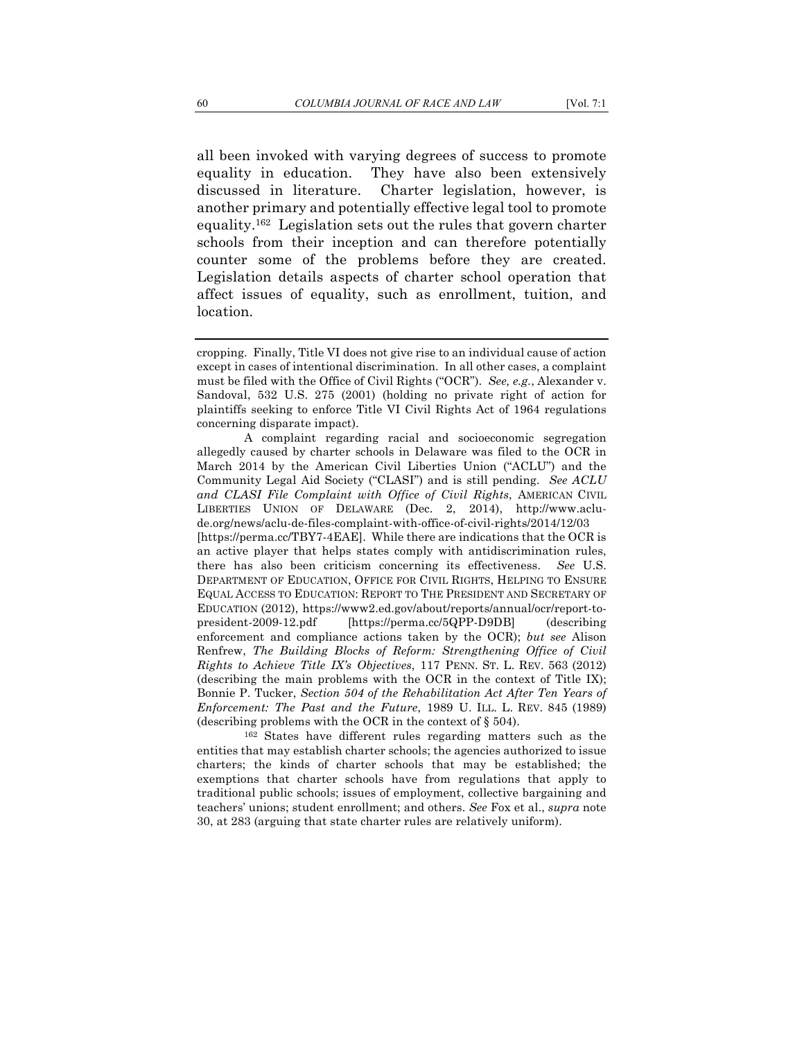all been invoked with varying degrees of success to promote equality in education. They have also been extensively discussed in literature. Charter legislation, however, is another primary and potentially effective legal tool to promote equality.[162] Legislation sets out the rules that govern charter schools from their inception and can therefore potentially counter some of the problems before they are created. Legislation details aspects of charter school operation that affect issues of equality, such as enrollment, tuition, and location.

---

cropping. Finally, Title VI does not give rise to an individual cause of action except in cases of intentional discrimination. In all other cases, a complaint must be filed with the Office of Civil Rights ("OCR"). *See, e.g.*, Alexander v. Sandoval, 532 U.S. 275 (2001) (holding no private right of action for plaintiffs seeking to enforce Title VI Civil Rights Act of 1964 regulations concerning disparate impact).

A complaint regarding racial and socioeconomic segregation allegedly caused by charter schools in Delaware was filed to the OCR in March 2014 by the American Civil Liberties Union ("ACLU") and the Community Legal Aid Society ("CLASI") and is still pending. *See ACLU and CLASI File Complaint with Office of Civil Rights*, AMERICAN CIVIL LIBERTIES UNION OF DELAWARE (Dec. 2, 2014), http://www.aclu-de.org/news/aclu-de-files-complaint-with-office-of-civil-rights/2014/12/03 [https://perma.cc/TBY7-4EAE]. While there are indications that the OCR is an active player that helps states comply with antidiscrimination rules, there has also been criticism concerning its effectiveness. *See* U.S. DEPARTMENT OF EDUCATION, OFFICE FOR CIVIL RIGHTS, HELPING TO ENSURE EQUAL ACCESS TO EDUCATION: REPORT TO THE PRESIDENT AND SECRETARY OF EDUCATION (2012), https://www2.ed.gov/about/reports/annual/ocr/report-to-president-2009-12.pdf [https://perma.cc/5QPP-D9DB] (describing enforcement and compliance actions taken by the OCR); *but see* Alison Renfrew, *The Building Blocks of Reform: Strengthening Office of Civil Rights to Achieve Title IX's Objectives*, 117 PENN. ST. L. REV. 563 (2012) (describing the main problems with the OCR in the context of Title IX); Bonnie P. Tucker, *Section 504 of the Rehabilitation Act After Ten Years of Enforcement: The Past and the Future*, 1989 U. ILL. L. REV. 845 (1989) (describing problems with the OCR in the context of § 504).

[162] States have different rules regarding matters such as the entities that may establish charter schools; the agencies authorized to issue charters; the kinds of charter schools that may be established; the exemptions that charter schools have from regulations that apply to traditional public schools; issues of employment, collective bargaining and teachers' unions; student enrollment; and others. *See* Fox et al., *supra* note 30, at 283 (arguing that state charter rules are relatively uniform).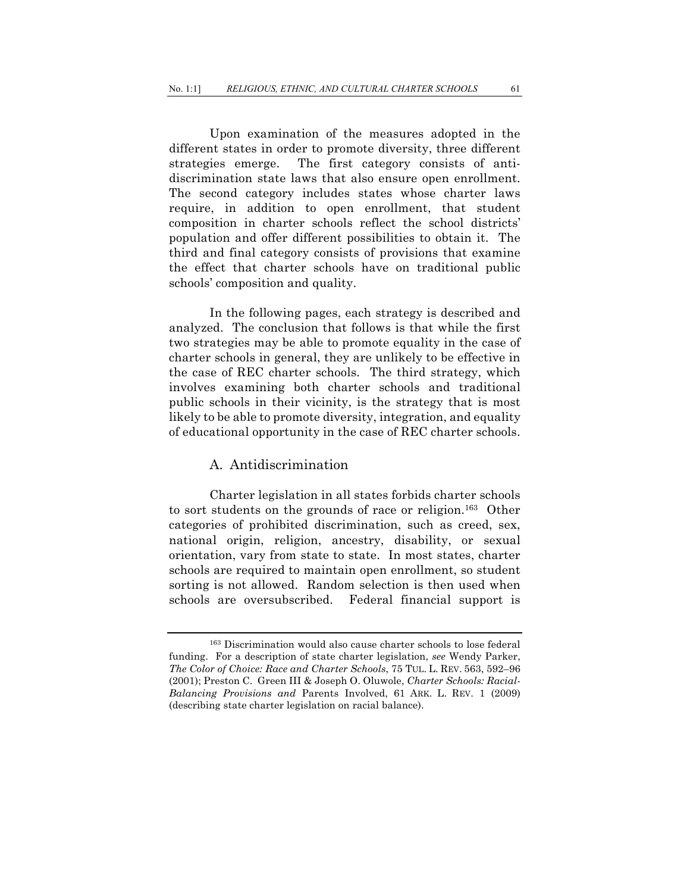Upon examination of the measures adopted in the different states in order to promote diversity, three different strategies emerge. The first category consists of anti-discrimination state laws that also ensure open enrollment. The second category includes states whose charter laws require, in addition to open enrollment, that student composition in charter schools reflect the school districts' population and offer different possibilities to obtain it. The third and final category consists of provisions that examine the effect that charter schools have on traditional public schools' composition and quality.

In the following pages, each strategy is described and analyzed. The conclusion that follows is that while the first two strategies may be able to promote equality in the case of charter schools in general, they are unlikely to be effective in the case of REC charter schools. The third strategy, which involves examining both charter schools and traditional public schools in their vicinity, is the strategy that is most likely to be able to promote diversity, integration, and equality of educational opportunity in the case of REC charter schools.

### A. Antidiscrimination

Charter legislation in all states forbids charter schools to sort students on the grounds of race or religion.[163] Other categories of prohibited discrimination, such as creed, sex, national origin, religion, ancestry, disability, or sexual orientation, vary from state to state. In most states, charter schools are required to maintain open enrollment, so student sorting is not allowed. Random selection is then used when schools are oversubscribed. Federal financial support is

---

[163] Discrimination would also cause charter schools to lose federal funding. For a description of state charter legislation, *see* Wendy Parker, *The Color of Choice: Race and Charter Schools*, 75 TUL. L. REV. 563, 592–96 (2001); Preston C. Green III & Joseph O. Oluwole, *Charter Schools: Racial-Balancing Provisions and* Parents Involved, 61 ARK. L. REV. 1 (2009) (describing state charter legislation on racial balance).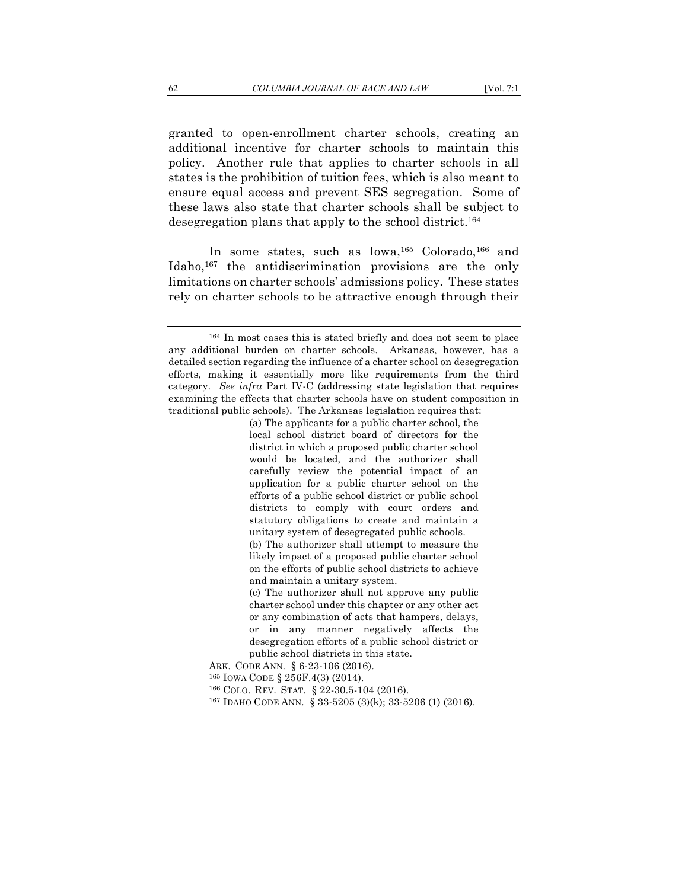granted to open-enrollment charter schools, creating an additional incentive for charter schools to maintain this policy. Another rule that applies to charter schools in all states is the prohibition of tuition fees, which is also meant to ensure equal access and prevent SES segregation. Some of these laws also state that charter schools shall be subject to desegregation plans that apply to the school district.[164]

In some states, such as Iowa,[165] Colorado,[166] and Idaho,[167] the antidiscrimination provisions are the only limitations on charter schools' admissions policy. These states rely on charter schools to be attractive enough through their

---

[164] In most cases this is stated briefly and does not seem to place any additional burden on charter schools. Arkansas, however, has a detailed section regarding the influence of a charter school on desegregation efforts, making it essentially more like requirements from the third category. *See infra* Part IV-C (addressing state legislation that requires examining the effects that charter schools have on student composition in traditional public schools). The Arkansas legislation requires that:

> (a) The applicants for a public charter school, the local school district board of directors for the district in which a proposed public charter school would be located, and the authorizer shall carefully review the potential impact of an application for a public charter school on the efforts of a public school district or public school districts to comply with court orders and statutory obligations to create and maintain a unitary system of desegregated public schools.
>
> (b) The authorizer shall attempt to measure the likely impact of a proposed public charter school on the efforts of public school districts to achieve and maintain a unitary system.
>
> (c) The authorizer shall not approve any public charter school under this chapter or any other act or any combination of acts that hampers, delays, or in any manner negatively affects the desegregation efforts of a public school district or public school districts in this state.

ARK. CODE ANN. § 6-23-106 (2016).

[165] IOWA CODE § 256F.4(3) (2014).

[166] COLO. REV. STAT. § 22-30.5-104 (2016).

[167] IDAHO CODE ANN. § 33-5205 (3)(k); 33-5206 (1) (2016).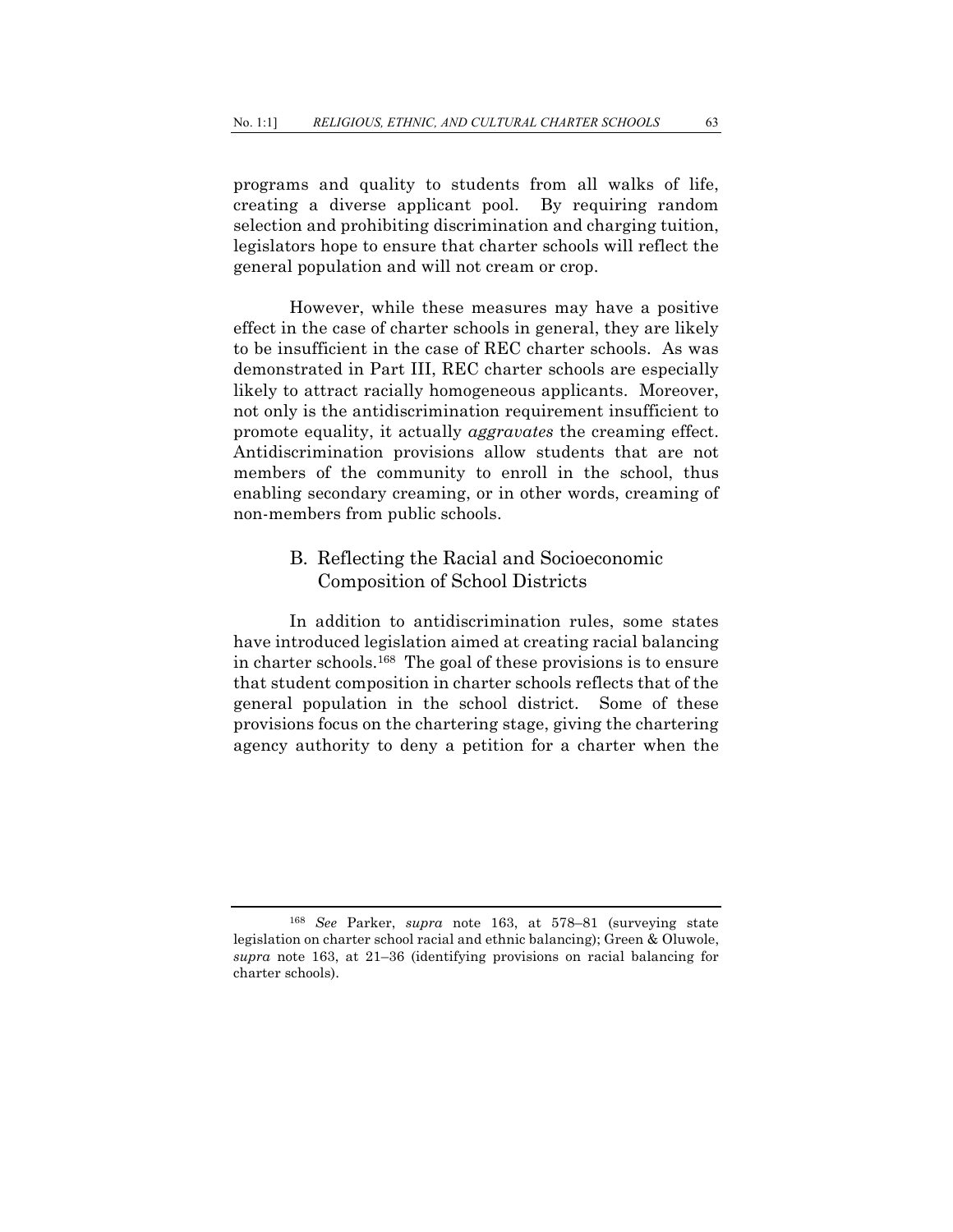programs and quality to students from all walks of life, creating a diverse applicant pool. By requiring random selection and prohibiting discrimination and charging tuition, legislators hope to ensure that charter schools will reflect the general population and will not cream or crop.

However, while these measures may have a positive effect in the case of charter schools in general, they are likely to be insufficient in the case of REC charter schools. As was demonstrated in Part III, REC charter schools are especially likely to attract racially homogeneous applicants. Moreover, not only is the antidiscrimination requirement insufficient to promote equality, it actually *aggravates* the creaming effect. Antidiscrimination provisions allow students that are not members of the community to enroll in the school, thus enabling secondary creaming, or in other words, creaming of non-members from public schools.

## B. Reflecting the Racial and Socioeconomic Composition of School Districts

In addition to antidiscrimination rules, some states have introduced legislation aimed at creating racial balancing in charter schools.[168] The goal of these provisions is to ensure that student composition in charter schools reflects that of the general population in the school district. Some of these provisions focus on the chartering stage, giving the chartering agency authority to deny a petition for a charter when the

---

[168] *See* Parker, *supra* note 163, at 578–81 (surveying state legislation on charter school racial and ethnic balancing); Green & Oluwole, *supra* note 163, at 21–36 (identifying provisions on racial balancing for charter schools).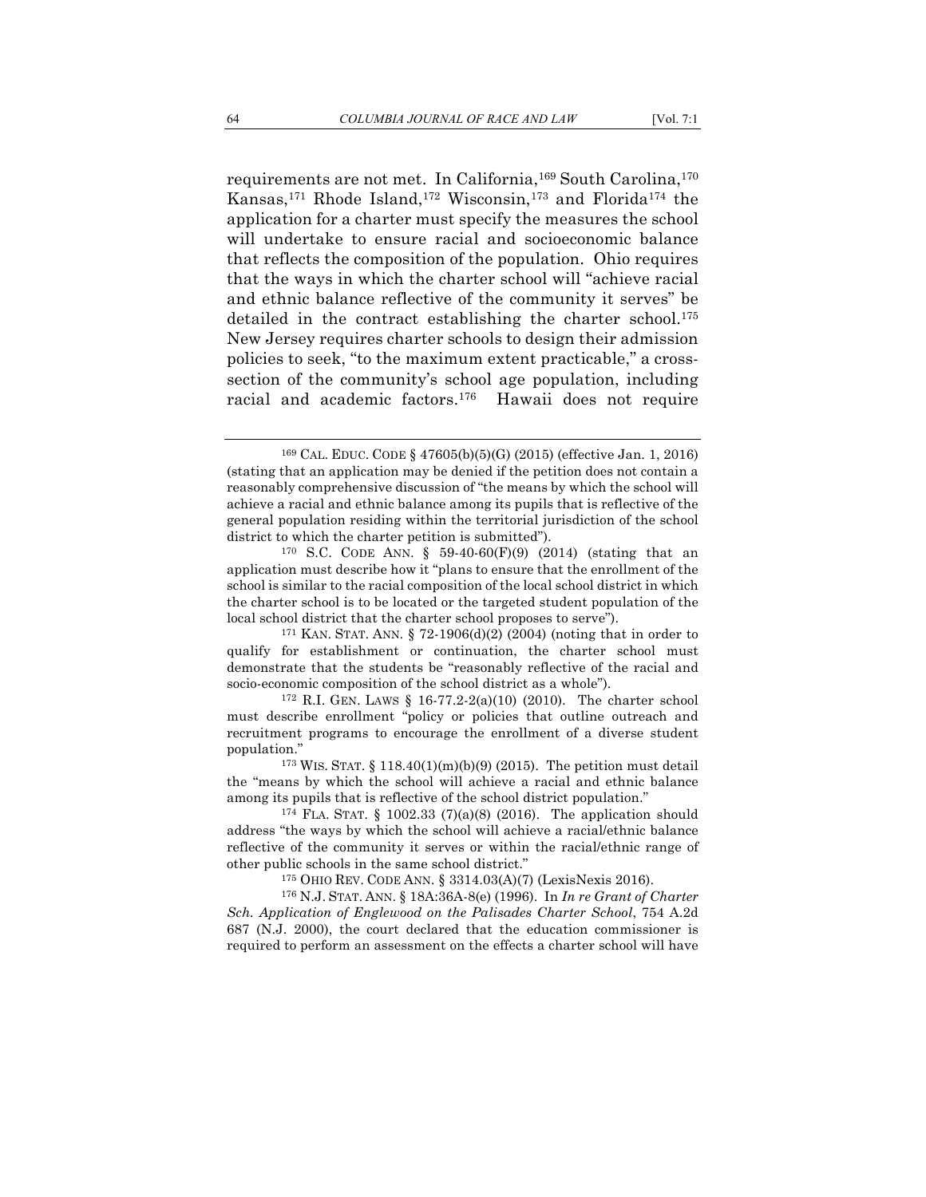requirements are not met. In California,[169] South Carolina,[170] Kansas,[171] Rhode Island,[172] Wisconsin,[173] and Florida[174] the application for a charter must specify the measures the school will undertake to ensure racial and socioeconomic balance that reflects the composition of the population. Ohio requires that the ways in which the charter school will "achieve racial and ethnic balance reflective of the community it serves" be detailed in the contract establishing the charter school.[175] New Jersey requires charter schools to design their admission policies to seek, "to the maximum extent practicable," a cross-section of the community's school age population, including racial and academic factors.[176] Hawaii does not require

---

[169] CAL. EDUC. CODE § 47605(b)(5)(G) (2015) (effective Jan. 1, 2016) (stating that an application may be denied if the petition does not contain a reasonably comprehensive discussion of "the means by which the school will achieve a racial and ethnic balance among its pupils that is reflective of the general population residing within the territorial jurisdiction of the school district to which the charter petition is submitted").

[170] S.C. CODE ANN. § 59-40-60(F)(9) (2014) (stating that an application must describe how it "plans to ensure that the enrollment of the school is similar to the racial composition of the local school district in which the charter school is to be located or the targeted student population of the local school district that the charter school proposes to serve").

[171] KAN. STAT. ANN. § 72-1906(d)(2) (2004) (noting that in order to qualify for establishment or continuation, the charter school must demonstrate that the students be "reasonably reflective of the racial and socio-economic composition of the school district as a whole").

[172] R.I. GEN. LAWS § 16-77.2-2(a)(10) (2010). The charter school must describe enrollment "policy or policies that outline outreach and recruitment programs to encourage the enrollment of a diverse student population."

[173] WIS. STAT. § 118.40(1)(m)(b)(9) (2015). The petition must detail the "means by which the school will achieve a racial and ethnic balance among its pupils that is reflective of the school district population."

[174] FLA. STAT. § 1002.33 (7)(a)(8) (2016). The application should address "the ways by which the school will achieve a racial/ethnic balance reflective of the community it serves or within the racial/ethnic range of other public schools in the same school district."

[175] OHIO REV. CODE ANN. § 3314.03(A)(7) (LexisNexis 2016).

[176] N.J. STAT. ANN. § 18A:36A-8(e) (1996). In *In re Grant of Charter Sch. Application of Englewood on the Palisades Charter School*, 754 A.2d 687 (N.J. 2000), the court declared that the education commissioner is required to perform an assessment on the effects a charter school will have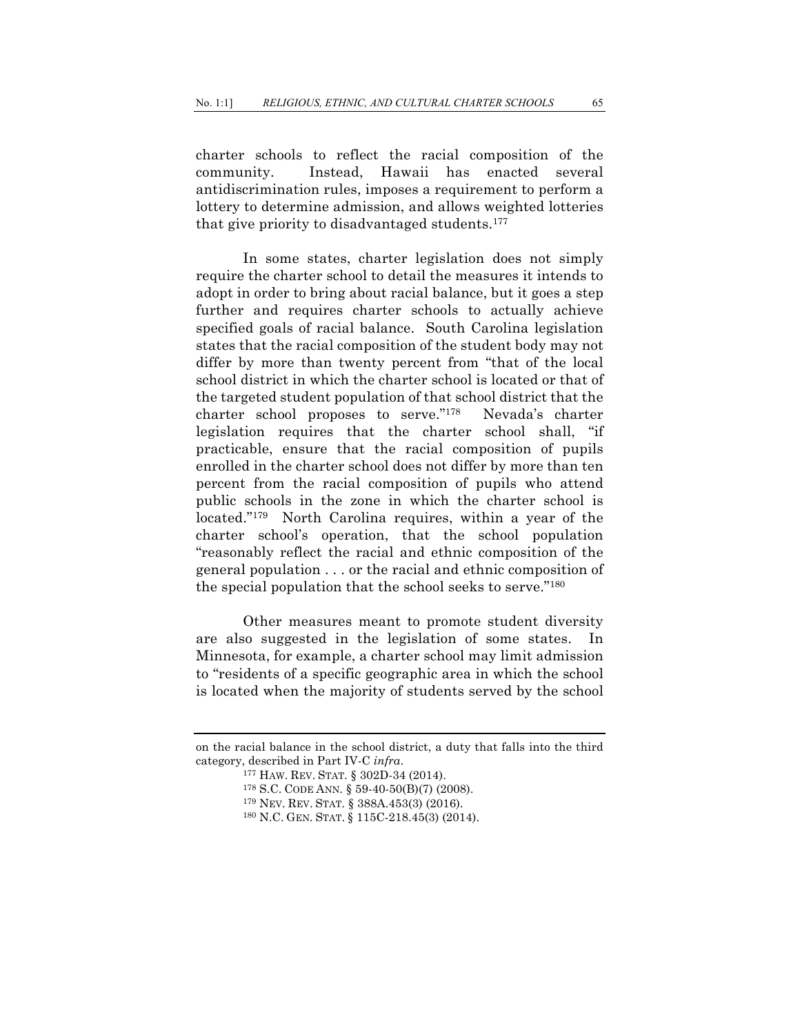charter schools to reflect the racial composition of the community. Instead, Hawaii has enacted several antidiscrimination rules, imposes a requirement to perform a lottery to determine admission, and allows weighted lotteries that give priority to disadvantaged students.[177]

In some states, charter legislation does not simply require the charter school to detail the measures it intends to adopt in order to bring about racial balance, but it goes a step further and requires charter schools to actually achieve specified goals of racial balance. South Carolina legislation states that the racial composition of the student body may not differ by more than twenty percent from "that of the local school district in which the charter school is located or that of the targeted student population of that school district that the charter school proposes to serve."[178] Nevada's charter legislation requires that the charter school shall, "if practicable, ensure that the racial composition of pupils enrolled in the charter school does not differ by more than ten percent from the racial composition of pupils who attend public schools in the zone in which the charter school is located."[179] North Carolina requires, within a year of the charter school's operation, that the school population "reasonably reflect the racial and ethnic composition of the general population . . . or the racial and ethnic composition of the special population that the school seeks to serve."[180]

Other measures meant to promote student diversity are also suggested in the legislation of some states. In Minnesota, for example, a charter school may limit admission to "residents of a specific geographic area in which the school is located when the majority of students served by the school

---

on the racial balance in the school district, a duty that falls into the third category, described in Part IV-C *infra*.

[177] HAW. REV. STAT. § 302D-34 (2014).

[178] S.C. CODE ANN. § 59-40-50(B)(7) (2008).

[179] NEV. REV. STAT. § 388A.453(3) (2016).

[180] N.C. GEN. STAT. § 115C-218.45(3) (2014).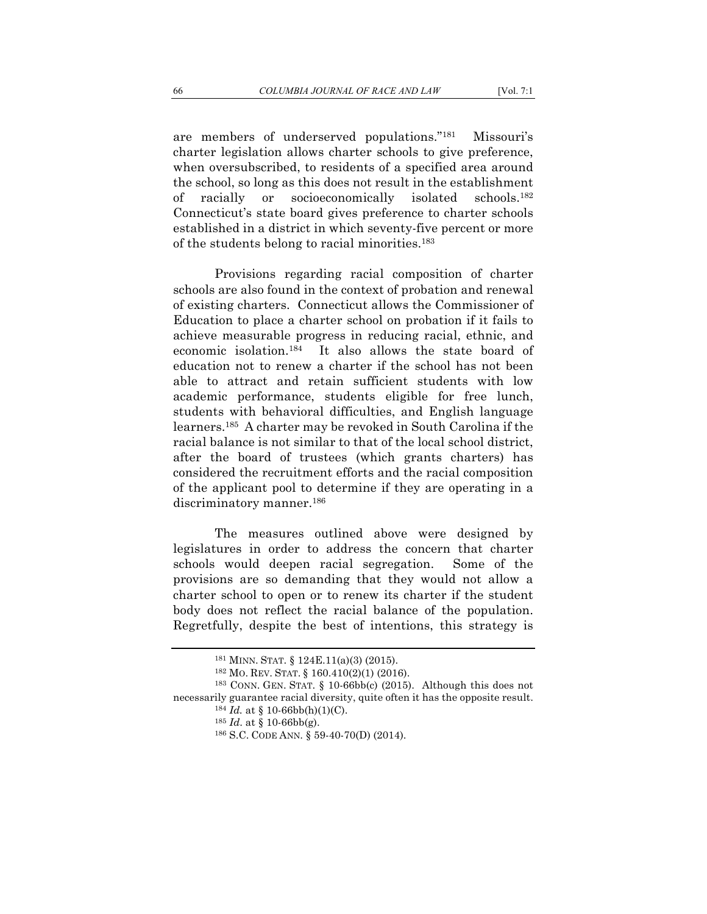are members of underserved populations."[181] Missouri's charter legislation allows charter schools to give preference, when oversubscribed, to residents of a specified area around the school, so long as this does not result in the establishment of racially or socioeconomically isolated schools.[182] Connecticut's state board gives preference to charter schools established in a district in which seventy-five percent or more of the students belong to racial minorities.[183]

Provisions regarding racial composition of charter schools are also found in the context of probation and renewal of existing charters. Connecticut allows the Commissioner of Education to place a charter school on probation if it fails to achieve measurable progress in reducing racial, ethnic, and economic isolation.[184] It also allows the state board of education not to renew a charter if the school has not been able to attract and retain sufficient students with low academic performance, students eligible for free lunch, students with behavioral difficulties, and English language learners.[185] A charter may be revoked in South Carolina if the racial balance is not similar to that of the local school district, after the board of trustees (which grants charters) has considered the recruitment efforts and the racial composition of the applicant pool to determine if they are operating in a discriminatory manner.[186]

The measures outlined above were designed by legislatures in order to address the concern that charter schools would deepen racial segregation. Some of the provisions are so demanding that they would not allow a charter school to open or to renew its charter if the student body does not reflect the racial balance of the population. Regretfully, despite the best of intentions, this strategy is

---

[181] MINN. STAT. § 124E.11(a)(3) (2015).

[182] MO. REV. STAT. § 160.410(2)(1) (2016).

[183] CONN. GEN. STAT. § 10-66bb(c) (2015). Although this does not necessarily guarantee racial diversity, quite often it has the opposite result.

[184] *Id.* at § 10-66bb(h)(1)(C).

[185] *Id.* at § 10-66bb(g).

[186] S.C. CODE ANN. § 59-40-70(D) (2014).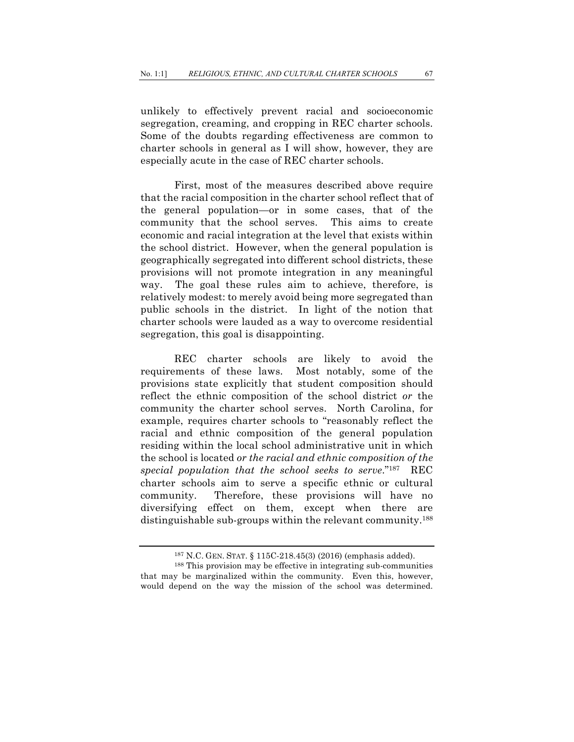unlikely to effectively prevent racial and socioeconomic segregation, creaming, and cropping in REC charter schools. Some of the doubts regarding effectiveness are common to charter schools in general as I will show, however, they are especially acute in the case of REC charter schools.

First, most of the measures described above require that the racial composition in the charter school reflect that of the general population—or in some cases, that of the community that the school serves. This aims to create economic and racial integration at the level that exists within the school district. However, when the general population is geographically segregated into different school districts, these provisions will not promote integration in any meaningful way. The goal these rules aim to achieve, therefore, is relatively modest: to merely avoid being more segregated than public schools in the district. In light of the notion that charter schools were lauded as a way to overcome residential segregation, this goal is disappointing.

REC charter schools are likely to avoid the requirements of these laws. Most notably, some of the provisions state explicitly that student composition should reflect the ethnic composition of the school district *or* the community the charter school serves. North Carolina, for example, requires charter schools to "reasonably reflect the racial and ethnic composition of the general population residing within the local school administrative unit in which the school is located *or the racial and ethnic composition of the special population that the school seeks to serve*."[187] REC charter schools aim to serve a specific ethnic or cultural community. Therefore, these provisions will have no diversifying effect on them, except when there are distinguishable sub-groups within the relevant community.[188]

---

[187] N.C. GEN. STAT. § 115C-218.45(3) (2016) (emphasis added).

[188] This provision may be effective in integrating sub-communities that may be marginalized within the community. Even this, however, would depend on the way the mission of the school was determined.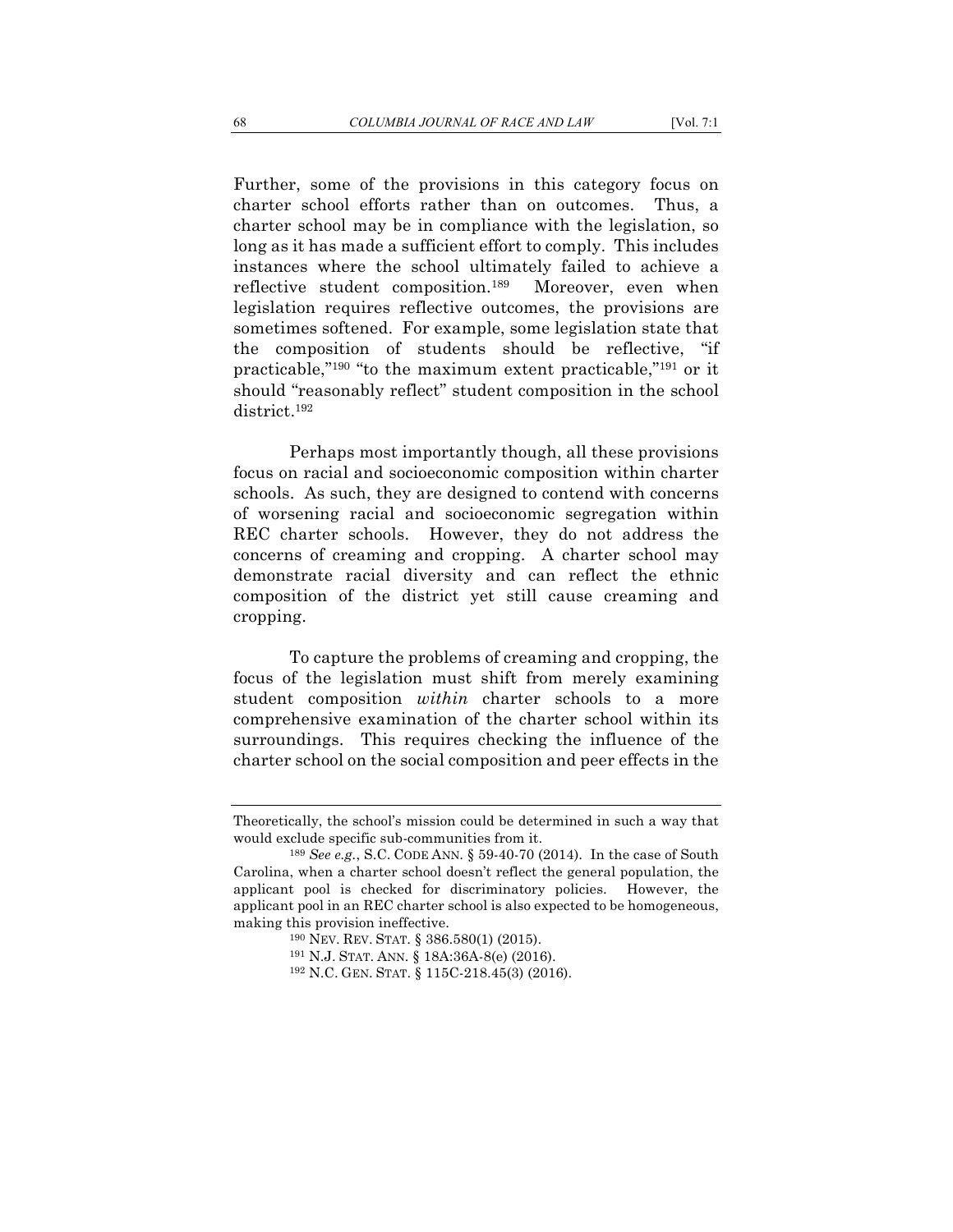Further, some of the provisions in this category focus on charter school efforts rather than on outcomes. Thus, a charter school may be in compliance with the legislation, so long as it has made a sufficient effort to comply. This includes instances where the school ultimately failed to achieve a reflective student composition.[189] Moreover, even when legislation requires reflective outcomes, the provisions are sometimes softened. For example, some legislation state that the composition of students should be reflective, "if practicable,"[190] "to the maximum extent practicable,"[191] or it should "reasonably reflect" student composition in the school district.[192]

Perhaps most importantly though, all these provisions focus on racial and socioeconomic composition within charter schools. As such, they are designed to contend with concerns of worsening racial and socioeconomic segregation within REC charter schools. However, they do not address the concerns of creaming and cropping. A charter school may demonstrate racial diversity and can reflect the ethnic composition of the district yet still cause creaming and cropping.

To capture the problems of creaming and cropping, the focus of the legislation must shift from merely examining student composition *within* charter schools to a more comprehensive examination of the charter school within its surroundings. This requires checking the influence of the charter school on the social composition and peer effects in the

---

Theoretically, the school's mission could be determined in such a way that would exclude specific sub-communities from it.

[189] *See e.g.*, S.C. CODE ANN. § 59-40-70 (2014). In the case of South Carolina, when a charter school doesn't reflect the general population, the applicant pool is checked for discriminatory policies. However, the applicant pool in an REC charter school is also expected to be homogeneous, making this provision ineffective.

[190] NEV. REV. STAT. § 386.580(1) (2015).

[191] N.J. STAT. ANN. § 18A:36A-8(e) (2016).

[192] N.C. GEN. STAT. § 115C-218.45(3) (2016).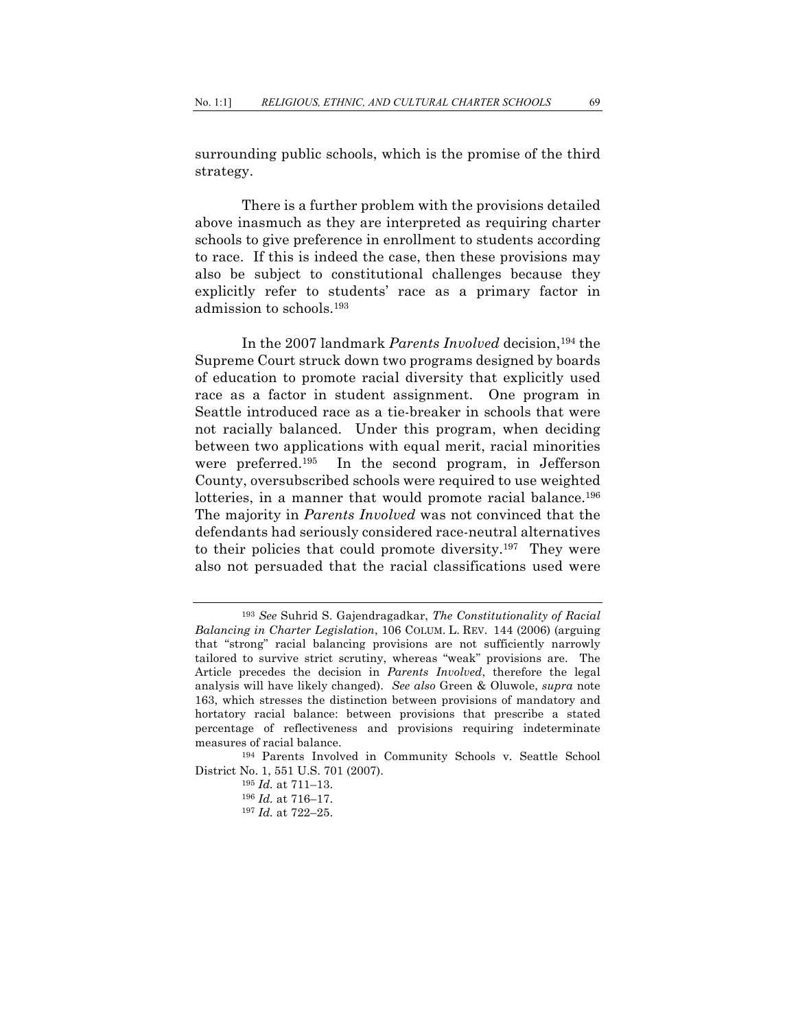surrounding public schools, which is the promise of the third strategy.

There is a further problem with the provisions detailed above inasmuch as they are interpreted as requiring charter schools to give preference in enrollment to students according to race. If this is indeed the case, then these provisions may also be subject to constitutional challenges because they explicitly refer to students' race as a primary factor in admission to schools.[193]

In the 2007 landmark *Parents Involved* decision,[194] the Supreme Court struck down two programs designed by boards of education to promote racial diversity that explicitly used race as a factor in student assignment. One program in Seattle introduced race as a tie-breaker in schools that were not racially balanced. Under this program, when deciding between two applications with equal merit, racial minorities were preferred.[195] In the second program, in Jefferson County, oversubscribed schools were required to use weighted lotteries, in a manner that would promote racial balance.[196] The majority in *Parents Involved* was not convinced that the defendants had seriously considered race-neutral alternatives to their policies that could promote diversity.[197] They were also not persuaded that the racial classifications used were

---

[193] *See* Suhrid S. Gajendragadkar, *The Constitutionality of Racial Balancing in Charter Legislation*, 106 COLUM. L. REV. 144 (2006) (arguing that "strong" racial balancing provisions are not sufficiently narrowly tailored to survive strict scrutiny, whereas "weak" provisions are. The Article precedes the decision in *Parents Involved*, therefore the legal analysis will have likely changed). *See also* Green & Oluwole, *supra* note 163, which stresses the distinction between provisions of mandatory and hortatory racial balance: between provisions that prescribe a stated percentage of reflectiveness and provisions requiring indeterminate measures of racial balance.

[194] Parents Involved in Community Schools v. Seattle School District No. 1, 551 U.S. 701 (2007).

[195] *Id.* at 711–13.

[196] *Id.* at 716–17.

[197] *Id.* at 722–25.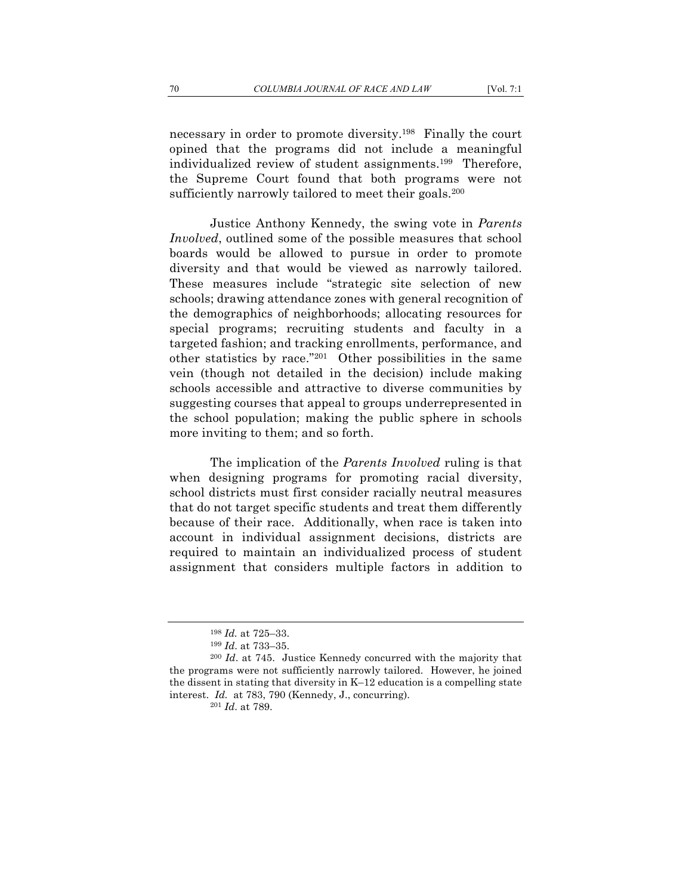necessary in order to promote diversity.[198] Finally the court opined that the programs did not include a meaningful individualized review of student assignments.[199] Therefore, the Supreme Court found that both programs were not sufficiently narrowly tailored to meet their goals.[200]

Justice Anthony Kennedy, the swing vote in *Parents Involved*, outlined some of the possible measures that school boards would be allowed to pursue in order to promote diversity and that would be viewed as narrowly tailored. These measures include "strategic site selection of new schools; drawing attendance zones with general recognition of the demographics of neighborhoods; allocating resources for special programs; recruiting students and faculty in a targeted fashion; and tracking enrollments, performance, and other statistics by race."[201] Other possibilities in the same vein (though not detailed in the decision) include making schools accessible and attractive to diverse communities by suggesting courses that appeal to groups underrepresented in the school population; making the public sphere in schools more inviting to them; and so forth.

The implication of the *Parents Involved* ruling is that when designing programs for promoting racial diversity, school districts must first consider racially neutral measures that do not target specific students and treat them differently because of their race. Additionally, when race is taken into account in individual assignment decisions, districts are required to maintain an individualized process of student assignment that considers multiple factors in addition to

---

[198] *Id.* at 725–33.

[199] *Id*. at 733–35.

[200] *Id*. at 745. Justice Kennedy concurred with the majority that the programs were not sufficiently narrowly tailored. However, he joined the dissent in stating that diversity in K–12 education is a compelling state interest. *Id.* at 783, 790 (Kennedy, J., concurring).

[201] *Id*. at 789.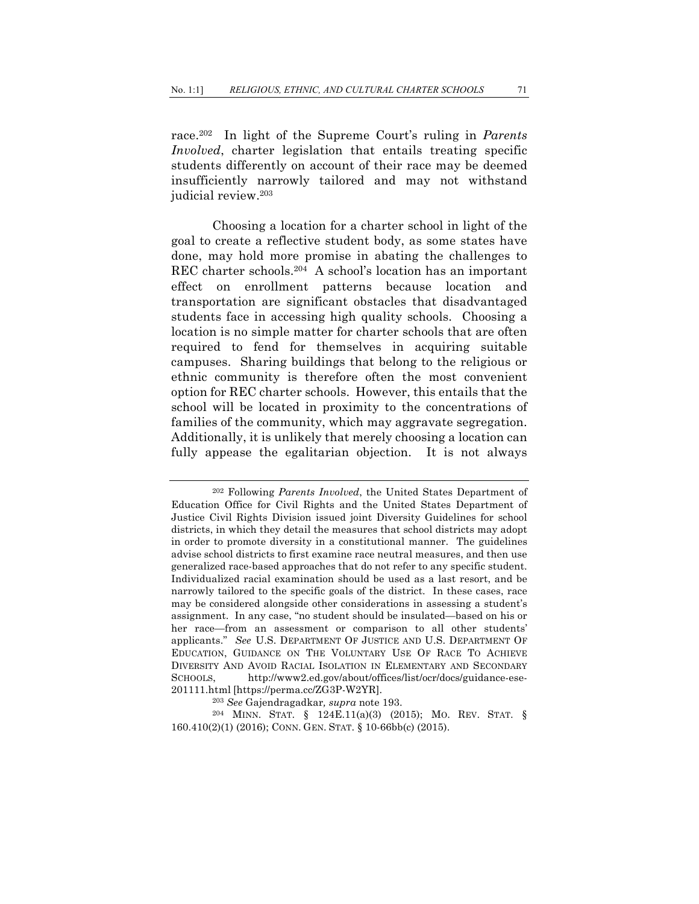race.[202] In light of the Supreme Court's ruling in *Parents Involved*, charter legislation that entails treating specific students differently on account of their race may be deemed insufficiently narrowly tailored and may not withstand judicial review.[203]

Choosing a location for a charter school in light of the goal to create a reflective student body, as some states have done, may hold more promise in abating the challenges to REC charter schools.[204] A school's location has an important effect on enrollment patterns because location and transportation are significant obstacles that disadvantaged students face in accessing high quality schools. Choosing a location is no simple matter for charter schools that are often required to fend for themselves in acquiring suitable campuses. Sharing buildings that belong to the religious or ethnic community is therefore often the most convenient option for REC charter schools. However, this entails that the school will be located in proximity to the concentrations of families of the community, which may aggravate segregation. Additionally, it is unlikely that merely choosing a location can fully appease the egalitarian objection. It is not always

---

[202] Following *Parents Involved*, the United States Department of Education Office for Civil Rights and the United States Department of Justice Civil Rights Division issued joint Diversity Guidelines for school districts, in which they detail the measures that school districts may adopt in order to promote diversity in a constitutional manner. The guidelines advise school districts to first examine race neutral measures, and then use generalized race-based approaches that do not refer to any specific student. Individualized racial examination should be used as a last resort, and be narrowly tailored to the specific goals of the district. In these cases, race may be considered alongside other considerations in assessing a student's assignment. In any case, "no student should be insulated—based on his or her race—from an assessment or comparison to all other students' applicants." *See* U.S. DEPARTMENT OF JUSTICE AND U.S. DEPARTMENT OF EDUCATION, GUIDANCE ON THE VOLUNTARY USE OF RACE TO ACHIEVE DIVERSITY AND AVOID RACIAL ISOLATION IN ELEMENTARY AND SECONDARY SCHOOLS, http://www2.ed.gov/about/offices/list/ocr/docs/guidance-ese-201111.html [https://perma.cc/ZG3P-W2YR].

[203] *See* Gajendragadkar, *supra* note 193.

[204] MINN. STAT. § 124E.11(a)(3) (2015); MO. REV. STAT. § 160.410(2)(1) (2016); CONN. GEN. STAT. § 10-66bb(c) (2015).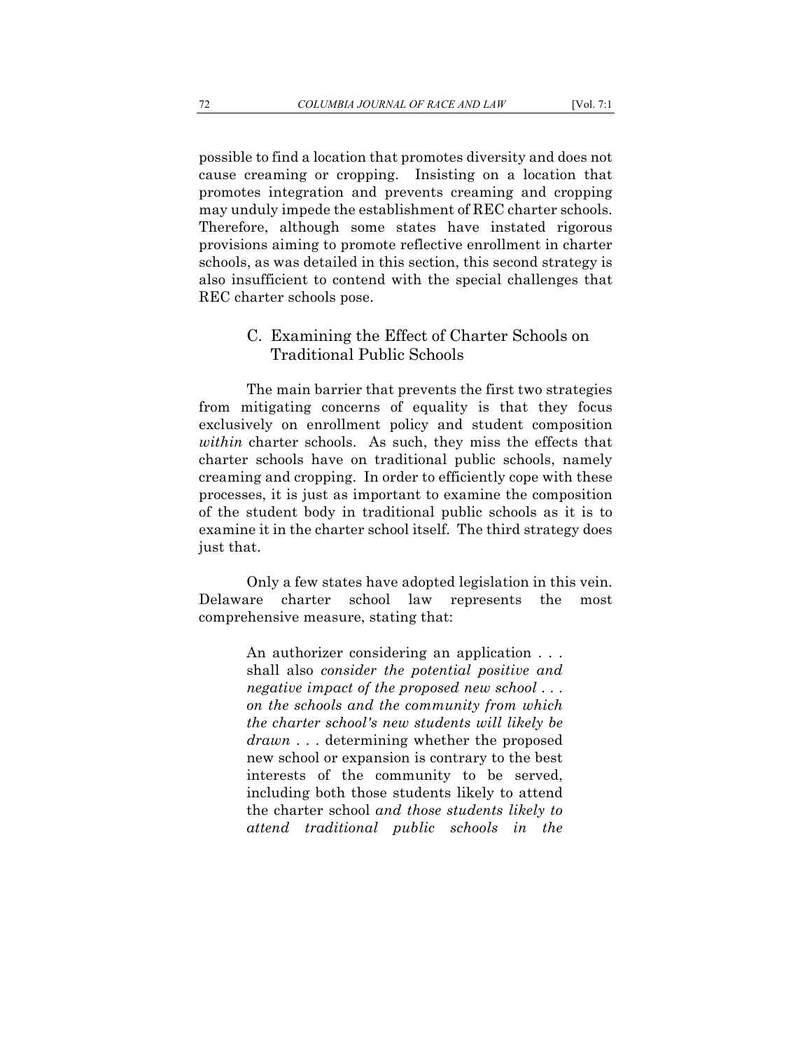possible to find a location that promotes diversity and does not cause creaming or cropping. Insisting on a location that promotes integration and prevents creaming and cropping may unduly impede the establishment of REC charter schools. Therefore, although some states have instated rigorous provisions aiming to promote reflective enrollment in charter schools, as was detailed in this section, this second strategy is also insufficient to contend with the special challenges that REC charter schools pose.

### C. Examining the Effect of Charter Schools on Traditional Public Schools

The main barrier that prevents the first two strategies from mitigating concerns of equality is that they focus exclusively on enrollment policy and student composition *within* charter schools. As such, they miss the effects that charter schools have on traditional public schools, namely creaming and cropping. In order to efficiently cope with these processes, it is just as important to examine the composition of the student body in traditional public schools as it is to examine it in the charter school itself. The third strategy does just that.

Only a few states have adopted legislation in this vein. Delaware charter school law represents the most comprehensive measure, stating that:

> An authorizer considering an application . . . shall also *consider the potential positive and negative impact of the proposed new school . . . on the schools and the community from which the charter school's new students will likely be drawn* . . . determining whether the proposed new school or expansion is contrary to the best interests of the community to be served, including both those students likely to attend the charter school *and those students likely to attend traditional public schools in the*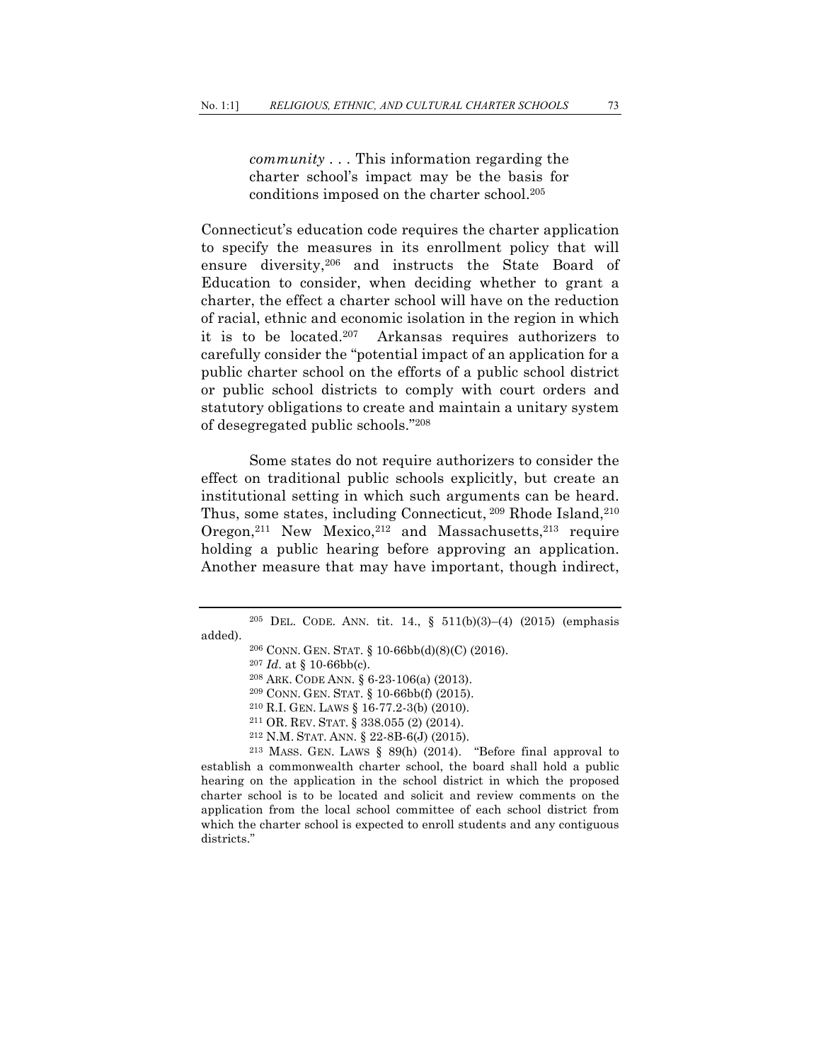> *community* . . . This information regarding the charter school's impact may be the basis for conditions imposed on the charter school.[205]

Connecticut's education code requires the charter application to specify the measures in its enrollment policy that will ensure diversity,[206] and instructs the State Board of Education to consider, when deciding whether to grant a charter, the effect a charter school will have on the reduction of racial, ethnic and economic isolation in the region in which it is to be located.[207] Arkansas requires authorizers to carefully consider the "potential impact of an application for a public charter school on the efforts of a public school district or public school districts to comply with court orders and statutory obligations to create and maintain a unitary system of desegregated public schools."[208]

Some states do not require authorizers to consider the effect on traditional public schools explicitly, but create an institutional setting in which such arguments can be heard. Thus, some states, including Connecticut,[209] Rhode Island,[210] Oregon,[211] New Mexico,[212] and Massachusetts,[213] require holding a public hearing before approving an application. Another measure that may have important, though indirect,

---

[205] DEL. CODE. ANN. tit. 14., § 511(b)(3)–(4) (2015) (emphasis added).

[206] CONN. GEN. STAT. § 10-66bb(d)(8)(C) (2016).

[207] *Id*. at § 10-66bb(c).

[208] ARK. CODE ANN. § 6-23-106(a) (2013).

[209] CONN. GEN. STAT. § 10-66bb(f) (2015).

[210] R.I. GEN. LAWS § 16-77.2-3(b) (2010).

[211] OR. REV. STAT. § 338.055 (2) (2014).

[212] N.M. STAT. ANN. § 22-8B-6(J) (2015).

[213] MASS. GEN. LAWS § 89(h) (2014). "Before final approval to establish a commonwealth charter school, the board shall hold a public hearing on the application in the school district in which the proposed charter school is to be located and solicit and review comments on the application from the local school committee of each school district from which the charter school is expected to enroll students and any contiguous districts."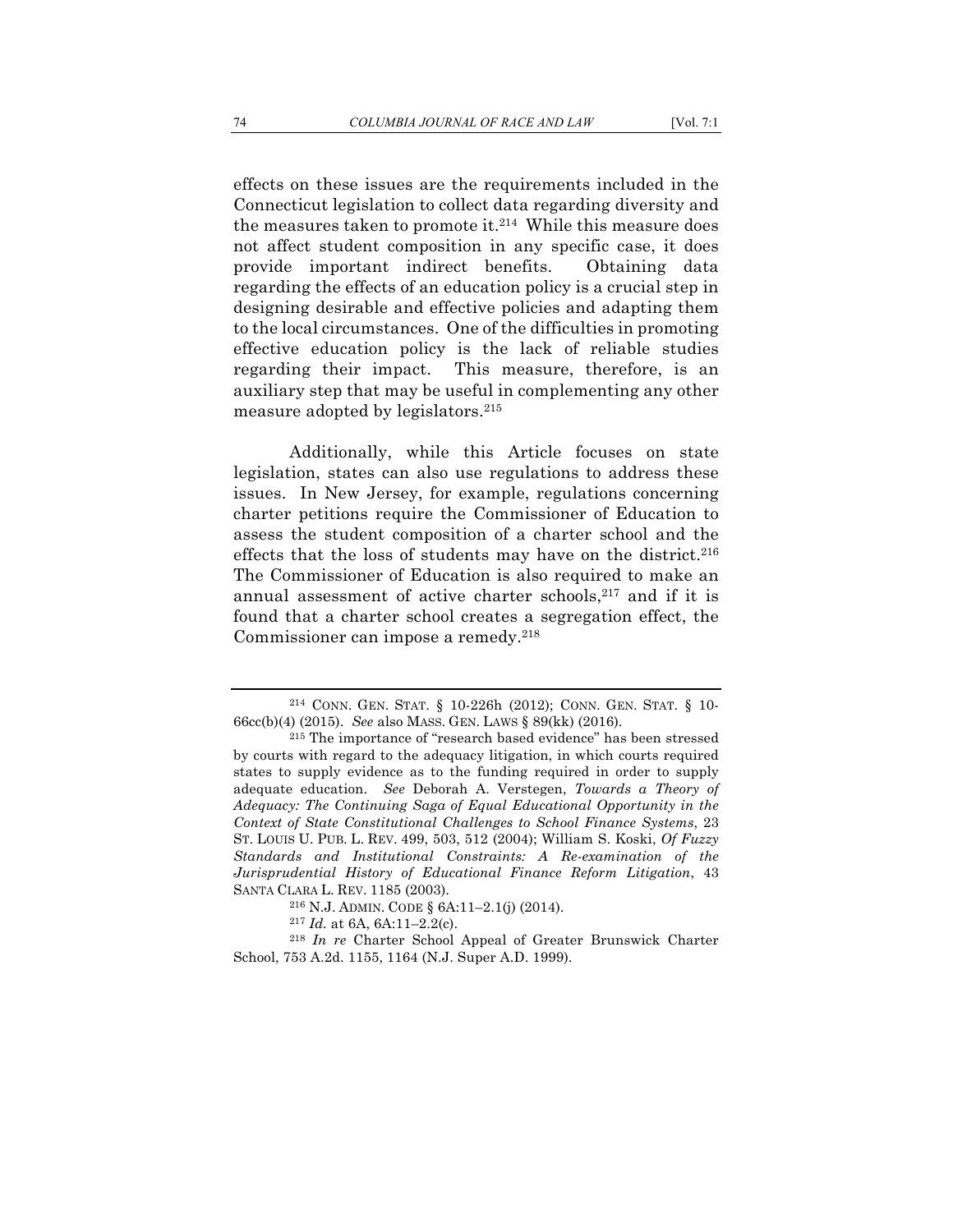effects on these issues are the requirements included in the Connecticut legislation to collect data regarding diversity and the measures taken to promote it.[214] While this measure does not affect student composition in any specific case, it does provide important indirect benefits. Obtaining data regarding the effects of an education policy is a crucial step in designing desirable and effective policies and adapting them to the local circumstances. One of the difficulties in promoting effective education policy is the lack of reliable studies regarding their impact. This measure, therefore, is an auxiliary step that may be useful in complementing any other measure adopted by legislators.[215]

Additionally, while this Article focuses on state legislation, states can also use regulations to address these issues. In New Jersey, for example, regulations concerning charter petitions require the Commissioner of Education to assess the student composition of a charter school and the effects that the loss of students may have on the district.[216] The Commissioner of Education is also required to make an annual assessment of active charter schools,[217] and if it is found that a charter school creates a segregation effect, the Commissioner can impose a remedy.[218]

---

[214] CONN. GEN. STAT. § 10-226h (2012); CONN. GEN. STAT. § 10-66cc(b)(4) (2015). *See* also MASS. GEN. LAWS § 89(kk) (2016).

[215] The importance of "research based evidence" has been stressed by courts with regard to the adequacy litigation, in which courts required states to supply evidence as to the funding required in order to supply adequate education. *See* Deborah A. Verstegen, *Towards a Theory of Adequacy: The Continuing Saga of Equal Educational Opportunity in the Context of State Constitutional Challenges to School Finance Systems*, 23 ST. LOUIS U. PUB. L. REV. 499, 503, 512 (2004); William S. Koski, *Of Fuzzy Standards and Institutional Constraints: A Re-examination of the Jurisprudential History of Educational Finance Reform Litigation*, 43 SANTA CLARA L. REV. 1185 (2003).

[216] N.J. ADMIN. CODE § 6A:11–2.1(j) (2014).

[217] *Id.* at 6A, 6A:11–2.2(c).

[218] *In re* Charter School Appeal of Greater Brunswick Charter School, 753 A.2d. 1155, 1164 (N.J. Super A.D. 1999).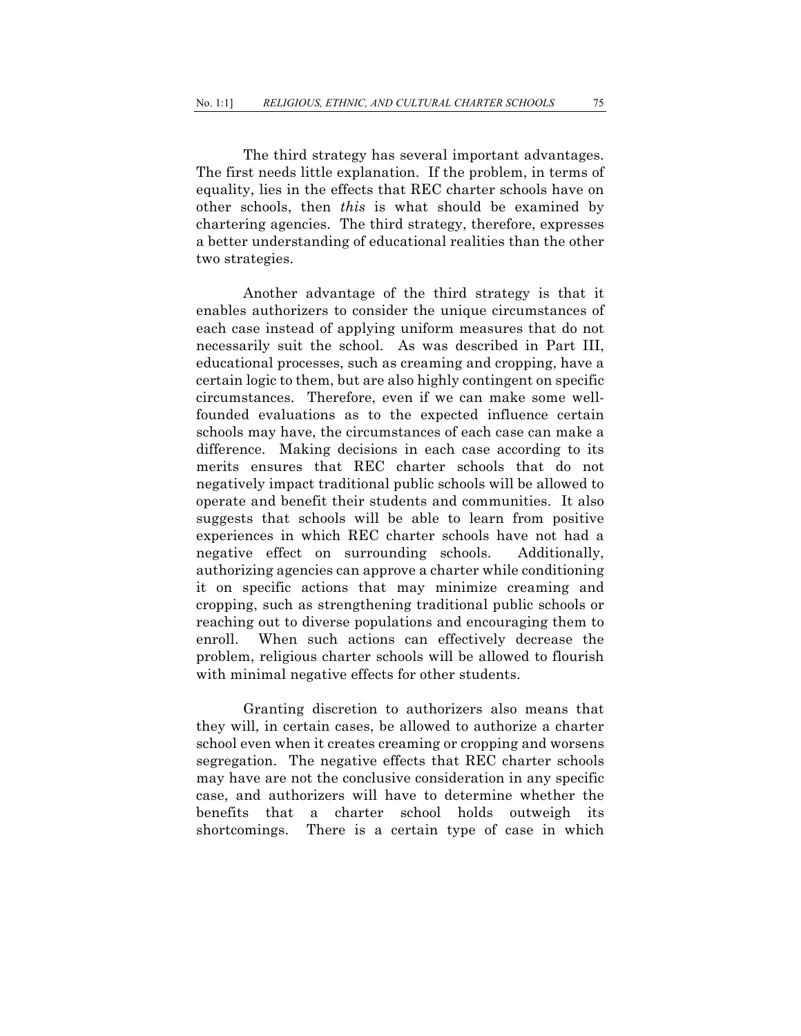The third strategy has several important advantages. The first needs little explanation. If the problem, in terms of equality, lies in the effects that REC charter schools have on other schools, then *this* is what should be examined by chartering agencies. The third strategy, therefore, expresses a better understanding of educational realities than the other two strategies.

Another advantage of the third strategy is that it enables authorizers to consider the unique circumstances of each case instead of applying uniform measures that do not necessarily suit the school. As was described in Part III, educational processes, such as creaming and cropping, have a certain logic to them, but are also highly contingent on specific circumstances. Therefore, even if we can make some well-founded evaluations as to the expected influence certain schools may have, the circumstances of each case can make a difference. Making decisions in each case according to its merits ensures that REC charter schools that do not negatively impact traditional public schools will be allowed to operate and benefit their students and communities. It also suggests that schools will be able to learn from positive experiences in which REC charter schools have not had a negative effect on surrounding schools. Additionally, authorizing agencies can approve a charter while conditioning it on specific actions that may minimize creaming and cropping, such as strengthening traditional public schools or reaching out to diverse populations and encouraging them to enroll. When such actions can effectively decrease the problem, religious charter schools will be allowed to flourish with minimal negative effects for other students.

Granting discretion to authorizers also means that they will, in certain cases, be allowed to authorize a charter school even when it creates creaming or cropping and worsens segregation. The negative effects that REC charter schools may have are not the conclusive consideration in any specific case, and authorizers will have to determine whether the benefits that a charter school holds outweigh its shortcomings. There is a certain type of case in which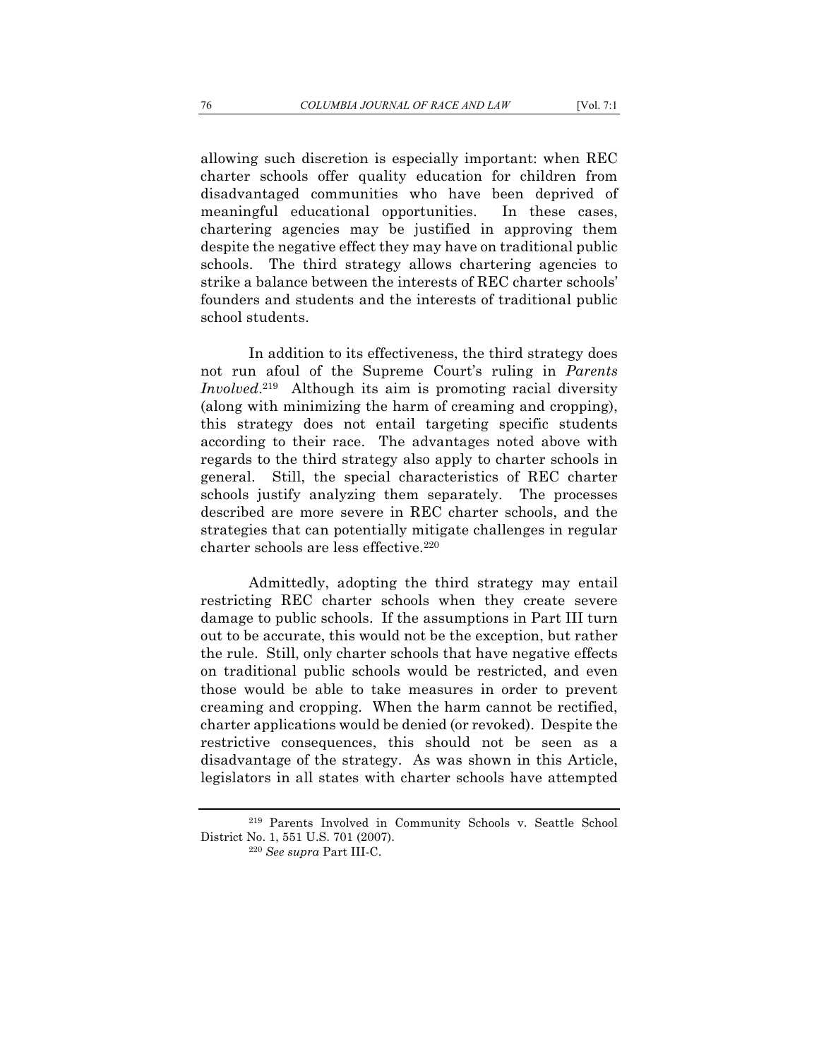allowing such discretion is especially important: when REC charter schools offer quality education for children from disadvantaged communities who have been deprived of meaningful educational opportunities. In these cases, chartering agencies may be justified in approving them despite the negative effect they may have on traditional public schools. The third strategy allows chartering agencies to strike a balance between the interests of REC charter schools' founders and students and the interests of traditional public school students.

In addition to its effectiveness, the third strategy does not run afoul of the Supreme Court's ruling in *Parents Involved*.[219] Although its aim is promoting racial diversity (along with minimizing the harm of creaming and cropping), this strategy does not entail targeting specific students according to their race. The advantages noted above with regards to the third strategy also apply to charter schools in general. Still, the special characteristics of REC charter schools justify analyzing them separately. The processes described are more severe in REC charter schools, and the strategies that can potentially mitigate challenges in regular charter schools are less effective.[220]

Admittedly, adopting the third strategy may entail restricting REC charter schools when they create severe damage to public schools. If the assumptions in Part III turn out to be accurate, this would not be the exception, but rather the rule. Still, only charter schools that have negative effects on traditional public schools would be restricted, and even those would be able to take measures in order to prevent creaming and cropping. When the harm cannot be rectified, charter applications would be denied (or revoked). Despite the restrictive consequences, this should not be seen as a disadvantage of the strategy. As was shown in this Article, legislators in all states with charter schools have attempted

---

[219] Parents Involved in Community Schools v. Seattle School District No. 1, 551 U.S. 701 (2007).

[220] *See supra* Part III-C.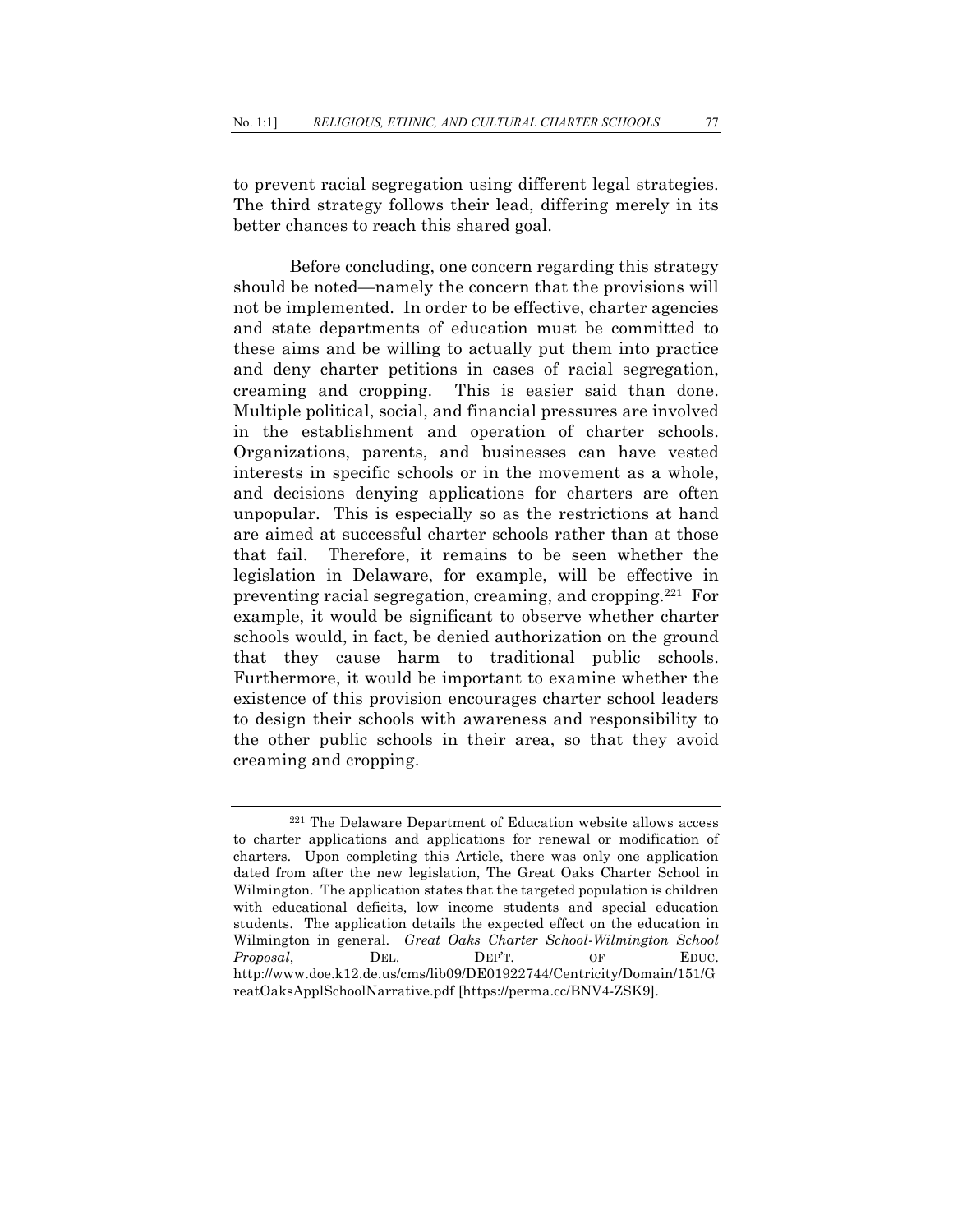to prevent racial segregation using different legal strategies. The third strategy follows their lead, differing merely in its better chances to reach this shared goal.

Before concluding, one concern regarding this strategy should be noted—namely the concern that the provisions will not be implemented. In order to be effective, charter agencies and state departments of education must be committed to these aims and be willing to actually put them into practice and deny charter petitions in cases of racial segregation, creaming and cropping. This is easier said than done. Multiple political, social, and financial pressures are involved in the establishment and operation of charter schools. Organizations, parents, and businesses can have vested interests in specific schools or in the movement as a whole, and decisions denying applications for charters are often unpopular. This is especially so as the restrictions at hand are aimed at successful charter schools rather than at those that fail. Therefore, it remains to be seen whether the legislation in Delaware, for example, will be effective in preventing racial segregation, creaming, and cropping.[221] For example, it would be significant to observe whether charter schools would, in fact, be denied authorization on the ground that they cause harm to traditional public schools. Furthermore, it would be important to examine whether the existence of this provision encourages charter school leaders to design their schools with awareness and responsibility to the other public schools in their area, so that they avoid creaming and cropping.

---

[221] The Delaware Department of Education website allows access to charter applications and applications for renewal or modification of charters. Upon completing this Article, there was only one application dated from after the new legislation, The Great Oaks Charter School in Wilmington. The application states that the targeted population is children with educational deficits, low income students and special education students. The application details the expected effect on the education in Wilmington in general. *Great Oaks Charter School-Wilmington School Proposal*, DEL. DEP'T. OF EDUC. http://www.doe.k12.de.us/cms/lib09/DE01922744/Centricity/Domain/151/GreatOaksApplSchoolNarrative.pdf [https://perma.cc/BNV4-ZSK9].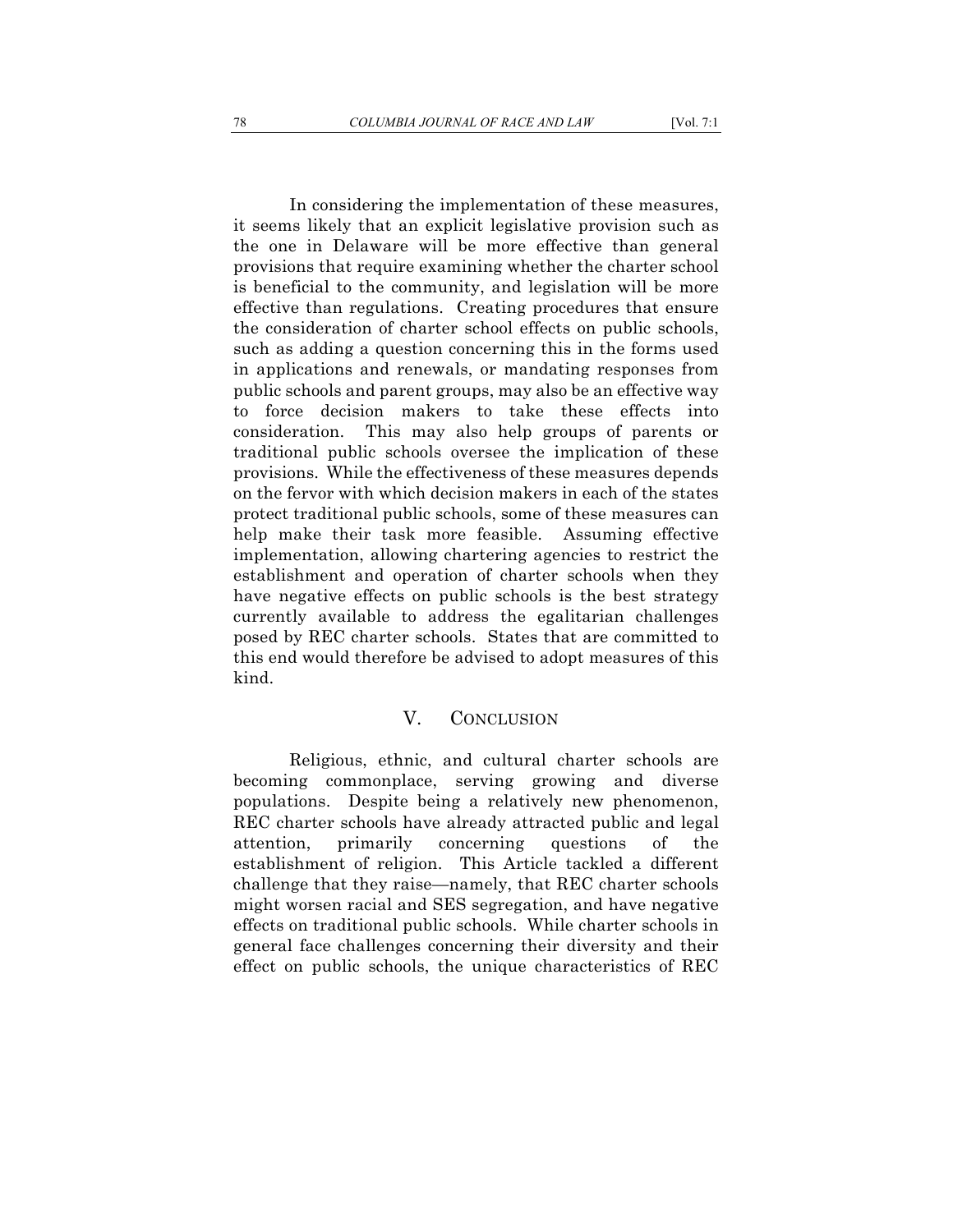In considering the implementation of these measures, it seems likely that an explicit legislative provision such as the one in Delaware will be more effective than general provisions that require examining whether the charter school is beneficial to the community, and legislation will be more effective than regulations. Creating procedures that ensure the consideration of charter school effects on public schools, such as adding a question concerning this in the forms used in applications and renewals, or mandating responses from public schools and parent groups, may also be an effective way to force decision makers to take these effects into consideration. This may also help groups of parents or traditional public schools oversee the implication of these provisions. While the effectiveness of these measures depends on the fervor with which decision makers in each of the states protect traditional public schools, some of these measures can help make their task more feasible. Assuming effective implementation, allowing chartering agencies to restrict the establishment and operation of charter schools when they have negative effects on public schools is the best strategy currently available to address the egalitarian challenges posed by REC charter schools. States that are committed to this end would therefore be advised to adopt measures of this kind.

## V. CONCLUSION

Religious, ethnic, and cultural charter schools are becoming commonplace, serving growing and diverse populations. Despite being a relatively new phenomenon, REC charter schools have already attracted public and legal attention, primarily concerning questions of the establishment of religion. This Article tackled a different challenge that they raise—namely, that REC charter schools might worsen racial and SES segregation, and have negative effects on traditional public schools. While charter schools in general face challenges concerning their diversity and their effect on public schools, the unique characteristics of REC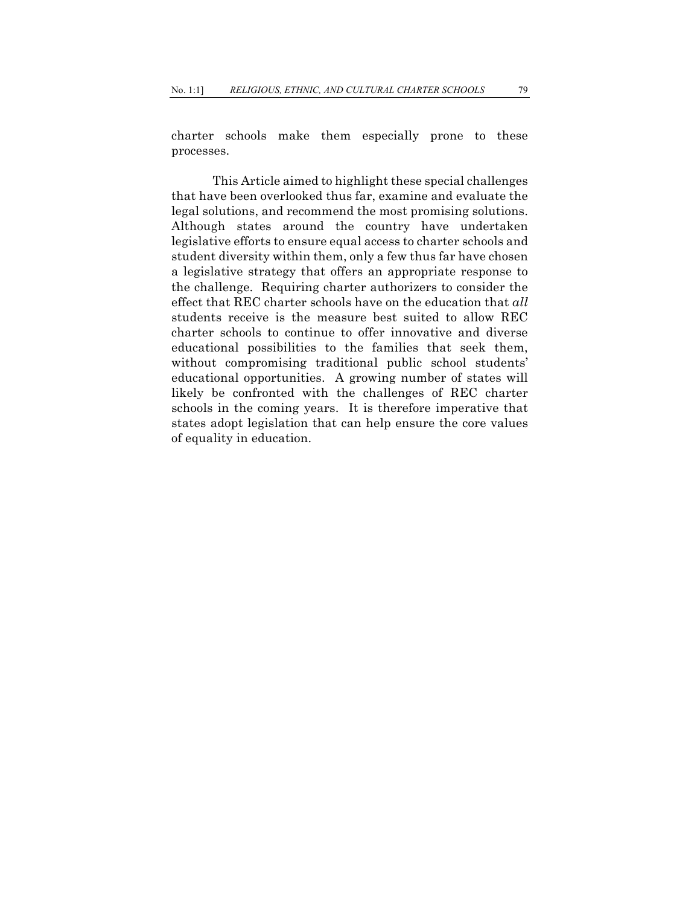charter schools make them especially prone to these processes.

This Article aimed to highlight these special challenges that have been overlooked thus far, examine and evaluate the legal solutions, and recommend the most promising solutions. Although states around the country have undertaken legislative efforts to ensure equal access to charter schools and student diversity within them, only a few thus far have chosen a legislative strategy that offers an appropriate response to the challenge. Requiring charter authorizers to consider the effect that REC charter schools have on the education that *all* students receive is the measure best suited to allow REC charter schools to continue to offer innovative and diverse educational possibilities to the families that seek them, without compromising traditional public school students' educational opportunities. A growing number of states will likely be confronted with the challenges of REC charter schools in the coming years. It is therefore imperative that states adopt legislation that can help ensure the core values of equality in education.